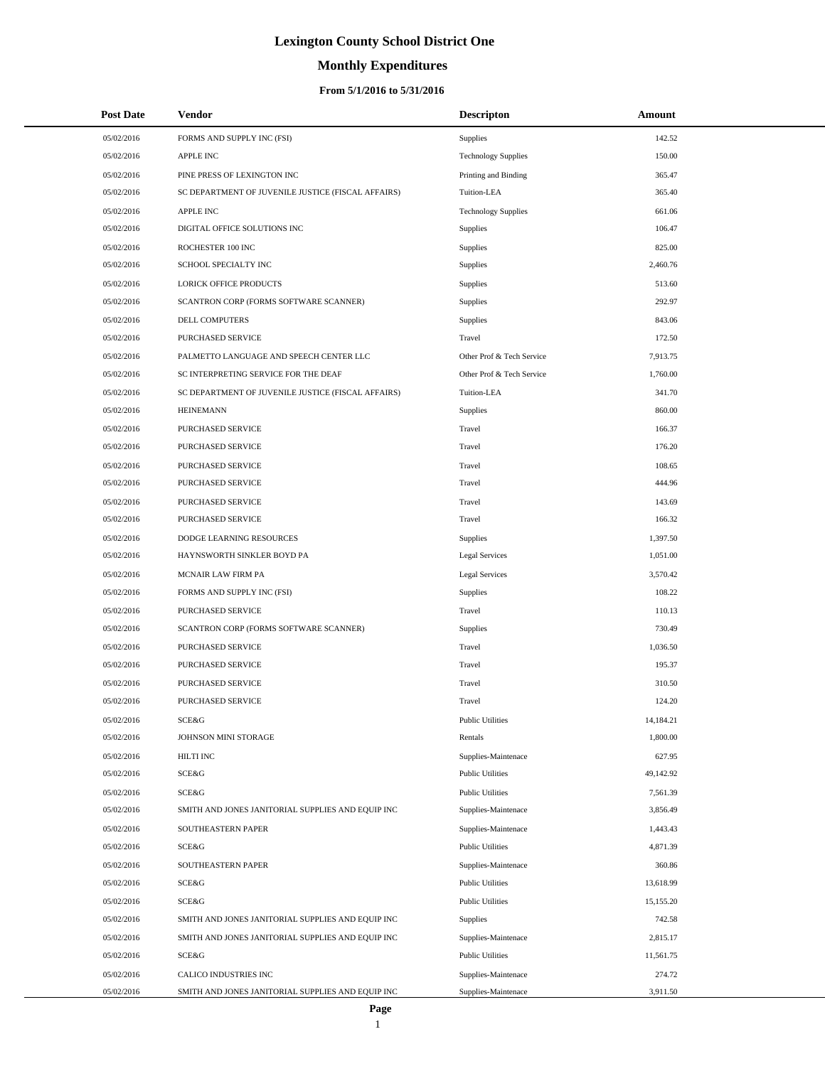# Lexington County School District One

## Monthly Expenditures

### From 5/1/2016 to 5/31/2016

| Post Date | Vendor | Descripton | Amount |
|---|---|---|---|
| 05/02/2016 | FORMS AND SUPPLY INC (FSI) | Supplies | 142.52 |
| 05/02/2016 | APPLE INC | Technology Supplies | 150.00 |
| 05/02/2016 | PINE PRESS OF LEXINGTON INC | Printing and Binding | 365.47 |
| 05/02/2016 | SC DEPARTMENT OF JUVENILE JUSTICE (FISCAL AFFAIRS) | Tuition-LEA | 365.40 |
| 05/02/2016 | APPLE INC | Technology Supplies | 661.06 |
| 05/02/2016 | DIGITAL OFFICE SOLUTIONS INC | Supplies | 106.47 |
| 05/02/2016 | ROCHESTER 100 INC | Supplies | 825.00 |
| 05/02/2016 | SCHOOL SPECIALTY INC | Supplies | 2,460.76 |
| 05/02/2016 | LORICK OFFICE PRODUCTS | Supplies | 513.60 |
| 05/02/2016 | SCANTRON CORP (FORMS SOFTWARE SCANNER) | Supplies | 292.97 |
| 05/02/2016 | DELL COMPUTERS | Supplies | 843.06 |
| 05/02/2016 | PURCHASED SERVICE | Travel | 172.50 |
| 05/02/2016 | PALMETTO LANGUAGE AND SPEECH CENTER LLC | Other Prof & Tech Service | 7,913.75 |
| 05/02/2016 | SC INTERPRETING SERVICE FOR THE DEAF | Other Prof & Tech Service | 1,760.00 |
| 05/02/2016 | SC DEPARTMENT OF JUVENILE JUSTICE (FISCAL AFFAIRS) | Tuition-LEA | 341.70 |
| 05/02/2016 | HEINEMANN | Supplies | 860.00 |
| 05/02/2016 | PURCHASED SERVICE | Travel | 166.37 |
| 05/02/2016 | PURCHASED SERVICE | Travel | 176.20 |
| 05/02/2016 | PURCHASED SERVICE | Travel | 108.65 |
| 05/02/2016 | PURCHASED SERVICE | Travel | 444.96 |
| 05/02/2016 | PURCHASED SERVICE | Travel | 143.69 |
| 05/02/2016 | PURCHASED SERVICE | Travel | 166.32 |
| 05/02/2016 | DODGE LEARNING RESOURCES | Supplies | 1,397.50 |
| 05/02/2016 | HAYNSWORTH SINKLER BOYD PA | Legal Services | 1,051.00 |
| 05/02/2016 | MCNAIR LAW FIRM PA | Legal Services | 3,570.42 |
| 05/02/2016 | FORMS AND SUPPLY INC (FSI) | Supplies | 108.22 |
| 05/02/2016 | PURCHASED SERVICE | Travel | 110.13 |
| 05/02/2016 | SCANTRON CORP (FORMS SOFTWARE SCANNER) | Supplies | 730.49 |
| 05/02/2016 | PURCHASED SERVICE | Travel | 1,036.50 |
| 05/02/2016 | PURCHASED SERVICE | Travel | 195.37 |
| 05/02/2016 | PURCHASED SERVICE | Travel | 310.50 |
| 05/02/2016 | PURCHASED SERVICE | Travel | 124.20 |
| 05/02/2016 | SCE&G | Public Utilities | 14,184.21 |
| 05/02/2016 | JOHNSON MINI STORAGE | Rentals | 1,800.00 |
| 05/02/2016 | HILTI INC | Supplies-Maintenace | 627.95 |
| 05/02/2016 | SCE&G | Public Utilities | 49,142.92 |
| 05/02/2016 | SCE&G | Public Utilities | 7,561.39 |
| 05/02/2016 | SMITH AND JONES JANITORIAL SUPPLIES AND EQUIP INC | Supplies-Maintenace | 3,856.49 |
| 05/02/2016 | SOUTHEASTERN PAPER | Supplies-Maintenace | 1,443.43 |
| 05/02/2016 | SCE&G | Public Utilities | 4,871.39 |
| 05/02/2016 | SOUTHEASTERN PAPER | Supplies-Maintenace | 360.86 |
| 05/02/2016 | SCE&G | Public Utilities | 13,618.99 |
| 05/02/2016 | SCE&G | Public Utilities | 15,155.20 |
| 05/02/2016 | SMITH AND JONES JANITORIAL SUPPLIES AND EQUIP INC | Supplies | 742.58 |
| 05/02/2016 | SMITH AND JONES JANITORIAL SUPPLIES AND EQUIP INC | Supplies-Maintenace | 2,815.17 |
| 05/02/2016 | SCE&G | Public Utilities | 11,561.75 |
| 05/02/2016 | CALICO INDUSTRIES INC | Supplies-Maintenace | 274.72 |
| 05/02/2016 | SMITH AND JONES JANITORIAL SUPPLIES AND EQUIP INC | Supplies-Maintenace | 3,911.50 |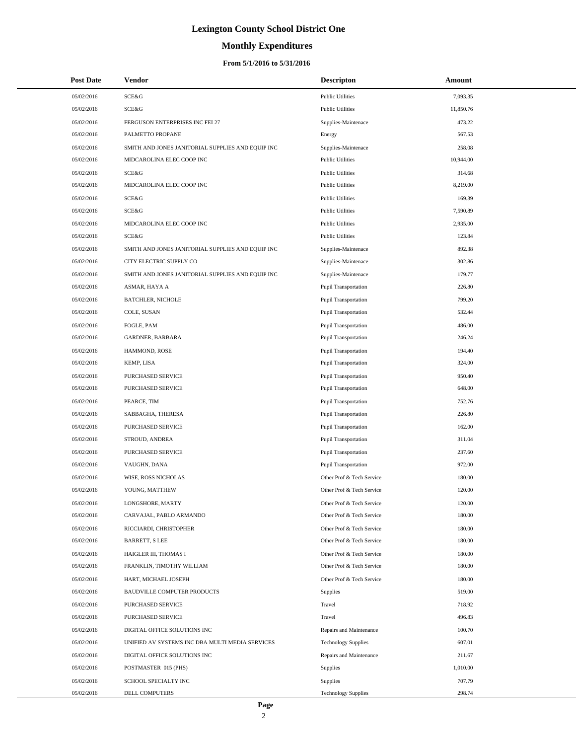# Lexington County School District One

## Monthly Expenditures

### From 5/1/2016 to 5/31/2016

| Post Date | Vendor | Descripton | Amount |
|---|---|---|---|
| 05/02/2016 | SCE&G | Public Utilities | 7,093.35 |
| 05/02/2016 | SCE&G | Public Utilities | 11,850.76 |
| 05/02/2016 | FERGUSON ENTERPRISES INC FEI 27 | Supplies-Maintenace | 473.22 |
| 05/02/2016 | PALMETTO PROPANE | Energy | 567.53 |
| 05/02/2016 | SMITH AND JONES JANITORIAL SUPPLIES AND EQUIP INC | Supplies-Maintenace | 258.08 |
| 05/02/2016 | MIDCAROLINA ELEC COOP INC | Public Utilities | 10,944.00 |
| 05/02/2016 | SCE&G | Public Utilities | 314.68 |
| 05/02/2016 | MIDCAROLINA ELEC COOP INC | Public Utilities | 8,219.00 |
| 05/02/2016 | SCE&G | Public Utilities | 169.39 |
| 05/02/2016 | SCE&G | Public Utilities | 7,590.89 |
| 05/02/2016 | MIDCAROLINA ELEC COOP INC | Public Utilities | 2,935.00 |
| 05/02/2016 | SCE&G | Public Utilities | 123.84 |
| 05/02/2016 | SMITH AND JONES JANITORIAL SUPPLIES AND EQUIP INC | Supplies-Maintenace | 892.38 |
| 05/02/2016 | CITY ELECTRIC SUPPLY CO | Supplies-Maintenace | 302.86 |
| 05/02/2016 | SMITH AND JONES JANITORIAL SUPPLIES AND EQUIP INC | Supplies-Maintenace | 179.77 |
| 05/02/2016 | ASMAR, HAYA A | Pupil Transportation | 226.80 |
| 05/02/2016 | BATCHLER, NICHOLE | Pupil Transportation | 799.20 |
| 05/02/2016 | COLE, SUSAN | Pupil Transportation | 532.44 |
| 05/02/2016 | FOGLE, PAM | Pupil Transportation | 486.00 |
| 05/02/2016 | GARDNER, BARBARA | Pupil Transportation | 246.24 |
| 05/02/2016 | HAMMOND, ROSE | Pupil Transportation | 194.40 |
| 05/02/2016 | KEMP, LISA | Pupil Transportation | 324.00 |
| 05/02/2016 | PURCHASED SERVICE | Pupil Transportation | 950.40 |
| 05/02/2016 | PURCHASED SERVICE | Pupil Transportation | 648.00 |
| 05/02/2016 | PEARCE, TIM | Pupil Transportation | 752.76 |
| 05/02/2016 | SABBAGHA, THERESA | Pupil Transportation | 226.80 |
| 05/02/2016 | PURCHASED SERVICE | Pupil Transportation | 162.00 |
| 05/02/2016 | STROUD, ANDREA | Pupil Transportation | 311.04 |
| 05/02/2016 | PURCHASED SERVICE | Pupil Transportation | 237.60 |
| 05/02/2016 | VAUGHN, DANA | Pupil Transportation | 972.00 |
| 05/02/2016 | WISE, ROSS NICHOLAS | Other Prof & Tech Service | 180.00 |
| 05/02/2016 | YOUNG, MATTHEW | Other Prof & Tech Service | 120.00 |
| 05/02/2016 | LONGSHORE, MARTY | Other Prof & Tech Service | 120.00 |
| 05/02/2016 | CARVAJAL, PABLO ARMANDO | Other Prof & Tech Service | 180.00 |
| 05/02/2016 | RICCIARDI, CHRISTOPHER | Other Prof & Tech Service | 180.00 |
| 05/02/2016 | BARRETT, S LEE | Other Prof & Tech Service | 180.00 |
| 05/02/2016 | HAIGLER III, THOMAS I | Other Prof & Tech Service | 180.00 |
| 05/02/2016 | FRANKLIN, TIMOTHY WILLIAM | Other Prof & Tech Service | 180.00 |
| 05/02/2016 | HART, MICHAEL JOSEPH | Other Prof & Tech Service | 180.00 |
| 05/02/2016 | BAUDVILLE COMPUTER PRODUCTS | Supplies | 519.00 |
| 05/02/2016 | PURCHASED SERVICE | Travel | 718.92 |
| 05/02/2016 | PURCHASED SERVICE | Travel | 496.83 |
| 05/02/2016 | DIGITAL OFFICE SOLUTIONS INC | Repairs and Maintenance | 100.70 |
| 05/02/2016 | UNIFIED AV SYSTEMS INC DBA MULTI MEDIA SERVICES | Technology Supplies | 607.01 |
| 05/02/2016 | DIGITAL OFFICE SOLUTIONS INC | Repairs and Maintenance | 211.67 |
| 05/02/2016 | POSTMASTER 015 (PHS) | Supplies | 1,010.00 |
| 05/02/2016 | SCHOOL SPECIALTY INC | Supplies | 707.79 |
| 05/02/2016 | DELL COMPUTERS | Technology Supplies | 298.74 |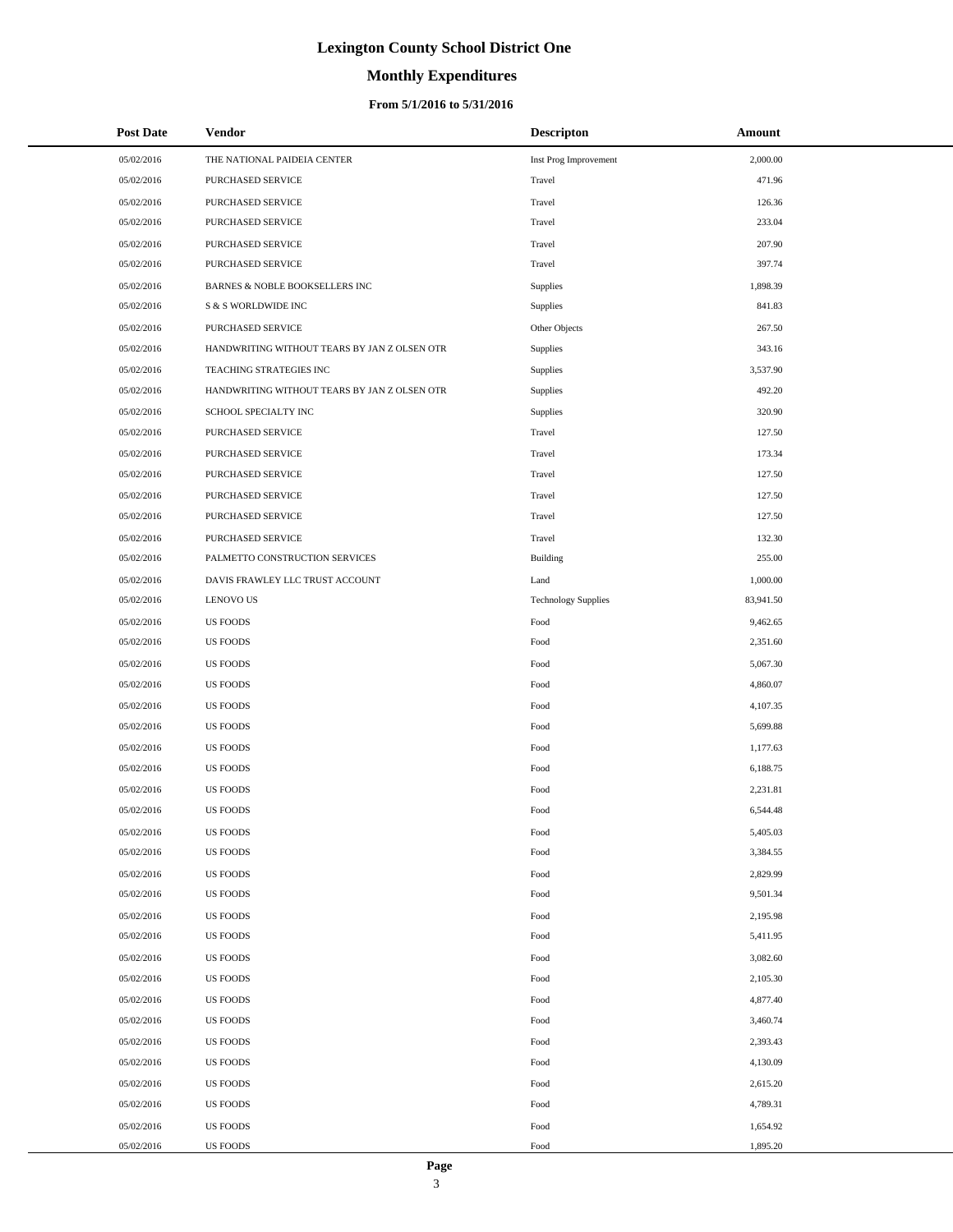# Lexington County School District One

## Monthly Expenditures

### From 5/1/2016 to 5/31/2016

| Post Date | Vendor | Descripton | Amount |
|---|---|---|---|
| 05/02/2016 | THE NATIONAL PAIDEIA CENTER | Inst Prog Improvement | 2,000.00 |
| 05/02/2016 | PURCHASED SERVICE | Travel | 471.96 |
| 05/02/2016 | PURCHASED SERVICE | Travel | 126.36 |
| 05/02/2016 | PURCHASED SERVICE | Travel | 233.04 |
| 05/02/2016 | PURCHASED SERVICE | Travel | 207.90 |
| 05/02/2016 | PURCHASED SERVICE | Travel | 397.74 |
| 05/02/2016 | BARNES & NOBLE BOOKSELLERS INC | Supplies | 1,898.39 |
| 05/02/2016 | S & S WORLDWIDE INC | Supplies | 841.83 |
| 05/02/2016 | PURCHASED SERVICE | Other Objects | 267.50 |
| 05/02/2016 | HANDWRITING WITHOUT TEARS BY JAN Z OLSEN OTR | Supplies | 343.16 |
| 05/02/2016 | TEACHING STRATEGIES INC | Supplies | 3,537.90 |
| 05/02/2016 | HANDWRITING WITHOUT TEARS BY JAN Z OLSEN OTR | Supplies | 492.20 |
| 05/02/2016 | SCHOOL SPECIALTY INC | Supplies | 320.90 |
| 05/02/2016 | PURCHASED SERVICE | Travel | 127.50 |
| 05/02/2016 | PURCHASED SERVICE | Travel | 173.34 |
| 05/02/2016 | PURCHASED SERVICE | Travel | 127.50 |
| 05/02/2016 | PURCHASED SERVICE | Travel | 127.50 |
| 05/02/2016 | PURCHASED SERVICE | Travel | 127.50 |
| 05/02/2016 | PURCHASED SERVICE | Travel | 132.30 |
| 05/02/2016 | PALMETTO CONSTRUCTION SERVICES | Building | 255.00 |
| 05/02/2016 | DAVIS FRAWLEY LLC TRUST ACCOUNT | Land | 1,000.00 |
| 05/02/2016 | LENOVO US | Technology Supplies | 83,941.50 |
| 05/02/2016 | US FOODS | Food | 9,462.65 |
| 05/02/2016 | US FOODS | Food | 2,351.60 |
| 05/02/2016 | US FOODS | Food | 5,067.30 |
| 05/02/2016 | US FOODS | Food | 4,860.07 |
| 05/02/2016 | US FOODS | Food | 4,107.35 |
| 05/02/2016 | US FOODS | Food | 5,699.88 |
| 05/02/2016 | US FOODS | Food | 1,177.63 |
| 05/02/2016 | US FOODS | Food | 6,188.75 |
| 05/02/2016 | US FOODS | Food | 2,231.81 |
| 05/02/2016 | US FOODS | Food | 6,544.48 |
| 05/02/2016 | US FOODS | Food | 5,405.03 |
| 05/02/2016 | US FOODS | Food | 3,384.55 |
| 05/02/2016 | US FOODS | Food | 2,829.99 |
| 05/02/2016 | US FOODS | Food | 9,501.34 |
| 05/02/2016 | US FOODS | Food | 2,195.98 |
| 05/02/2016 | US FOODS | Food | 5,411.95 |
| 05/02/2016 | US FOODS | Food | 3,082.60 |
| 05/02/2016 | US FOODS | Food | 2,105.30 |
| 05/02/2016 | US FOODS | Food | 4,877.40 |
| 05/02/2016 | US FOODS | Food | 3,460.74 |
| 05/02/2016 | US FOODS | Food | 2,393.43 |
| 05/02/2016 | US FOODS | Food | 4,130.09 |
| 05/02/2016 | US FOODS | Food | 2,615.20 |
| 05/02/2016 | US FOODS | Food | 4,789.31 |
| 05/02/2016 | US FOODS | Food | 1,654.92 |
| 05/02/2016 | US FOODS | Food | 1,895.20 |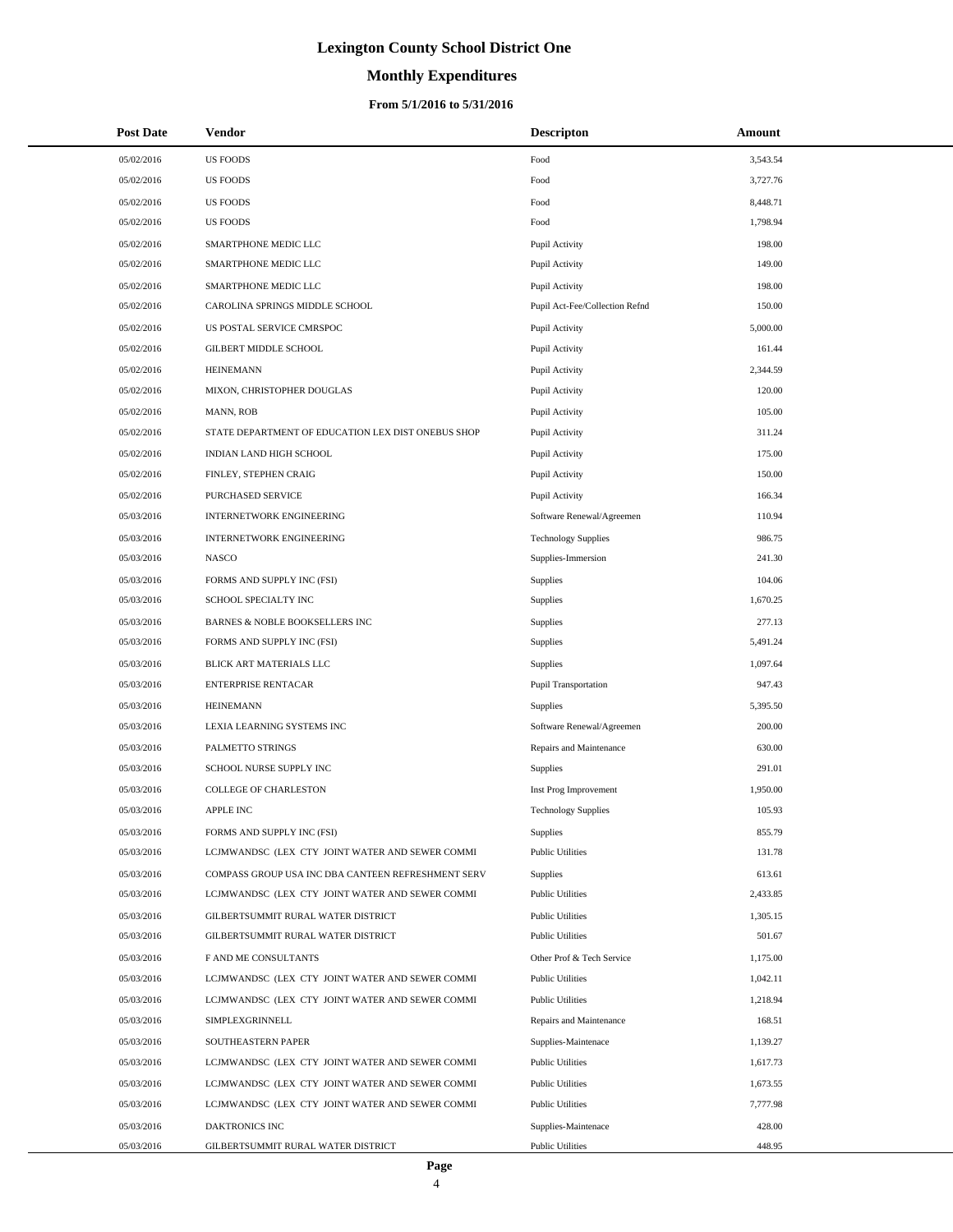# Lexington County School District One

## Monthly Expenditures

### From 5/1/2016 to 5/31/2016

| Post Date | Vendor | Descripton | Amount |
|---|---|---|---|
| 05/02/2016 | US FOODS | Food | 3,543.54 |
| 05/02/2016 | US FOODS | Food | 3,727.76 |
| 05/02/2016 | US FOODS | Food | 8,448.71 |
| 05/02/2016 | US FOODS | Food | 1,798.94 |
| 05/02/2016 | SMARTPHONE MEDIC LLC | Pupil Activity | 198.00 |
| 05/02/2016 | SMARTPHONE MEDIC LLC | Pupil Activity | 149.00 |
| 05/02/2016 | SMARTPHONE MEDIC LLC | Pupil Activity | 198.00 |
| 05/02/2016 | CAROLINA SPRINGS MIDDLE SCHOOL | Pupil Act-Fee/Collection Refnd | 150.00 |
| 05/02/2016 | US POSTAL SERVICE CMRSPOC | Pupil Activity | 5,000.00 |
| 05/02/2016 | GILBERT MIDDLE SCHOOL | Pupil Activity | 161.44 |
| 05/02/2016 | HEINEMANN | Pupil Activity | 2,344.59 |
| 05/02/2016 | MIXON, CHRISTOPHER DOUGLAS | Pupil Activity | 120.00 |
| 05/02/2016 | MANN, ROB | Pupil Activity | 105.00 |
| 05/02/2016 | STATE DEPARTMENT OF EDUCATION LEX DIST ONEBUS SHOP | Pupil Activity | 311.24 |
| 05/02/2016 | INDIAN LAND HIGH SCHOOL | Pupil Activity | 175.00 |
| 05/02/2016 | FINLEY, STEPHEN CRAIG | Pupil Activity | 150.00 |
| 05/02/2016 | PURCHASED SERVICE | Pupil Activity | 166.34 |
| 05/03/2016 | INTERNETWORK ENGINEERING | Software Renewal/Agreemen | 110.94 |
| 05/03/2016 | INTERNETWORK ENGINEERING | Technology Supplies | 986.75 |
| 05/03/2016 | NASCO | Supplies-Immersion | 241.30 |
| 05/03/2016 | FORMS AND SUPPLY INC (FSI) | Supplies | 104.06 |
| 05/03/2016 | SCHOOL SPECIALTY INC | Supplies | 1,670.25 |
| 05/03/2016 | BARNES & NOBLE BOOKSELLERS INC | Supplies | 277.13 |
| 05/03/2016 | FORMS AND SUPPLY INC (FSI) | Supplies | 5,491.24 |
| 05/03/2016 | BLICK ART MATERIALS LLC | Supplies | 1,097.64 |
| 05/03/2016 | ENTERPRISE RENTACAR | Pupil Transportation | 947.43 |
| 05/03/2016 | HEINEMANN | Supplies | 5,395.50 |
| 05/03/2016 | LEXIA LEARNING SYSTEMS INC | Software Renewal/Agreemen | 200.00 |
| 05/03/2016 | PALMETTO STRINGS | Repairs and Maintenance | 630.00 |
| 05/03/2016 | SCHOOL NURSE SUPPLY INC | Supplies | 291.01 |
| 05/03/2016 | COLLEGE OF CHARLESTON | Inst Prog Improvement | 1,950.00 |
| 05/03/2016 | APPLE INC | Technology Supplies | 105.93 |
| 05/03/2016 | FORMS AND SUPPLY INC (FSI) | Supplies | 855.79 |
| 05/03/2016 | LCJMWANDSC (LEX CTY JOINT WATER AND SEWER COMMI | Public Utilities | 131.78 |
| 05/03/2016 | COMPASS GROUP USA INC DBA CANTEEN REFRESHMENT SERV | Supplies | 613.61 |
| 05/03/2016 | LCJMWANDSC (LEX CTY JOINT WATER AND SEWER COMMI | Public Utilities | 2,433.85 |
| 05/03/2016 | GILBERTSUMMIT RURAL WATER DISTRICT | Public Utilities | 1,305.15 |
| 05/03/2016 | GILBERTSUMMIT RURAL WATER DISTRICT | Public Utilities | 501.67 |
| 05/03/2016 | F AND ME CONSULTANTS | Other Prof & Tech Service | 1,175.00 |
| 05/03/2016 | LCJMWANDSC (LEX CTY JOINT WATER AND SEWER COMMI | Public Utilities | 1,042.11 |
| 05/03/2016 | LCJMWANDSC (LEX CTY JOINT WATER AND SEWER COMMI | Public Utilities | 1,218.94 |
| 05/03/2016 | SIMPLEXGRINNELL | Repairs and Maintenance | 168.51 |
| 05/03/2016 | SOUTHEASTERN PAPER | Supplies-Maintenace | 1,139.27 |
| 05/03/2016 | LCJMWANDSC (LEX CTY JOINT WATER AND SEWER COMMI | Public Utilities | 1,617.73 |
| 05/03/2016 | LCJMWANDSC (LEX CTY JOINT WATER AND SEWER COMMI | Public Utilities | 1,673.55 |
| 05/03/2016 | LCJMWANDSC (LEX CTY JOINT WATER AND SEWER COMMI | Public Utilities | 7,777.98 |
| 05/03/2016 | DAKTRONICS INC | Supplies-Maintenace | 428.00 |
| 05/03/2016 | GILBERTSUMMIT RURAL WATER DISTRICT | Public Utilities | 448.95 |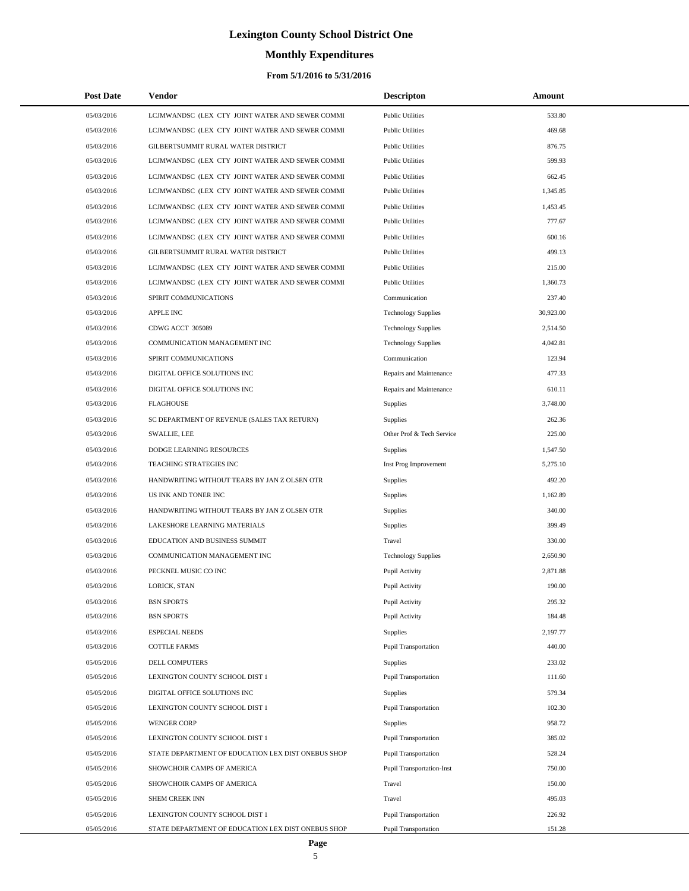# Lexington County School District One

## Monthly Expenditures

### From 5/1/2016 to 5/31/2016

| Post Date | Vendor | Descripton | Amount |
|---|---|---|---|
| 05/03/2016 | LCJMWANDSC (LEX CTY JOINT WATER AND SEWER COMMI | Public Utilities | 533.80 |
| 05/03/2016 | LCJMWANDSC (LEX CTY JOINT WATER AND SEWER COMMI | Public Utilities | 469.68 |
| 05/03/2016 | GILBERTSUMMIT RURAL WATER DISTRICT | Public Utilities | 876.75 |
| 05/03/2016 | LCJMWANDSC (LEX CTY JOINT WATER AND SEWER COMMI | Public Utilities | 599.93 |
| 05/03/2016 | LCJMWANDSC (LEX CTY JOINT WATER AND SEWER COMMI | Public Utilities | 662.45 |
| 05/03/2016 | LCJMWANDSC (LEX CTY JOINT WATER AND SEWER COMMI | Public Utilities | 1,345.85 |
| 05/03/2016 | LCJMWANDSC (LEX CTY JOINT WATER AND SEWER COMMI | Public Utilities | 1,453.45 |
| 05/03/2016 | LCJMWANDSC (LEX CTY JOINT WATER AND SEWER COMMI | Public Utilities | 777.67 |
| 05/03/2016 | LCJMWANDSC (LEX CTY JOINT WATER AND SEWER COMMI | Public Utilities | 600.16 |
| 05/03/2016 | GILBERTSUMMIT RURAL WATER DISTRICT | Public Utilities | 499.13 |
| 05/03/2016 | LCJMWANDSC (LEX CTY JOINT WATER AND SEWER COMMI | Public Utilities | 215.00 |
| 05/03/2016 | LCJMWANDSC (LEX CTY JOINT WATER AND SEWER COMMI | Public Utilities | 1,360.73 |
| 05/03/2016 | SPIRIT COMMUNICATIONS | Communication | 237.40 |
| 05/03/2016 | APPLE INC | Technology Supplies | 30,923.00 |
| 05/03/2016 | CDWG ACCT 305089 | Technology Supplies | 2,514.50 |
| 05/03/2016 | COMMUNICATION MANAGEMENT INC | Technology Supplies | 4,042.81 |
| 05/03/2016 | SPIRIT COMMUNICATIONS | Communication | 123.94 |
| 05/03/2016 | DIGITAL OFFICE SOLUTIONS INC | Repairs and Maintenance | 477.33 |
| 05/03/2016 | DIGITAL OFFICE SOLUTIONS INC | Repairs and Maintenance | 610.11 |
| 05/03/2016 | FLAGHOUSE | Supplies | 3,748.00 |
| 05/03/2016 | SC DEPARTMENT OF REVENUE (SALES TAX RETURN) | Supplies | 262.36 |
| 05/03/2016 | SWALLIE, LEE | Other Prof & Tech Service | 225.00 |
| 05/03/2016 | DODGE LEARNING RESOURCES | Supplies | 1,547.50 |
| 05/03/2016 | TEACHING STRATEGIES INC | Inst Prog Improvement | 5,275.10 |
| 05/03/2016 | HANDWRITING WITHOUT TEARS BY JAN Z OLSEN OTR | Supplies | 492.20 |
| 05/03/2016 | US INK AND TONER INC | Supplies | 1,162.89 |
| 05/03/2016 | HANDWRITING WITHOUT TEARS BY JAN Z OLSEN OTR | Supplies | 340.00 |
| 05/03/2016 | LAKESHORE LEARNING MATERIALS | Supplies | 399.49 |
| 05/03/2016 | EDUCATION AND BUSINESS SUMMIT | Travel | 330.00 |
| 05/03/2016 | COMMUNICATION MANAGEMENT INC | Technology Supplies | 2,650.90 |
| 05/03/2016 | PECKNEL MUSIC CO INC | Pupil Activity | 2,871.88 |
| 05/03/2016 | LORICK, STAN | Pupil Activity | 190.00 |
| 05/03/2016 | BSN SPORTS | Pupil Activity | 295.32 |
| 05/03/2016 | BSN SPORTS | Pupil Activity | 184.48 |
| 05/03/2016 | ESPECIAL NEEDS | Supplies | 2,197.77 |
| 05/03/2016 | COTTLE FARMS | Pupil Transportation | 440.00 |
| 05/05/2016 | DELL COMPUTERS | Supplies | 233.02 |
| 05/05/2016 | LEXINGTON COUNTY SCHOOL DIST 1 | Pupil Transportation | 111.60 |
| 05/05/2016 | DIGITAL OFFICE SOLUTIONS INC | Supplies | 579.34 |
| 05/05/2016 | LEXINGTON COUNTY SCHOOL DIST 1 | Pupil Transportation | 102.30 |
| 05/05/2016 | WENGER CORP | Supplies | 958.72 |
| 05/05/2016 | LEXINGTON COUNTY SCHOOL DIST 1 | Pupil Transportation | 385.02 |
| 05/05/2016 | STATE DEPARTMENT OF EDUCATION LEX DIST ONEBUS SHOP | Pupil Transportation | 528.24 |
| 05/05/2016 | SHOWCHOIR CAMPS OF AMERICA | Pupil Transportation-Inst | 750.00 |
| 05/05/2016 | SHOWCHOIR CAMPS OF AMERICA | Travel | 150.00 |
| 05/05/2016 | SHEM CREEK INN | Travel | 495.03 |
| 05/05/2016 | LEXINGTON COUNTY SCHOOL DIST 1 | Pupil Transportation | 226.92 |
| 05/05/2016 | STATE DEPARTMENT OF EDUCATION LEX DIST ONEBUS SHOP | Pupil Transportation | 151.28 |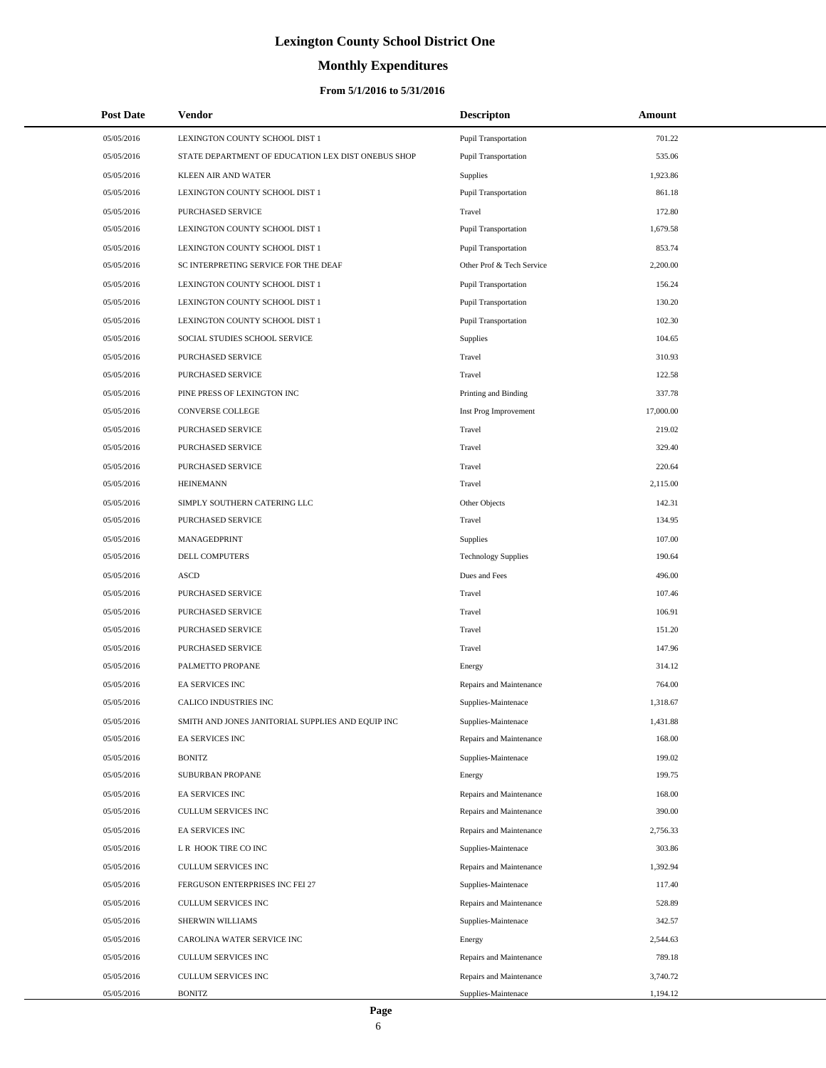# Lexington County School District One

## Monthly Expenditures

### From 5/1/2016 to 5/31/2016

| Post Date | Vendor | Descripton | Amount |
|---|---|---|---|
| 05/05/2016 | LEXINGTON COUNTY SCHOOL DIST 1 | Pupil Transportation | 701.22 |
| 05/05/2016 | STATE DEPARTMENT OF EDUCATION LEX DIST ONEBUS SHOP | Pupil Transportation | 535.06 |
| 05/05/2016 | KLEEN AIR AND WATER | Supplies | 1,923.86 |
| 05/05/2016 | LEXINGTON COUNTY SCHOOL DIST 1 | Pupil Transportation | 861.18 |
| 05/05/2016 | PURCHASED SERVICE | Travel | 172.80 |
| 05/05/2016 | LEXINGTON COUNTY SCHOOL DIST 1 | Pupil Transportation | 1,679.58 |
| 05/05/2016 | LEXINGTON COUNTY SCHOOL DIST 1 | Pupil Transportation | 853.74 |
| 05/05/2016 | SC INTERPRETING SERVICE FOR THE DEAF | Other Prof & Tech Service | 2,200.00 |
| 05/05/2016 | LEXINGTON COUNTY SCHOOL DIST 1 | Pupil Transportation | 156.24 |
| 05/05/2016 | LEXINGTON COUNTY SCHOOL DIST 1 | Pupil Transportation | 130.20 |
| 05/05/2016 | LEXINGTON COUNTY SCHOOL DIST 1 | Pupil Transportation | 102.30 |
| 05/05/2016 | SOCIAL STUDIES SCHOOL SERVICE | Supplies | 104.65 |
| 05/05/2016 | PURCHASED SERVICE | Travel | 310.93 |
| 05/05/2016 | PURCHASED SERVICE | Travel | 122.58 |
| 05/05/2016 | PINE PRESS OF LEXINGTON INC | Printing and Binding | 337.78 |
| 05/05/2016 | CONVERSE COLLEGE | Inst Prog Improvement | 17,000.00 |
| 05/05/2016 | PURCHASED SERVICE | Travel | 219.02 |
| 05/05/2016 | PURCHASED SERVICE | Travel | 329.40 |
| 05/05/2016 | PURCHASED SERVICE | Travel | 220.64 |
| 05/05/2016 | HEINEMANN | Travel | 2,115.00 |
| 05/05/2016 | SIMPLY SOUTHERN CATERING LLC | Other Objects | 142.31 |
| 05/05/2016 | PURCHASED SERVICE | Travel | 134.95 |
| 05/05/2016 | MANAGEDPRINT | Supplies | 107.00 |
| 05/05/2016 | DELL COMPUTERS | Technology Supplies | 190.64 |
| 05/05/2016 | ASCD | Dues and Fees | 496.00 |
| 05/05/2016 | PURCHASED SERVICE | Travel | 107.46 |
| 05/05/2016 | PURCHASED SERVICE | Travel | 106.91 |
| 05/05/2016 | PURCHASED SERVICE | Travel | 151.20 |
| 05/05/2016 | PURCHASED SERVICE | Travel | 147.96 |
| 05/05/2016 | PALMETTO PROPANE | Energy | 314.12 |
| 05/05/2016 | EA SERVICES INC | Repairs and Maintenance | 764.00 |
| 05/05/2016 | CALICO INDUSTRIES INC | Supplies-Maintenace | 1,318.67 |
| 05/05/2016 | SMITH AND JONES JANITORIAL SUPPLIES AND EQUIP INC | Supplies-Maintenace | 1,431.88 |
| 05/05/2016 | EA SERVICES INC | Repairs and Maintenance | 168.00 |
| 05/05/2016 | BONITZ | Supplies-Maintenace | 199.02 |
| 05/05/2016 | SUBURBAN PROPANE | Energy | 199.75 |
| 05/05/2016 | EA SERVICES INC | Repairs and Maintenance | 168.00 |
| 05/05/2016 | CULLUM SERVICES INC | Repairs and Maintenance | 390.00 |
| 05/05/2016 | EA SERVICES INC | Repairs and Maintenance | 2,756.33 |
| 05/05/2016 | L R HOOK TIRE CO INC | Supplies-Maintenace | 303.86 |
| 05/05/2016 | CULLUM SERVICES INC | Repairs and Maintenance | 1,392.94 |
| 05/05/2016 | FERGUSON ENTERPRISES INC FEI 27 | Supplies-Maintenace | 117.40 |
| 05/05/2016 | CULLUM SERVICES INC | Repairs and Maintenance | 528.89 |
| 05/05/2016 | SHERWIN WILLIAMS | Supplies-Maintenace | 342.57 |
| 05/05/2016 | CAROLINA WATER SERVICE INC | Energy | 2,544.63 |
| 05/05/2016 | CULLUM SERVICES INC | Repairs and Maintenance | 789.18 |
| 05/05/2016 | CULLUM SERVICES INC | Repairs and Maintenance | 3,740.72 |
| 05/05/2016 | BONITZ | Supplies-Maintenace | 1,194.12 |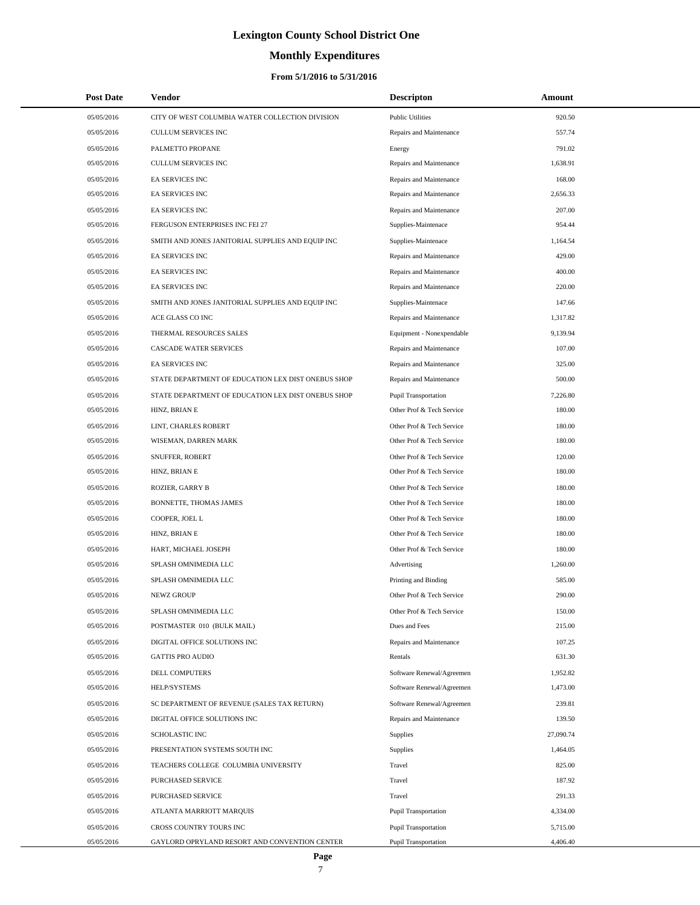# Lexington County School District One

## Monthly Expenditures

### From 5/1/2016 to 5/31/2016

| Post Date | Vendor | Descripton | Amount |
|---|---|---|---|
| 05/05/2016 | CITY OF WEST COLUMBIA WATER COLLECTION DIVISION | Public Utilities | 920.50 |
| 05/05/2016 | CULLUM SERVICES INC | Repairs and Maintenance | 557.74 |
| 05/05/2016 | PALMETTO PROPANE | Energy | 791.02 |
| 05/05/2016 | CULLUM SERVICES INC | Repairs and Maintenance | 1,638.91 |
| 05/05/2016 | EA SERVICES INC | Repairs and Maintenance | 168.00 |
| 05/05/2016 | EA SERVICES INC | Repairs and Maintenance | 2,656.33 |
| 05/05/2016 | EA SERVICES INC | Repairs and Maintenance | 207.00 |
| 05/05/2016 | FERGUSON ENTERPRISES INC FEI 27 | Supplies-Maintenace | 954.44 |
| 05/05/2016 | SMITH AND JONES JANITORIAL SUPPLIES AND EQUIP INC | Supplies-Maintenace | 1,164.54 |
| 05/05/2016 | EA SERVICES INC | Repairs and Maintenance | 429.00 |
| 05/05/2016 | EA SERVICES INC | Repairs and Maintenance | 400.00 |
| 05/05/2016 | EA SERVICES INC | Repairs and Maintenance | 220.00 |
| 05/05/2016 | SMITH AND JONES JANITORIAL SUPPLIES AND EQUIP INC | Supplies-Maintenace | 147.66 |
| 05/05/2016 | ACE GLASS CO INC | Repairs and Maintenance | 1,317.82 |
| 05/05/2016 | THERMAL RESOURCES SALES | Equipment - Nonexpendable | 9,139.94 |
| 05/05/2016 | CASCADE WATER SERVICES | Repairs and Maintenance | 107.00 |
| 05/05/2016 | EA SERVICES INC | Repairs and Maintenance | 325.00 |
| 05/05/2016 | STATE DEPARTMENT OF EDUCATION LEX DIST ONEBUS SHOP | Repairs and Maintenance | 500.00 |
| 05/05/2016 | STATE DEPARTMENT OF EDUCATION LEX DIST ONEBUS SHOP | Pupil Transportation | 7,226.80 |
| 05/05/2016 | HINZ, BRIAN E | Other Prof & Tech Service | 180.00 |
| 05/05/2016 | LINT, CHARLES ROBERT | Other Prof & Tech Service | 180.00 |
| 05/05/2016 | WISEMAN, DARREN MARK | Other Prof & Tech Service | 180.00 |
| 05/05/2016 | SNUFFER, ROBERT | Other Prof & Tech Service | 120.00 |
| 05/05/2016 | HINZ, BRIAN E | Other Prof & Tech Service | 180.00 |
| 05/05/2016 | ROZIER, GARRY B | Other Prof & Tech Service | 180.00 |
| 05/05/2016 | BONNETTE, THOMAS JAMES | Other Prof & Tech Service | 180.00 |
| 05/05/2016 | COOPER, JOEL L | Other Prof & Tech Service | 180.00 |
| 05/05/2016 | HINZ, BRIAN E | Other Prof & Tech Service | 180.00 |
| 05/05/2016 | HART, MICHAEL JOSEPH | Other Prof & Tech Service | 180.00 |
| 05/05/2016 | SPLASH OMNIMEDIA LLC | Advertising | 1,260.00 |
| 05/05/2016 | SPLASH OMNIMEDIA LLC | Printing and Binding | 585.00 |
| 05/05/2016 | NEWZ GROUP | Other Prof & Tech Service | 290.00 |
| 05/05/2016 | SPLASH OMNIMEDIA LLC | Other Prof & Tech Service | 150.00 |
| 05/05/2016 | POSTMASTER 010 (BULK MAIL) | Dues and Fees | 215.00 |
| 05/05/2016 | DIGITAL OFFICE SOLUTIONS INC | Repairs and Maintenance | 107.25 |
| 05/05/2016 | GATTIS PRO AUDIO | Rentals | 631.30 |
| 05/05/2016 | DELL COMPUTERS | Software Renewal/Agreemen | 1,952.82 |
| 05/05/2016 | HELP/SYSTEMS | Software Renewal/Agreemen | 1,473.00 |
| 05/05/2016 | SC DEPARTMENT OF REVENUE (SALES TAX RETURN) | Software Renewal/Agreemen | 239.81 |
| 05/05/2016 | DIGITAL OFFICE SOLUTIONS INC | Repairs and Maintenance | 139.50 |
| 05/05/2016 | SCHOLASTIC INC | Supplies | 27,090.74 |
| 05/05/2016 | PRESENTATION SYSTEMS SOUTH INC | Supplies | 1,464.05 |
| 05/05/2016 | TEACHERS COLLEGE COLUMBIA UNIVERSITY | Travel | 825.00 |
| 05/05/2016 | PURCHASED SERVICE | Travel | 187.92 |
| 05/05/2016 | PURCHASED SERVICE | Travel | 291.33 |
| 05/05/2016 | ATLANTA MARRIOTT MARQUIS | Pupil Transportation | 4,334.00 |
| 05/05/2016 | CROSS COUNTRY TOURS INC | Pupil Transportation | 5,715.00 |
| 05/05/2016 | GAYLORD OPRYLAND RESORT AND CONVENTION CENTER | Pupil Transportation | 4,406.40 |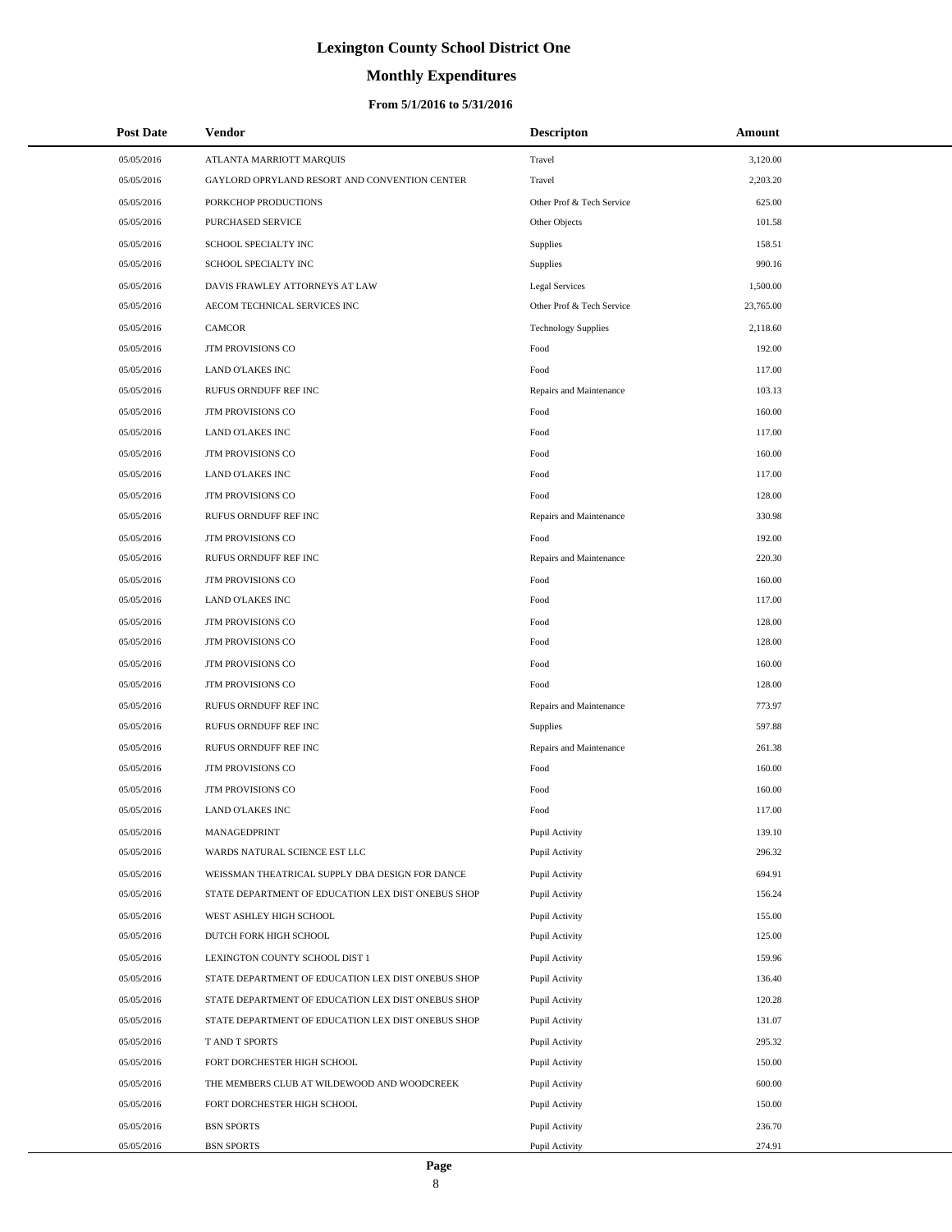# Lexington County School District One

## Monthly Expenditures

### From 5/1/2016 to 5/31/2016

| Post Date | Vendor | Descripton | Amount |
|---|---|---|---|
| 05/05/2016 | ATLANTA MARRIOTT MARQUIS | Travel | 3,120.00 |
| 05/05/2016 | GAYLORD OPRYLAND RESORT AND CONVENTION CENTER | Travel | 2,203.20 |
| 05/05/2016 | PORKCHOP PRODUCTIONS | Other Prof & Tech Service | 625.00 |
| 05/05/2016 | PURCHASED SERVICE | Other Objects | 101.58 |
| 05/05/2016 | SCHOOL SPECIALTY INC | Supplies | 158.51 |
| 05/05/2016 | SCHOOL SPECIALTY INC | Supplies | 990.16 |
| 05/05/2016 | DAVIS FRAWLEY ATTORNEYS AT LAW | Legal Services | 1,500.00 |
| 05/05/2016 | AECOM TECHNICAL SERVICES INC | Other Prof & Tech Service | 23,765.00 |
| 05/05/2016 | CAMCOR | Technology Supplies | 2,118.60 |
| 05/05/2016 | JTM PROVISIONS CO | Food | 192.00 |
| 05/05/2016 | LAND O'LAKES INC | Food | 117.00 |
| 05/05/2016 | RUFUS ORNDUFF REF INC | Repairs and Maintenance | 103.13 |
| 05/05/2016 | JTM PROVISIONS CO | Food | 160.00 |
| 05/05/2016 | LAND O'LAKES INC | Food | 117.00 |
| 05/05/2016 | JTM PROVISIONS CO | Food | 160.00 |
| 05/05/2016 | LAND O'LAKES INC | Food | 117.00 |
| 05/05/2016 | JTM PROVISIONS CO | Food | 128.00 |
| 05/05/2016 | RUFUS ORNDUFF REF INC | Repairs and Maintenance | 330.98 |
| 05/05/2016 | JTM PROVISIONS CO | Food | 192.00 |
| 05/05/2016 | RUFUS ORNDUFF REF INC | Repairs and Maintenance | 220.30 |
| 05/05/2016 | JTM PROVISIONS CO | Food | 160.00 |
| 05/05/2016 | LAND O'LAKES INC | Food | 117.00 |
| 05/05/2016 | JTM PROVISIONS CO | Food | 128.00 |
| 05/05/2016 | JTM PROVISIONS CO | Food | 128.00 |
| 05/05/2016 | JTM PROVISIONS CO | Food | 160.00 |
| 05/05/2016 | JTM PROVISIONS CO | Food | 128.00 |
| 05/05/2016 | RUFUS ORNDUFF REF INC | Repairs and Maintenance | 773.97 |
| 05/05/2016 | RUFUS ORNDUFF REF INC | Supplies | 597.88 |
| 05/05/2016 | RUFUS ORNDUFF REF INC | Repairs and Maintenance | 261.38 |
| 05/05/2016 | JTM PROVISIONS CO | Food | 160.00 |
| 05/05/2016 | JTM PROVISIONS CO | Food | 160.00 |
| 05/05/2016 | LAND O'LAKES INC | Food | 117.00 |
| 05/05/2016 | MANAGEDPRINT | Pupil Activity | 139.10 |
| 05/05/2016 | WARDS NATURAL SCIENCE EST LLC | Pupil Activity | 296.32 |
| 05/05/2016 | WEISSMAN THEATRICAL SUPPLY DBA DESIGN FOR DANCE | Pupil Activity | 694.91 |
| 05/05/2016 | STATE DEPARTMENT OF EDUCATION LEX DIST ONEBUS SHOP | Pupil Activity | 156.24 |
| 05/05/2016 | WEST ASHLEY HIGH SCHOOL | Pupil Activity | 155.00 |
| 05/05/2016 | DUTCH FORK HIGH SCHOOL | Pupil Activity | 125.00 |
| 05/05/2016 | LEXINGTON COUNTY SCHOOL DIST 1 | Pupil Activity | 159.96 |
| 05/05/2016 | STATE DEPARTMENT OF EDUCATION LEX DIST ONEBUS SHOP | Pupil Activity | 136.40 |
| 05/05/2016 | STATE DEPARTMENT OF EDUCATION LEX DIST ONEBUS SHOP | Pupil Activity | 120.28 |
| 05/05/2016 | STATE DEPARTMENT OF EDUCATION LEX DIST ONEBUS SHOP | Pupil Activity | 131.07 |
| 05/05/2016 | T AND T SPORTS | Pupil Activity | 295.32 |
| 05/05/2016 | FORT DORCHESTER HIGH SCHOOL | Pupil Activity | 150.00 |
| 05/05/2016 | THE MEMBERS CLUB AT WILDEWOOD AND WOODCREEK | Pupil Activity | 600.00 |
| 05/05/2016 | FORT DORCHESTER HIGH SCHOOL | Pupil Activity | 150.00 |
| 05/05/2016 | BSN SPORTS | Pupil Activity | 236.70 |
| 05/05/2016 | BSN SPORTS | Pupil Activity | 274.91 |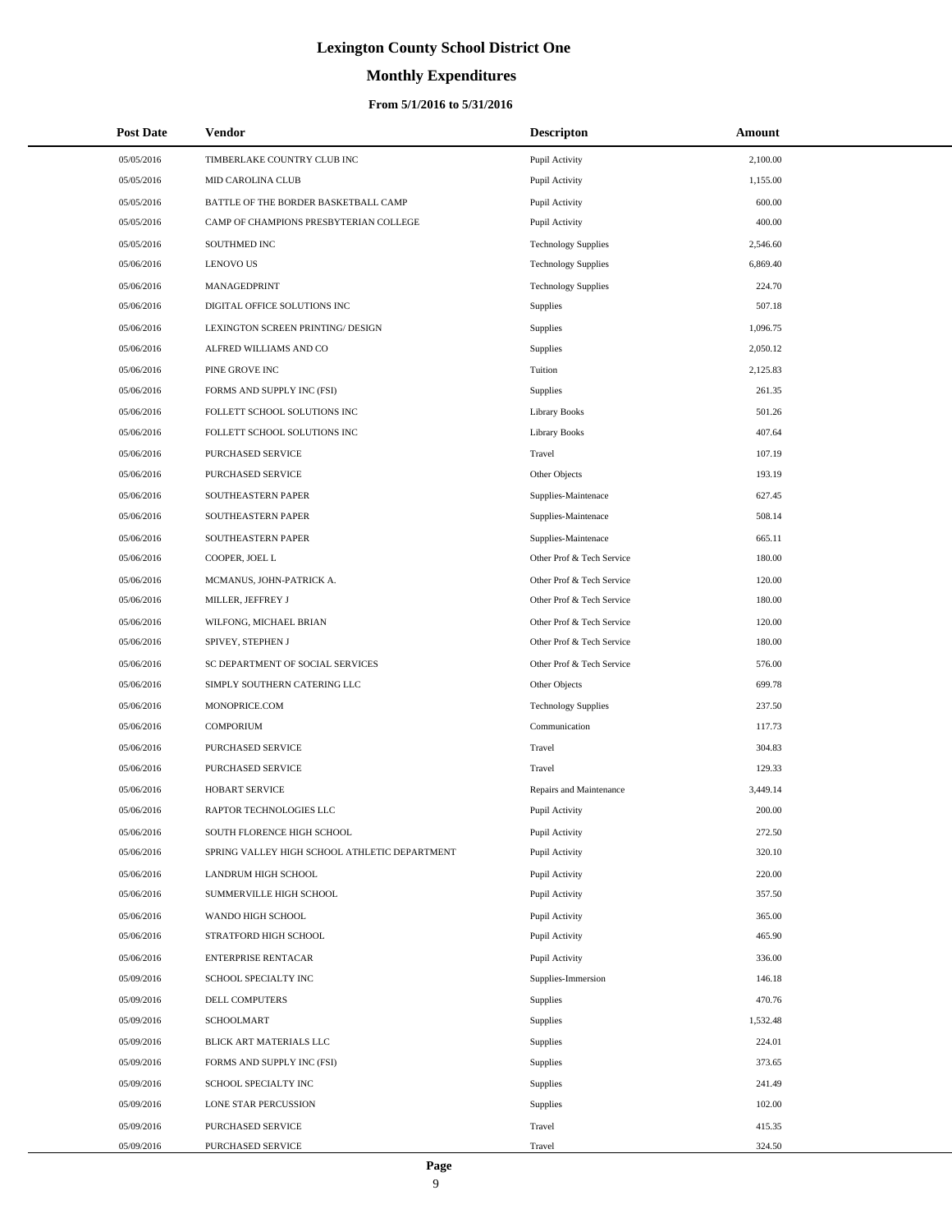# Lexington County School District One

## Monthly Expenditures

### From 5/1/2016 to 5/31/2016

| Post Date | Vendor | Descripton | Amount |
|---|---|---|---|
| 05/05/2016 | TIMBERLAKE COUNTRY CLUB INC | Pupil Activity | 2,100.00 |
| 05/05/2016 | MID CAROLINA CLUB | Pupil Activity | 1,155.00 |
| 05/05/2016 | BATTLE OF THE BORDER BASKETBALL CAMP | Pupil Activity | 600.00 |
| 05/05/2016 | CAMP OF CHAMPIONS PRESBYTERIAN COLLEGE | Pupil Activity | 400.00 |
| 05/05/2016 | SOUTHMED INC | Technology Supplies | 2,546.60 |
| 05/06/2016 | LENOVO US | Technology Supplies | 6,869.40 |
| 05/06/2016 | MANAGEDPRINT | Technology Supplies | 224.70 |
| 05/06/2016 | DIGITAL OFFICE SOLUTIONS INC | Supplies | 507.18 |
| 05/06/2016 | LEXINGTON SCREEN PRINTING/ DESIGN | Supplies | 1,096.75 |
| 05/06/2016 | ALFRED WILLIAMS AND CO | Supplies | 2,050.12 |
| 05/06/2016 | PINE GROVE INC | Tuition | 2,125.83 |
| 05/06/2016 | FORMS AND SUPPLY INC (FSI) | Supplies | 261.35 |
| 05/06/2016 | FOLLETT SCHOOL SOLUTIONS INC | Library Books | 501.26 |
| 05/06/2016 | FOLLETT SCHOOL SOLUTIONS INC | Library Books | 407.64 |
| 05/06/2016 | PURCHASED SERVICE | Travel | 107.19 |
| 05/06/2016 | PURCHASED SERVICE | Other Objects | 193.19 |
| 05/06/2016 | SOUTHEASTERN PAPER | Supplies-Maintenace | 627.45 |
| 05/06/2016 | SOUTHEASTERN PAPER | Supplies-Maintenace | 508.14 |
| 05/06/2016 | SOUTHEASTERN PAPER | Supplies-Maintenace | 665.11 |
| 05/06/2016 | COOPER, JOEL L | Other Prof & Tech Service | 180.00 |
| 05/06/2016 | MCMANUS, JOHN-PATRICK A. | Other Prof & Tech Service | 120.00 |
| 05/06/2016 | MILLER, JEFFREY J | Other Prof & Tech Service | 180.00 |
| 05/06/2016 | WILFONG, MICHAEL BRIAN | Other Prof & Tech Service | 120.00 |
| 05/06/2016 | SPIVEY, STEPHEN J | Other Prof & Tech Service | 180.00 |
| 05/06/2016 | SC DEPARTMENT OF SOCIAL SERVICES | Other Prof & Tech Service | 576.00 |
| 05/06/2016 | SIMPLY SOUTHERN CATERING LLC | Other Objects | 699.78 |
| 05/06/2016 | MONOPRICE.COM | Technology Supplies | 237.50 |
| 05/06/2016 | COMPORIUM | Communication | 117.73 |
| 05/06/2016 | PURCHASED SERVICE | Travel | 304.83 |
| 05/06/2016 | PURCHASED SERVICE | Travel | 129.33 |
| 05/06/2016 | HOBART SERVICE | Repairs and Maintenance | 3,449.14 |
| 05/06/2016 | RAPTOR TECHNOLOGIES LLC | Pupil Activity | 200.00 |
| 05/06/2016 | SOUTH FLORENCE HIGH SCHOOL | Pupil Activity | 272.50 |
| 05/06/2016 | SPRING VALLEY HIGH SCHOOL ATHLETIC DEPARTMENT | Pupil Activity | 320.10 |
| 05/06/2016 | LANDRUM HIGH SCHOOL | Pupil Activity | 220.00 |
| 05/06/2016 | SUMMERVILLE HIGH SCHOOL | Pupil Activity | 357.50 |
| 05/06/2016 | WANDO HIGH SCHOOL | Pupil Activity | 365.00 |
| 05/06/2016 | STRATFORD HIGH SCHOOL | Pupil Activity | 465.90 |
| 05/06/2016 | ENTERPRISE RENTACAR | Pupil Activity | 336.00 |
| 05/09/2016 | SCHOOL SPECIALTY INC | Supplies-Immersion | 146.18 |
| 05/09/2016 | DELL COMPUTERS | Supplies | 470.76 |
| 05/09/2016 | SCHOOLMART | Supplies | 1,532.48 |
| 05/09/2016 | BLICK ART MATERIALS LLC | Supplies | 224.01 |
| 05/09/2016 | FORMS AND SUPPLY INC (FSI) | Supplies | 373.65 |
| 05/09/2016 | SCHOOL SPECIALTY INC | Supplies | 241.49 |
| 05/09/2016 | LONE STAR PERCUSSION | Supplies | 102.00 |
| 05/09/2016 | PURCHASED SERVICE | Travel | 415.35 |
| 05/09/2016 | PURCHASED SERVICE | Travel | 324.50 |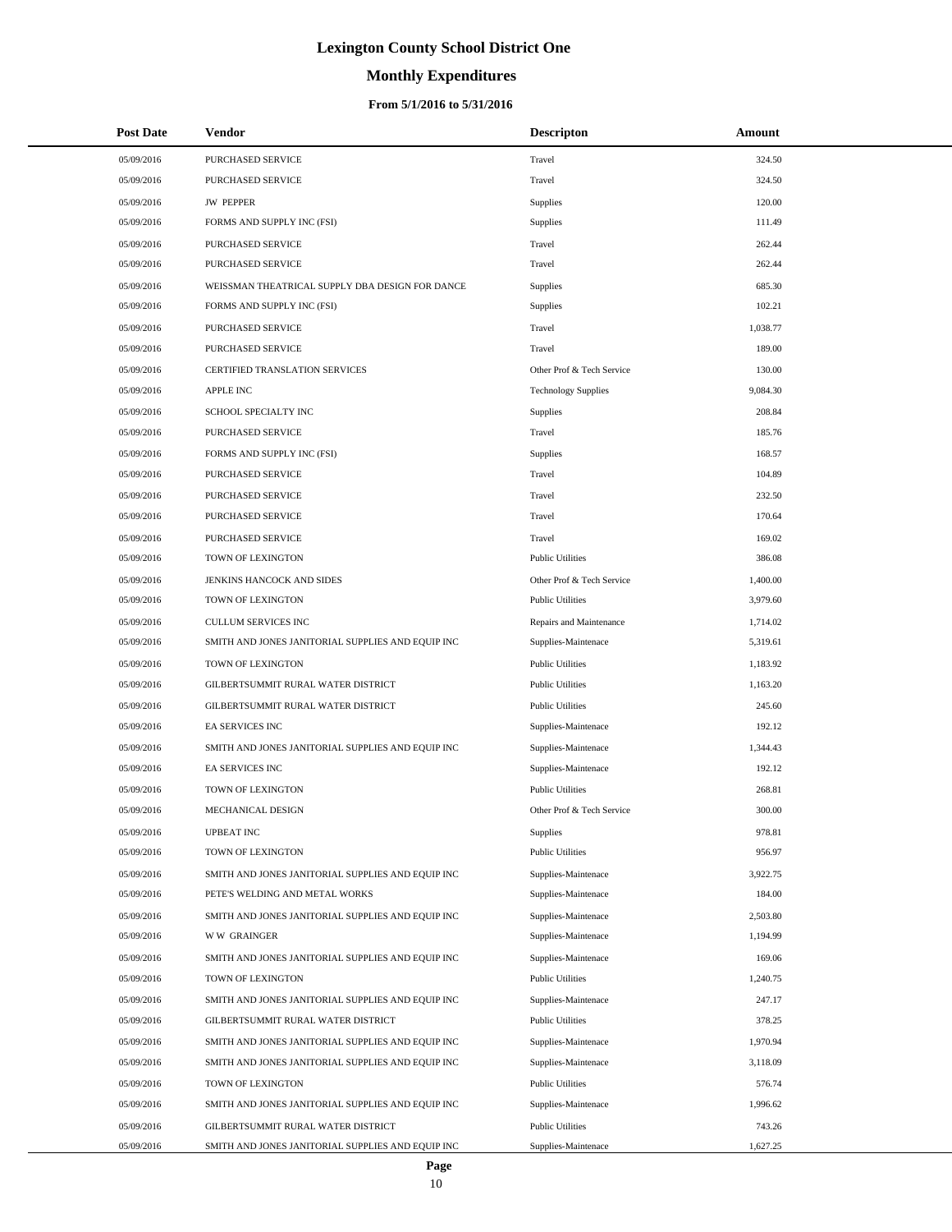# Lexington County School District One

## Monthly Expenditures

### From 5/1/2016 to 5/31/2016

| Post Date | Vendor | Descripton | Amount |
|---|---|---|---|
| 05/09/2016 | PURCHASED SERVICE | Travel | 324.50 |
| 05/09/2016 | PURCHASED SERVICE | Travel | 324.50 |
| 05/09/2016 | JW PEPPER | Supplies | 120.00 |
| 05/09/2016 | FORMS AND SUPPLY INC (FSI) | Supplies | 111.49 |
| 05/09/2016 | PURCHASED SERVICE | Travel | 262.44 |
| 05/09/2016 | PURCHASED SERVICE | Travel | 262.44 |
| 05/09/2016 | WEISSMAN THEATRICAL SUPPLY DBA DESIGN FOR DANCE | Supplies | 685.30 |
| 05/09/2016 | FORMS AND SUPPLY INC (FSI) | Supplies | 102.21 |
| 05/09/2016 | PURCHASED SERVICE | Travel | 1,038.77 |
| 05/09/2016 | PURCHASED SERVICE | Travel | 189.00 |
| 05/09/2016 | CERTIFIED TRANSLATION SERVICES | Other Prof & Tech Service | 130.00 |
| 05/09/2016 | APPLE INC | Technology Supplies | 9,084.30 |
| 05/09/2016 | SCHOOL SPECIALTY INC | Supplies | 208.84 |
| 05/09/2016 | PURCHASED SERVICE | Travel | 185.76 |
| 05/09/2016 | FORMS AND SUPPLY INC (FSI) | Supplies | 168.57 |
| 05/09/2016 | PURCHASED SERVICE | Travel | 104.89 |
| 05/09/2016 | PURCHASED SERVICE | Travel | 232.50 |
| 05/09/2016 | PURCHASED SERVICE | Travel | 170.64 |
| 05/09/2016 | PURCHASED SERVICE | Travel | 169.02 |
| 05/09/2016 | TOWN OF LEXINGTON | Public Utilities | 386.08 |
| 05/09/2016 | JENKINS HANCOCK AND SIDES | Other Prof & Tech Service | 1,400.00 |
| 05/09/2016 | TOWN OF LEXINGTON | Public Utilities | 3,979.60 |
| 05/09/2016 | CULLUM SERVICES INC | Repairs and Maintenance | 1,714.02 |
| 05/09/2016 | SMITH AND JONES JANITORIAL SUPPLIES AND EQUIP INC | Supplies-Maintenace | 5,319.61 |
| 05/09/2016 | TOWN OF LEXINGTON | Public Utilities | 1,183.92 |
| 05/09/2016 | GILBERTSUMMIT RURAL WATER DISTRICT | Public Utilities | 1,163.20 |
| 05/09/2016 | GILBERTSUMMIT RURAL WATER DISTRICT | Public Utilities | 245.60 |
| 05/09/2016 | EA SERVICES INC | Supplies-Maintenace | 192.12 |
| 05/09/2016 | SMITH AND JONES JANITORIAL SUPPLIES AND EQUIP INC | Supplies-Maintenace | 1,344.43 |
| 05/09/2016 | EA SERVICES INC | Supplies-Maintenace | 192.12 |
| 05/09/2016 | TOWN OF LEXINGTON | Public Utilities | 268.81 |
| 05/09/2016 | MECHANICAL DESIGN | Other Prof & Tech Service | 300.00 |
| 05/09/2016 | UPBEAT INC | Supplies | 978.81 |
| 05/09/2016 | TOWN OF LEXINGTON | Public Utilities | 956.97 |
| 05/09/2016 | SMITH AND JONES JANITORIAL SUPPLIES AND EQUIP INC | Supplies-Maintenace | 3,922.75 |
| 05/09/2016 | PETE'S WELDING AND METAL WORKS | Supplies-Maintenace | 184.00 |
| 05/09/2016 | SMITH AND JONES JANITORIAL SUPPLIES AND EQUIP INC | Supplies-Maintenace | 2,503.80 |
| 05/09/2016 | W W GRAINGER | Supplies-Maintenace | 1,194.99 |
| 05/09/2016 | SMITH AND JONES JANITORIAL SUPPLIES AND EQUIP INC | Supplies-Maintenace | 169.06 |
| 05/09/2016 | TOWN OF LEXINGTON | Public Utilities | 1,240.75 |
| 05/09/2016 | SMITH AND JONES JANITORIAL SUPPLIES AND EQUIP INC | Supplies-Maintenace | 247.17 |
| 05/09/2016 | GILBERTSUMMIT RURAL WATER DISTRICT | Public Utilities | 378.25 |
| 05/09/2016 | SMITH AND JONES JANITORIAL SUPPLIES AND EQUIP INC | Supplies-Maintenace | 1,970.94 |
| 05/09/2016 | SMITH AND JONES JANITORIAL SUPPLIES AND EQUIP INC | Supplies-Maintenace | 3,118.09 |
| 05/09/2016 | TOWN OF LEXINGTON | Public Utilities | 576.74 |
| 05/09/2016 | SMITH AND JONES JANITORIAL SUPPLIES AND EQUIP INC | Supplies-Maintenace | 1,996.62 |
| 05/09/2016 | GILBERTSUMMIT RURAL WATER DISTRICT | Public Utilities | 743.26 |
| 05/09/2016 | SMITH AND JONES JANITORIAL SUPPLIES AND EQUIP INC | Supplies-Maintenace | 1,627.25 |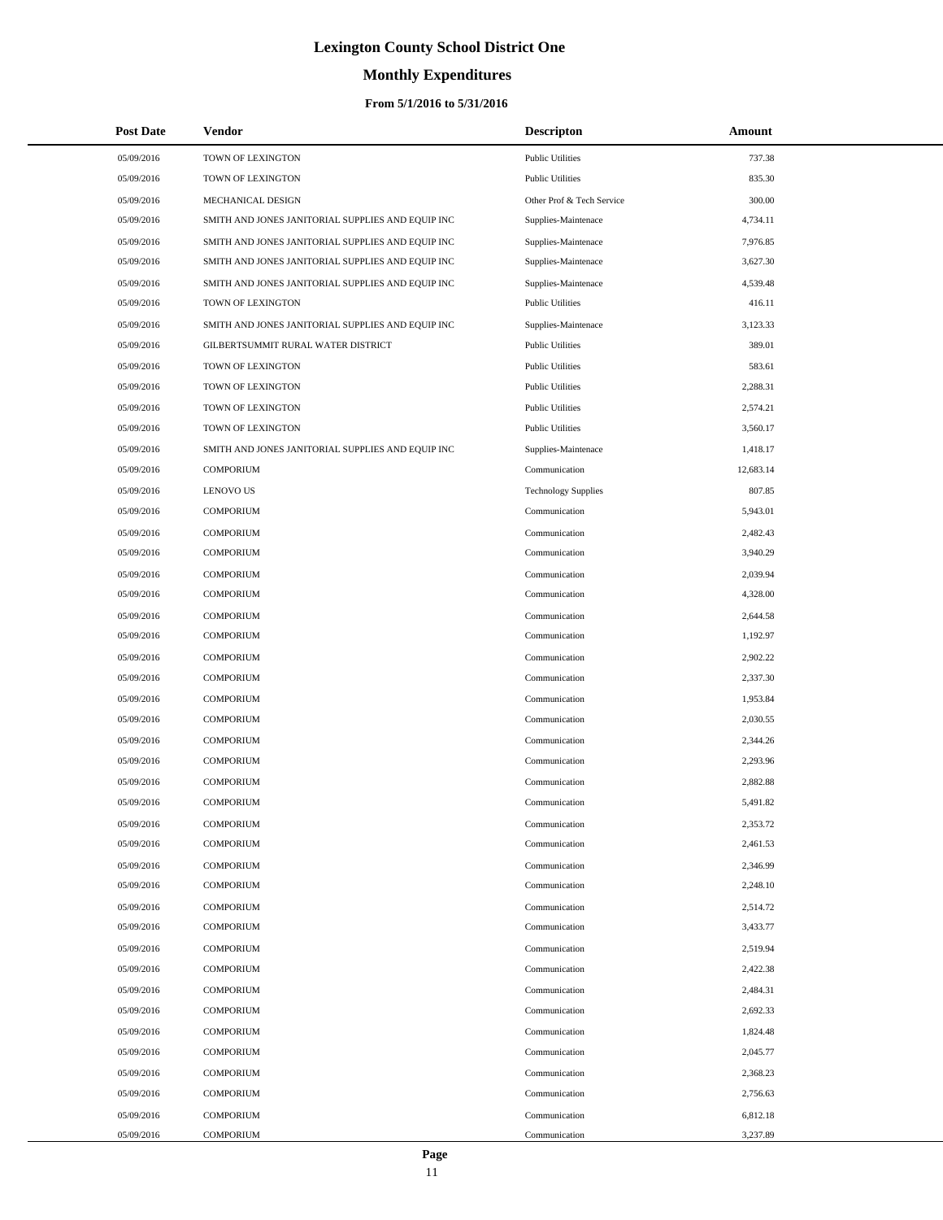# Lexington County School District One

## Monthly Expenditures

### From 5/1/2016 to 5/31/2016

| Post Date | Vendor | Descripton | Amount |
|---|---|---|---|
| 05/09/2016 | TOWN OF LEXINGTON | Public Utilities | 737.38 |
| 05/09/2016 | TOWN OF LEXINGTON | Public Utilities | 835.30 |
| 05/09/2016 | MECHANICAL DESIGN | Other Prof & Tech Service | 300.00 |
| 05/09/2016 | SMITH AND JONES JANITORIAL SUPPLIES AND EQUIP INC | Supplies-Maintenace | 4,734.11 |
| 05/09/2016 | SMITH AND JONES JANITORIAL SUPPLIES AND EQUIP INC | Supplies-Maintenace | 7,976.85 |
| 05/09/2016 | SMITH AND JONES JANITORIAL SUPPLIES AND EQUIP INC | Supplies-Maintenace | 3,627.30 |
| 05/09/2016 | SMITH AND JONES JANITORIAL SUPPLIES AND EQUIP INC | Supplies-Maintenace | 4,539.48 |
| 05/09/2016 | TOWN OF LEXINGTON | Public Utilities | 416.11 |
| 05/09/2016 | SMITH AND JONES JANITORIAL SUPPLIES AND EQUIP INC | Supplies-Maintenace | 3,123.33 |
| 05/09/2016 | GILBERTSUMMIT RURAL WATER DISTRICT | Public Utilities | 389.01 |
| 05/09/2016 | TOWN OF LEXINGTON | Public Utilities | 583.61 |
| 05/09/2016 | TOWN OF LEXINGTON | Public Utilities | 2,288.31 |
| 05/09/2016 | TOWN OF LEXINGTON | Public Utilities | 2,574.21 |
| 05/09/2016 | TOWN OF LEXINGTON | Public Utilities | 3,560.17 |
| 05/09/2016 | SMITH AND JONES JANITORIAL SUPPLIES AND EQUIP INC | Supplies-Maintenace | 1,418.17 |
| 05/09/2016 | COMPORIUM | Communication | 12,683.14 |
| 05/09/2016 | LENOVO US | Technology Supplies | 807.85 |
| 05/09/2016 | COMPORIUM | Communication | 5,943.01 |
| 05/09/2016 | COMPORIUM | Communication | 2,482.43 |
| 05/09/2016 | COMPORIUM | Communication | 3,940.29 |
| 05/09/2016 | COMPORIUM | Communication | 2,039.94 |
| 05/09/2016 | COMPORIUM | Communication | 4,328.00 |
| 05/09/2016 | COMPORIUM | Communication | 2,644.58 |
| 05/09/2016 | COMPORIUM | Communication | 1,192.97 |
| 05/09/2016 | COMPORIUM | Communication | 2,902.22 |
| 05/09/2016 | COMPORIUM | Communication | 2,337.30 |
| 05/09/2016 | COMPORIUM | Communication | 1,953.84 |
| 05/09/2016 | COMPORIUM | Communication | 2,030.55 |
| 05/09/2016 | COMPORIUM | Communication | 2,344.26 |
| 05/09/2016 | COMPORIUM | Communication | 2,293.96 |
| 05/09/2016 | COMPORIUM | Communication | 2,882.88 |
| 05/09/2016 | COMPORIUM | Communication | 5,491.82 |
| 05/09/2016 | COMPORIUM | Communication | 2,353.72 |
| 05/09/2016 | COMPORIUM | Communication | 2,461.53 |
| 05/09/2016 | COMPORIUM | Communication | 2,346.99 |
| 05/09/2016 | COMPORIUM | Communication | 2,248.10 |
| 05/09/2016 | COMPORIUM | Communication | 2,514.72 |
| 05/09/2016 | COMPORIUM | Communication | 3,433.77 |
| 05/09/2016 | COMPORIUM | Communication | 2,519.94 |
| 05/09/2016 | COMPORIUM | Communication | 2,422.38 |
| 05/09/2016 | COMPORIUM | Communication | 2,484.31 |
| 05/09/2016 | COMPORIUM | Communication | 2,692.33 |
| 05/09/2016 | COMPORIUM | Communication | 1,824.48 |
| 05/09/2016 | COMPORIUM | Communication | 2,045.77 |
| 05/09/2016 | COMPORIUM | Communication | 2,368.23 |
| 05/09/2016 | COMPORIUM | Communication | 2,756.63 |
| 05/09/2016 | COMPORIUM | Communication | 6,812.18 |
| 05/09/2016 | COMPORIUM | Communication | 3,237.89 |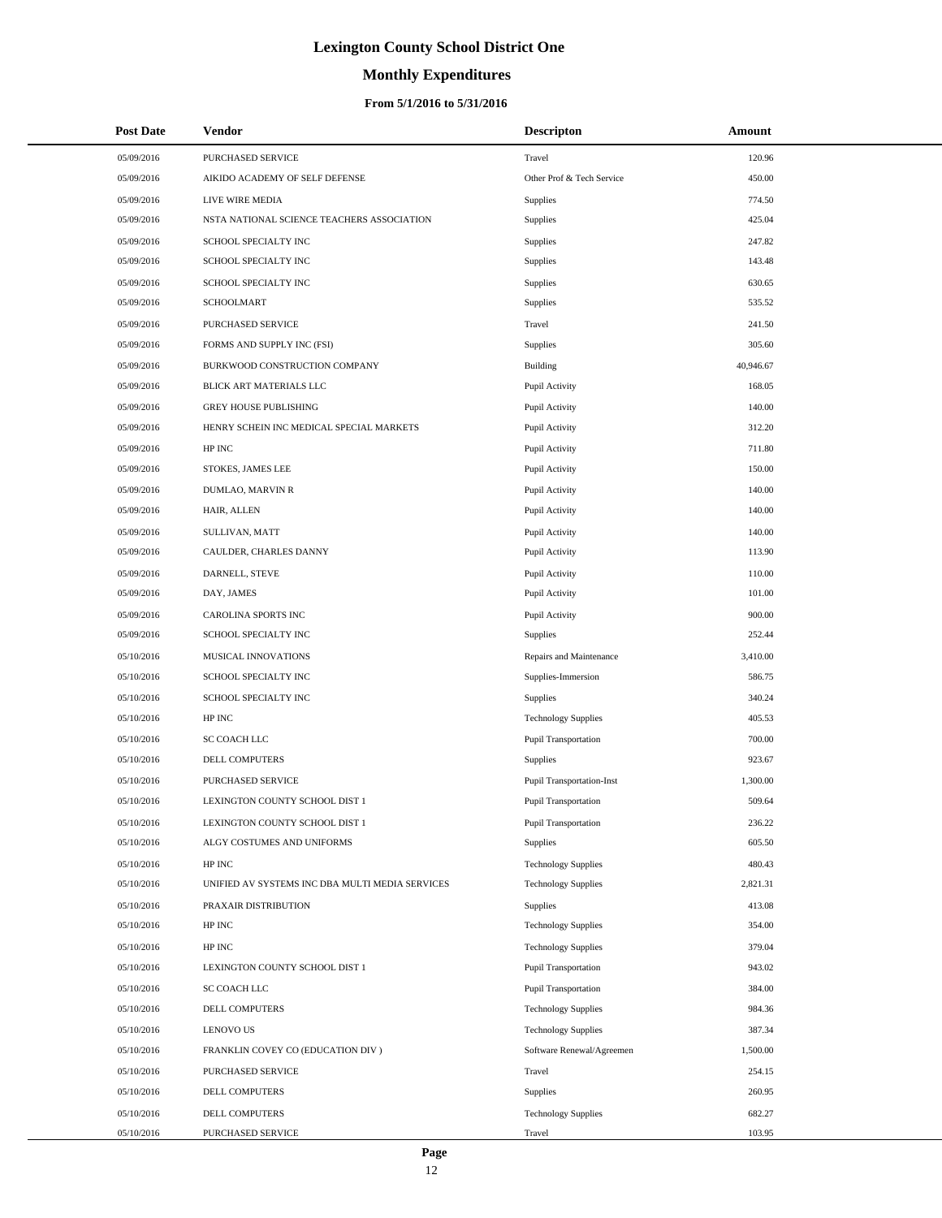# Lexington County School District One

## Monthly Expenditures

### From 5/1/2016 to 5/31/2016

| Post Date | Vendor | Descripton | Amount |
|---|---|---|---|
| 05/09/2016 | PURCHASED SERVICE | Travel | 120.96 |
| 05/09/2016 | AIKIDO ACADEMY OF SELF DEFENSE | Other Prof & Tech Service | 450.00 |
| 05/09/2016 | LIVE WIRE MEDIA | Supplies | 774.50 |
| 05/09/2016 | NSTA NATIONAL SCIENCE TEACHERS ASSOCIATION | Supplies | 425.04 |
| 05/09/2016 | SCHOOL SPECIALTY INC | Supplies | 247.82 |
| 05/09/2016 | SCHOOL SPECIALTY INC | Supplies | 143.48 |
| 05/09/2016 | SCHOOL SPECIALTY INC | Supplies | 630.65 |
| 05/09/2016 | SCHOOLMART | Supplies | 535.52 |
| 05/09/2016 | PURCHASED SERVICE | Travel | 241.50 |
| 05/09/2016 | FORMS AND SUPPLY INC (FSI) | Supplies | 305.60 |
| 05/09/2016 | BURKWOOD CONSTRUCTION COMPANY | Building | 40,946.67 |
| 05/09/2016 | BLICK ART MATERIALS LLC | Pupil Activity | 168.05 |
| 05/09/2016 | GREY HOUSE PUBLISHING | Pupil Activity | 140.00 |
| 05/09/2016 | HENRY SCHEIN INC MEDICAL SPECIAL MARKETS | Pupil Activity | 312.20 |
| 05/09/2016 | HP INC | Pupil Activity | 711.80 |
| 05/09/2016 | STOKES, JAMES LEE | Pupil Activity | 150.00 |
| 05/09/2016 | DUMLAO, MARVIN R | Pupil Activity | 140.00 |
| 05/09/2016 | HAIR, ALLEN | Pupil Activity | 140.00 |
| 05/09/2016 | SULLIVAN, MATT | Pupil Activity | 140.00 |
| 05/09/2016 | CAULDER, CHARLES DANNY | Pupil Activity | 113.90 |
| 05/09/2016 | DARNELL, STEVE | Pupil Activity | 110.00 |
| 05/09/2016 | DAY, JAMES | Pupil Activity | 101.00 |
| 05/09/2016 | CAROLINA SPORTS INC | Pupil Activity | 900.00 |
| 05/09/2016 | SCHOOL SPECIALTY INC | Supplies | 252.44 |
| 05/10/2016 | MUSICAL INNOVATIONS | Repairs and Maintenance | 3,410.00 |
| 05/10/2016 | SCHOOL SPECIALTY INC | Supplies-Immersion | 586.75 |
| 05/10/2016 | SCHOOL SPECIALTY INC | Supplies | 340.24 |
| 05/10/2016 | HP INC | Technology Supplies | 405.53 |
| 05/10/2016 | SC COACH LLC | Pupil Transportation | 700.00 |
| 05/10/2016 | DELL COMPUTERS | Supplies | 923.67 |
| 05/10/2016 | PURCHASED SERVICE | Pupil Transportation-Inst | 1,300.00 |
| 05/10/2016 | LEXINGTON COUNTY SCHOOL DIST 1 | Pupil Transportation | 509.64 |
| 05/10/2016 | LEXINGTON COUNTY SCHOOL DIST 1 | Pupil Transportation | 236.22 |
| 05/10/2016 | ALGY COSTUMES AND UNIFORMS | Supplies | 605.50 |
| 05/10/2016 | HP INC | Technology Supplies | 480.43 |
| 05/10/2016 | UNIFIED AV SYSTEMS INC DBA MULTI MEDIA SERVICES | Technology Supplies | 2,821.31 |
| 05/10/2016 | PRAXAIR DISTRIBUTION | Supplies | 413.08 |
| 05/10/2016 | HP INC | Technology Supplies | 354.00 |
| 05/10/2016 | HP INC | Technology Supplies | 379.04 |
| 05/10/2016 | LEXINGTON COUNTY SCHOOL DIST 1 | Pupil Transportation | 943.02 |
| 05/10/2016 | SC COACH LLC | Pupil Transportation | 384.00 |
| 05/10/2016 | DELL COMPUTERS | Technology Supplies | 984.36 |
| 05/10/2016 | LENOVO US | Technology Supplies | 387.34 |
| 05/10/2016 | FRANKLIN COVEY CO (EDUCATION DIV ) | Software Renewal/Agreemen | 1,500.00 |
| 05/10/2016 | PURCHASED SERVICE | Travel | 254.15 |
| 05/10/2016 | DELL COMPUTERS | Supplies | 260.95 |
| 05/10/2016 | DELL COMPUTERS | Technology Supplies | 682.27 |
| 05/10/2016 | PURCHASED SERVICE | Travel | 103.95 |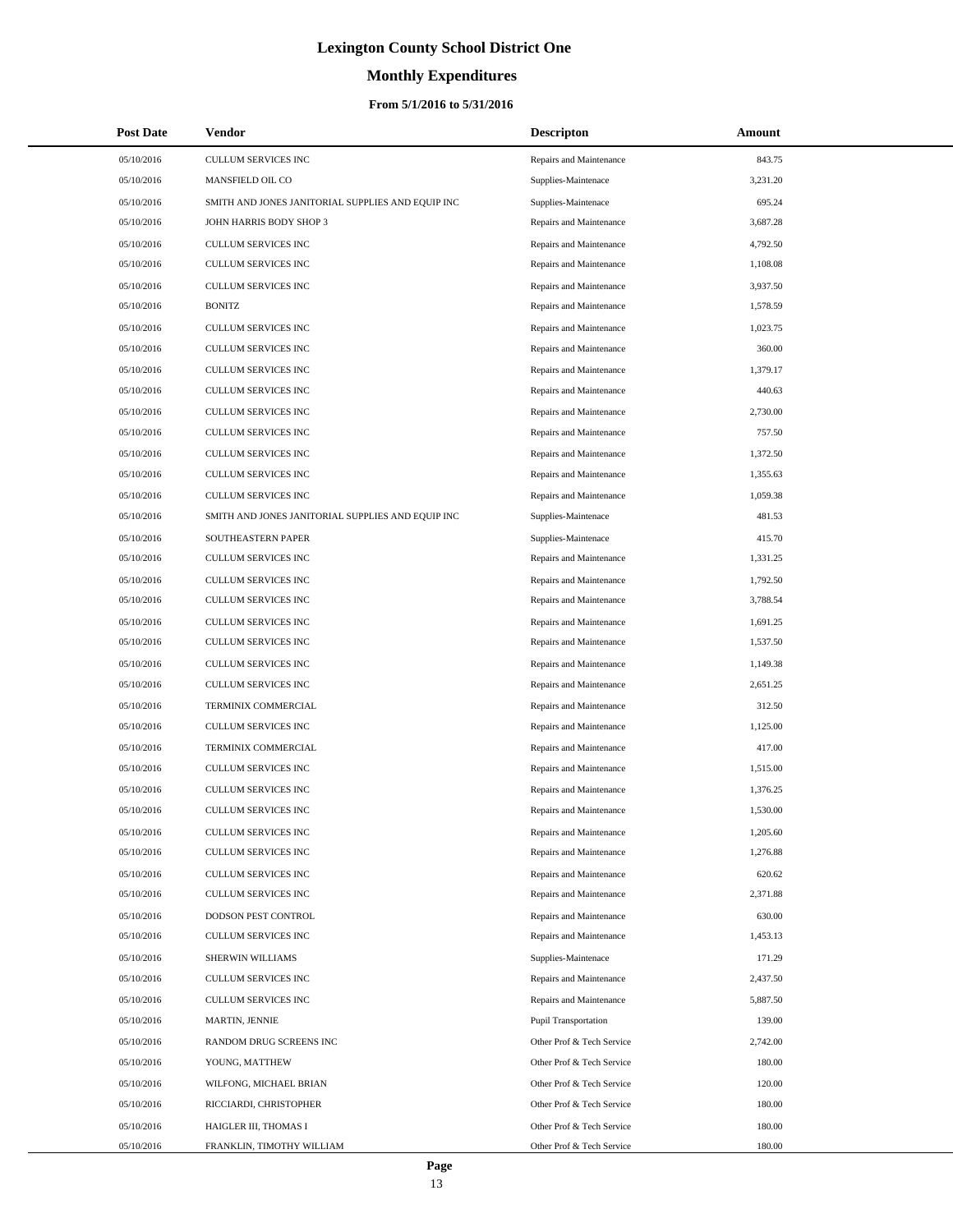# Lexington County School District One

## Monthly Expenditures

### From 5/1/2016 to 5/31/2016

| Post Date | Vendor | Descripton | Amount |
|---|---|---|---|
| 05/10/2016 | CULLUM SERVICES INC | Repairs and Maintenance | 843.75 |
| 05/10/2016 | MANSFIELD OIL CO | Supplies-Maintenace | 3,231.20 |
| 05/10/2016 | SMITH AND JONES JANITORIAL SUPPLIES AND EQUIP INC | Supplies-Maintenace | 695.24 |
| 05/10/2016 | JOHN HARRIS BODY SHOP 3 | Repairs and Maintenance | 3,687.28 |
| 05/10/2016 | CULLUM SERVICES INC | Repairs and Maintenance | 4,792.50 |
| 05/10/2016 | CULLUM SERVICES INC | Repairs and Maintenance | 1,108.08 |
| 05/10/2016 | CULLUM SERVICES INC | Repairs and Maintenance | 3,937.50 |
| 05/10/2016 | BONITZ | Repairs and Maintenance | 1,578.59 |
| 05/10/2016 | CULLUM SERVICES INC | Repairs and Maintenance | 1,023.75 |
| 05/10/2016 | CULLUM SERVICES INC | Repairs and Maintenance | 360.00 |
| 05/10/2016 | CULLUM SERVICES INC | Repairs and Maintenance | 1,379.17 |
| 05/10/2016 | CULLUM SERVICES INC | Repairs and Maintenance | 440.63 |
| 05/10/2016 | CULLUM SERVICES INC | Repairs and Maintenance | 2,730.00 |
| 05/10/2016 | CULLUM SERVICES INC | Repairs and Maintenance | 757.50 |
| 05/10/2016 | CULLUM SERVICES INC | Repairs and Maintenance | 1,372.50 |
| 05/10/2016 | CULLUM SERVICES INC | Repairs and Maintenance | 1,355.63 |
| 05/10/2016 | CULLUM SERVICES INC | Repairs and Maintenance | 1,059.38 |
| 05/10/2016 | SMITH AND JONES JANITORIAL SUPPLIES AND EQUIP INC | Supplies-Maintenace | 481.53 |
| 05/10/2016 | SOUTHEASTERN PAPER | Supplies-Maintenace | 415.70 |
| 05/10/2016 | CULLUM SERVICES INC | Repairs and Maintenance | 1,331.25 |
| 05/10/2016 | CULLUM SERVICES INC | Repairs and Maintenance | 1,792.50 |
| 05/10/2016 | CULLUM SERVICES INC | Repairs and Maintenance | 3,788.54 |
| 05/10/2016 | CULLUM SERVICES INC | Repairs and Maintenance | 1,691.25 |
| 05/10/2016 | CULLUM SERVICES INC | Repairs and Maintenance | 1,537.50 |
| 05/10/2016 | CULLUM SERVICES INC | Repairs and Maintenance | 1,149.38 |
| 05/10/2016 | CULLUM SERVICES INC | Repairs and Maintenance | 2,651.25 |
| 05/10/2016 | TERMINIX COMMERCIAL | Repairs and Maintenance | 312.50 |
| 05/10/2016 | CULLUM SERVICES INC | Repairs and Maintenance | 1,125.00 |
| 05/10/2016 | TERMINIX COMMERCIAL | Repairs and Maintenance | 417.00 |
| 05/10/2016 | CULLUM SERVICES INC | Repairs and Maintenance | 1,515.00 |
| 05/10/2016 | CULLUM SERVICES INC | Repairs and Maintenance | 1,376.25 |
| 05/10/2016 | CULLUM SERVICES INC | Repairs and Maintenance | 1,530.00 |
| 05/10/2016 | CULLUM SERVICES INC | Repairs and Maintenance | 1,205.60 |
| 05/10/2016 | CULLUM SERVICES INC | Repairs and Maintenance | 1,276.88 |
| 05/10/2016 | CULLUM SERVICES INC | Repairs and Maintenance | 620.62 |
| 05/10/2016 | CULLUM SERVICES INC | Repairs and Maintenance | 2,371.88 |
| 05/10/2016 | DODSON PEST CONTROL | Repairs and Maintenance | 630.00 |
| 05/10/2016 | CULLUM SERVICES INC | Repairs and Maintenance | 1,453.13 |
| 05/10/2016 | SHERWIN WILLIAMS | Supplies-Maintenace | 171.29 |
| 05/10/2016 | CULLUM SERVICES INC | Repairs and Maintenance | 2,437.50 |
| 05/10/2016 | CULLUM SERVICES INC | Repairs and Maintenance | 5,887.50 |
| 05/10/2016 | MARTIN, JENNIE | Pupil Transportation | 139.00 |
| 05/10/2016 | RANDOM DRUG SCREENS INC | Other Prof & Tech Service | 2,742.00 |
| 05/10/2016 | YOUNG, MATTHEW | Other Prof & Tech Service | 180.00 |
| 05/10/2016 | WILFONG, MICHAEL BRIAN | Other Prof & Tech Service | 120.00 |
| 05/10/2016 | RICCIARDI, CHRISTOPHER | Other Prof & Tech Service | 180.00 |
| 05/10/2016 | HAIGLER III, THOMAS I | Other Prof & Tech Service | 180.00 |
| 05/10/2016 | FRANKLIN, TIMOTHY WILLIAM | Other Prof & Tech Service | 180.00 |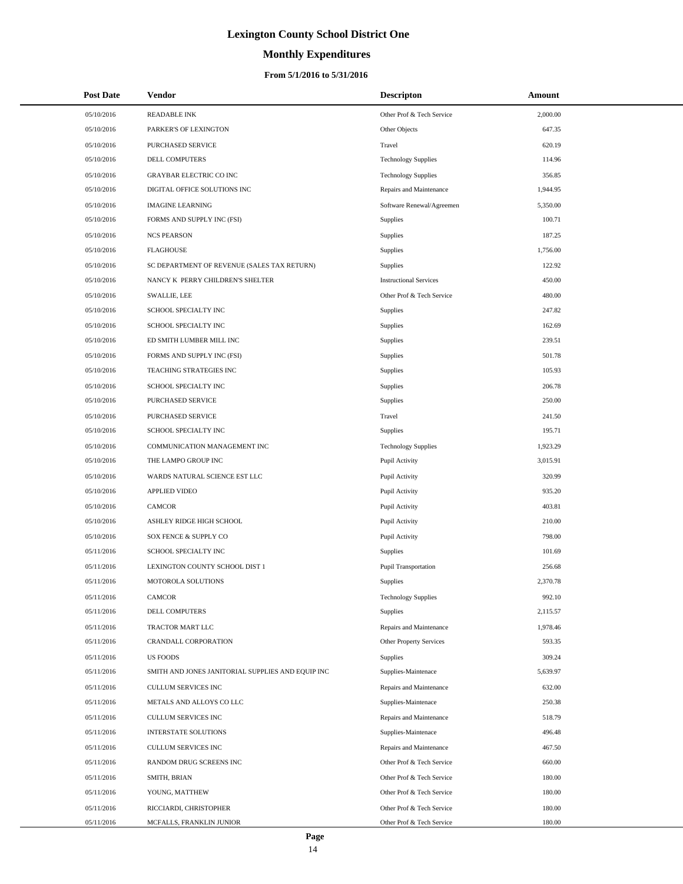# Lexington County School District One

## Monthly Expenditures

### From 5/1/2016 to 5/31/2016

| Post Date | Vendor | Descripton | Amount |
|---|---|---|---|
| 05/10/2016 | READABLE INK | Other Prof & Tech Service | 2,000.00 |
| 05/10/2016 | PARKER'S OF LEXINGTON | Other Objects | 647.35 |
| 05/10/2016 | PURCHASED SERVICE | Travel | 620.19 |
| 05/10/2016 | DELL COMPUTERS | Technology Supplies | 114.96 |
| 05/10/2016 | GRAYBAR ELECTRIC CO INC | Technology Supplies | 356.85 |
| 05/10/2016 | DIGITAL OFFICE SOLUTIONS INC | Repairs and Maintenance | 1,944.95 |
| 05/10/2016 | IMAGINE LEARNING | Software Renewal/Agreemen | 5,350.00 |
| 05/10/2016 | FORMS AND SUPPLY INC (FSI) | Supplies | 100.71 |
| 05/10/2016 | NCS PEARSON | Supplies | 187.25 |
| 05/10/2016 | FLAGHOUSE | Supplies | 1,756.00 |
| 05/10/2016 | SC DEPARTMENT OF REVENUE (SALES TAX RETURN) | Supplies | 122.92 |
| 05/10/2016 | NANCY K PERRY CHILDREN'S SHELTER | Instructional Services | 450.00 |
| 05/10/2016 | SWALLIE, LEE | Other Prof & Tech Service | 480.00 |
| 05/10/2016 | SCHOOL SPECIALTY INC | Supplies | 247.82 |
| 05/10/2016 | SCHOOL SPECIALTY INC | Supplies | 162.69 |
| 05/10/2016 | ED SMITH LUMBER MILL INC | Supplies | 239.51 |
| 05/10/2016 | FORMS AND SUPPLY INC (FSI) | Supplies | 501.78 |
| 05/10/2016 | TEACHING STRATEGIES INC | Supplies | 105.93 |
| 05/10/2016 | SCHOOL SPECIALTY INC | Supplies | 206.78 |
| 05/10/2016 | PURCHASED SERVICE | Supplies | 250.00 |
| 05/10/2016 | PURCHASED SERVICE | Travel | 241.50 |
| 05/10/2016 | SCHOOL SPECIALTY INC | Supplies | 195.71 |
| 05/10/2016 | COMMUNICATION MANAGEMENT INC | Technology Supplies | 1,923.29 |
| 05/10/2016 | THE LAMPO GROUP INC | Pupil Activity | 3,015.91 |
| 05/10/2016 | WARDS NATURAL SCIENCE EST LLC | Pupil Activity | 320.99 |
| 05/10/2016 | APPLIED VIDEO | Pupil Activity | 935.20 |
| 05/10/2016 | CAMCOR | Pupil Activity | 403.81 |
| 05/10/2016 | ASHLEY RIDGE HIGH SCHOOL | Pupil Activity | 210.00 |
| 05/10/2016 | SOX FENCE & SUPPLY CO | Pupil Activity | 798.00 |
| 05/11/2016 | SCHOOL SPECIALTY INC | Supplies | 101.69 |
| 05/11/2016 | LEXINGTON COUNTY SCHOOL DIST 1 | Pupil Transportation | 256.68 |
| 05/11/2016 | MOTOROLA SOLUTIONS | Supplies | 2,370.78 |
| 05/11/2016 | CAMCOR | Technology Supplies | 992.10 |
| 05/11/2016 | DELL COMPUTERS | Supplies | 2,115.57 |
| 05/11/2016 | TRACTOR MART LLC | Repairs and Maintenance | 1,978.46 |
| 05/11/2016 | CRANDALL CORPORATION | Other Property Services | 593.35 |
| 05/11/2016 | US FOODS | Supplies | 309.24 |
| 05/11/2016 | SMITH AND JONES JANITORIAL SUPPLIES AND EQUIP INC | Supplies-Maintenace | 5,639.97 |
| 05/11/2016 | CULLUM SERVICES INC | Repairs and Maintenance | 632.00 |
| 05/11/2016 | METALS AND ALLOYS CO LLC | Supplies-Maintenace | 250.38 |
| 05/11/2016 | CULLUM SERVICES INC | Repairs and Maintenance | 518.79 |
| 05/11/2016 | INTERSTATE SOLUTIONS | Supplies-Maintenace | 496.48 |
| 05/11/2016 | CULLUM SERVICES INC | Repairs and Maintenance | 467.50 |
| 05/11/2016 | RANDOM DRUG SCREENS INC | Other Prof & Tech Service | 660.00 |
| 05/11/2016 | SMITH, BRIAN | Other Prof & Tech Service | 180.00 |
| 05/11/2016 | YOUNG, MATTHEW | Other Prof & Tech Service | 180.00 |
| 05/11/2016 | RICCIARDI, CHRISTOPHER | Other Prof & Tech Service | 180.00 |
| 05/11/2016 | MCFALLS, FRANKLIN JUNIOR | Other Prof & Tech Service | 180.00 |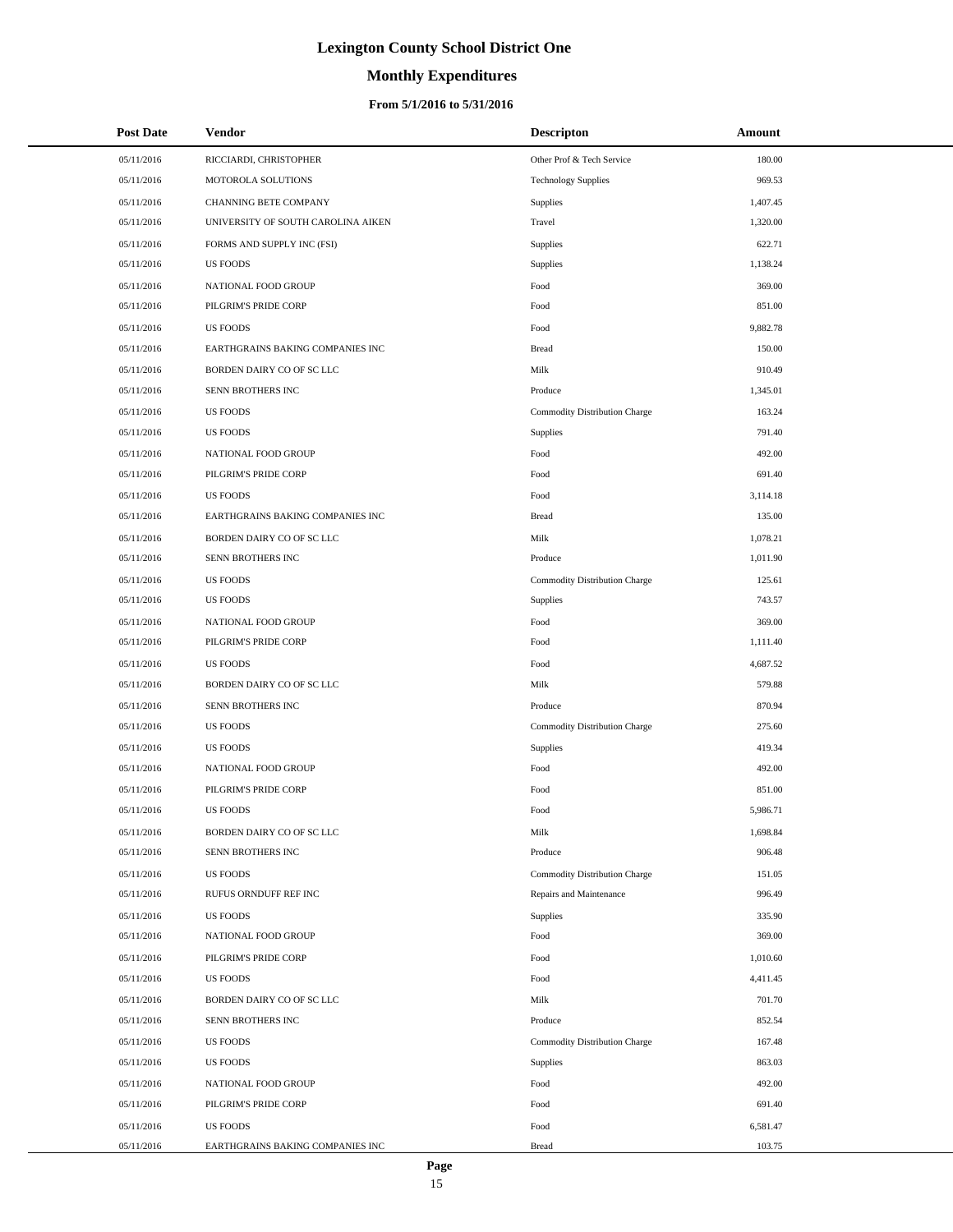# Lexington County School District One

## Monthly Expenditures

### From 5/1/2016 to 5/31/2016

| Post Date | Vendor | Descripton | Amount |
|---|---|---|---|
| 05/11/2016 | RICCIARDI, CHRISTOPHER | Other Prof & Tech Service | 180.00 |
| 05/11/2016 | MOTOROLA SOLUTIONS | Technology Supplies | 969.53 |
| 05/11/2016 | CHANNING BETE COMPANY | Supplies | 1,407.45 |
| 05/11/2016 | UNIVERSITY OF SOUTH CAROLINA AIKEN | Travel | 1,320.00 |
| 05/11/2016 | FORMS AND SUPPLY INC (FSI) | Supplies | 622.71 |
| 05/11/2016 | US FOODS | Supplies | 1,138.24 |
| 05/11/2016 | NATIONAL FOOD GROUP | Food | 369.00 |
| 05/11/2016 | PILGRIM'S PRIDE CORP | Food | 851.00 |
| 05/11/2016 | US FOODS | Food | 9,882.78 |
| 05/11/2016 | EARTHGRAINS BAKING COMPANIES INC | Bread | 150.00 |
| 05/11/2016 | BORDEN DAIRY CO OF SC LLC | Milk | 910.49 |
| 05/11/2016 | SENN BROTHERS INC | Produce | 1,345.01 |
| 05/11/2016 | US FOODS | Commodity Distribution Charge | 163.24 |
| 05/11/2016 | US FOODS | Supplies | 791.40 |
| 05/11/2016 | NATIONAL FOOD GROUP | Food | 492.00 |
| 05/11/2016 | PILGRIM'S PRIDE CORP | Food | 691.40 |
| 05/11/2016 | US FOODS | Food | 3,114.18 |
| 05/11/2016 | EARTHGRAINS BAKING COMPANIES INC | Bread | 135.00 |
| 05/11/2016 | BORDEN DAIRY CO OF SC LLC | Milk | 1,078.21 |
| 05/11/2016 | SENN BROTHERS INC | Produce | 1,011.90 |
| 05/11/2016 | US FOODS | Commodity Distribution Charge | 125.61 |
| 05/11/2016 | US FOODS | Supplies | 743.57 |
| 05/11/2016 | NATIONAL FOOD GROUP | Food | 369.00 |
| 05/11/2016 | PILGRIM'S PRIDE CORP | Food | 1,111.40 |
| 05/11/2016 | US FOODS | Food | 4,687.52 |
| 05/11/2016 | BORDEN DAIRY CO OF SC LLC | Milk | 579.88 |
| 05/11/2016 | SENN BROTHERS INC | Produce | 870.94 |
| 05/11/2016 | US FOODS | Commodity Distribution Charge | 275.60 |
| 05/11/2016 | US FOODS | Supplies | 419.34 |
| 05/11/2016 | NATIONAL FOOD GROUP | Food | 492.00 |
| 05/11/2016 | PILGRIM'S PRIDE CORP | Food | 851.00 |
| 05/11/2016 | US FOODS | Food | 5,986.71 |
| 05/11/2016 | BORDEN DAIRY CO OF SC LLC | Milk | 1,698.84 |
| 05/11/2016 | SENN BROTHERS INC | Produce | 906.48 |
| 05/11/2016 | US FOODS | Commodity Distribution Charge | 151.05 |
| 05/11/2016 | RUFUS ORNDUFF REF INC | Repairs and Maintenance | 996.49 |
| 05/11/2016 | US FOODS | Supplies | 335.90 |
| 05/11/2016 | NATIONAL FOOD GROUP | Food | 369.00 |
| 05/11/2016 | PILGRIM'S PRIDE CORP | Food | 1,010.60 |
| 05/11/2016 | US FOODS | Food | 4,411.45 |
| 05/11/2016 | BORDEN DAIRY CO OF SC LLC | Milk | 701.70 |
| 05/11/2016 | SENN BROTHERS INC | Produce | 852.54 |
| 05/11/2016 | US FOODS | Commodity Distribution Charge | 167.48 |
| 05/11/2016 | US FOODS | Supplies | 863.03 |
| 05/11/2016 | NATIONAL FOOD GROUP | Food | 492.00 |
| 05/11/2016 | PILGRIM'S PRIDE CORP | Food | 691.40 |
| 05/11/2016 | US FOODS | Food | 6,581.47 |
| 05/11/2016 | EARTHGRAINS BAKING COMPANIES INC | Bread | 103.75 |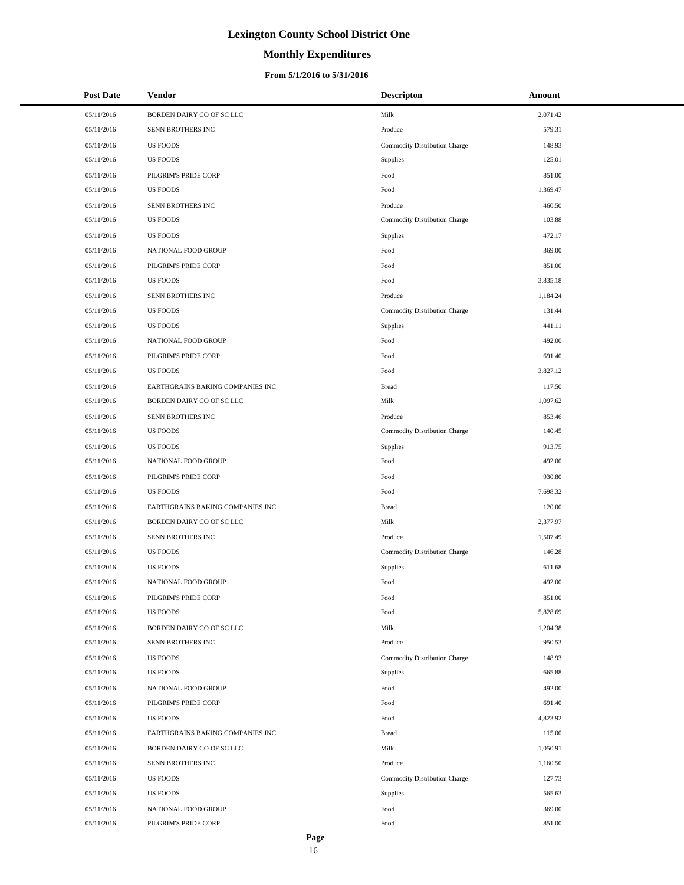# Lexington County School District One

## Monthly Expenditures

### From 5/1/2016 to 5/31/2016

| Post Date | Vendor | Descripton | Amount |
|---|---|---|---|
| 05/11/2016 | BORDEN DAIRY CO OF SC LLC | Milk | 2,071.42 |
| 05/11/2016 | SENN BROTHERS INC | Produce | 579.31 |
| 05/11/2016 | US FOODS | Commodity Distribution Charge | 148.93 |
| 05/11/2016 | US FOODS | Supplies | 125.01 |
| 05/11/2016 | PILGRIM'S PRIDE CORP | Food | 851.00 |
| 05/11/2016 | US FOODS | Food | 1,369.47 |
| 05/11/2016 | SENN BROTHERS INC | Produce | 460.50 |
| 05/11/2016 | US FOODS | Commodity Distribution Charge | 103.88 |
| 05/11/2016 | US FOODS | Supplies | 472.17 |
| 05/11/2016 | NATIONAL FOOD GROUP | Food | 369.00 |
| 05/11/2016 | PILGRIM'S PRIDE CORP | Food | 851.00 |
| 05/11/2016 | US FOODS | Food | 3,835.18 |
| 05/11/2016 | SENN BROTHERS INC | Produce | 1,184.24 |
| 05/11/2016 | US FOODS | Commodity Distribution Charge | 131.44 |
| 05/11/2016 | US FOODS | Supplies | 441.11 |
| 05/11/2016 | NATIONAL FOOD GROUP | Food | 492.00 |
| 05/11/2016 | PILGRIM'S PRIDE CORP | Food | 691.40 |
| 05/11/2016 | US FOODS | Food | 3,827.12 |
| 05/11/2016 | EARTHGRAINS BAKING COMPANIES INC | Bread | 117.50 |
| 05/11/2016 | BORDEN DAIRY CO OF SC LLC | Milk | 1,097.62 |
| 05/11/2016 | SENN BROTHERS INC | Produce | 853.46 |
| 05/11/2016 | US FOODS | Commodity Distribution Charge | 140.45 |
| 05/11/2016 | US FOODS | Supplies | 913.75 |
| 05/11/2016 | NATIONAL FOOD GROUP | Food | 492.00 |
| 05/11/2016 | PILGRIM'S PRIDE CORP | Food | 930.80 |
| 05/11/2016 | US FOODS | Food | 7,698.32 |
| 05/11/2016 | EARTHGRAINS BAKING COMPANIES INC | Bread | 120.00 |
| 05/11/2016 | BORDEN DAIRY CO OF SC LLC | Milk | 2,377.97 |
| 05/11/2016 | SENN BROTHERS INC | Produce | 1,507.49 |
| 05/11/2016 | US FOODS | Commodity Distribution Charge | 146.28 |
| 05/11/2016 | US FOODS | Supplies | 611.68 |
| 05/11/2016 | NATIONAL FOOD GROUP | Food | 492.00 |
| 05/11/2016 | PILGRIM'S PRIDE CORP | Food | 851.00 |
| 05/11/2016 | US FOODS | Food | 5,828.69 |
| 05/11/2016 | BORDEN DAIRY CO OF SC LLC | Milk | 1,204.38 |
| 05/11/2016 | SENN BROTHERS INC | Produce | 950.53 |
| 05/11/2016 | US FOODS | Commodity Distribution Charge | 148.93 |
| 05/11/2016 | US FOODS | Supplies | 665.88 |
| 05/11/2016 | NATIONAL FOOD GROUP | Food | 492.00 |
| 05/11/2016 | PILGRIM'S PRIDE CORP | Food | 691.40 |
| 05/11/2016 | US FOODS | Food | 4,823.92 |
| 05/11/2016 | EARTHGRAINS BAKING COMPANIES INC | Bread | 115.00 |
| 05/11/2016 | BORDEN DAIRY CO OF SC LLC | Milk | 1,050.91 |
| 05/11/2016 | SENN BROTHERS INC | Produce | 1,160.50 |
| 05/11/2016 | US FOODS | Commodity Distribution Charge | 127.73 |
| 05/11/2016 | US FOODS | Supplies | 565.63 |
| 05/11/2016 | NATIONAL FOOD GROUP | Food | 369.00 |
| 05/11/2016 | PILGRIM'S PRIDE CORP | Food | 851.00 |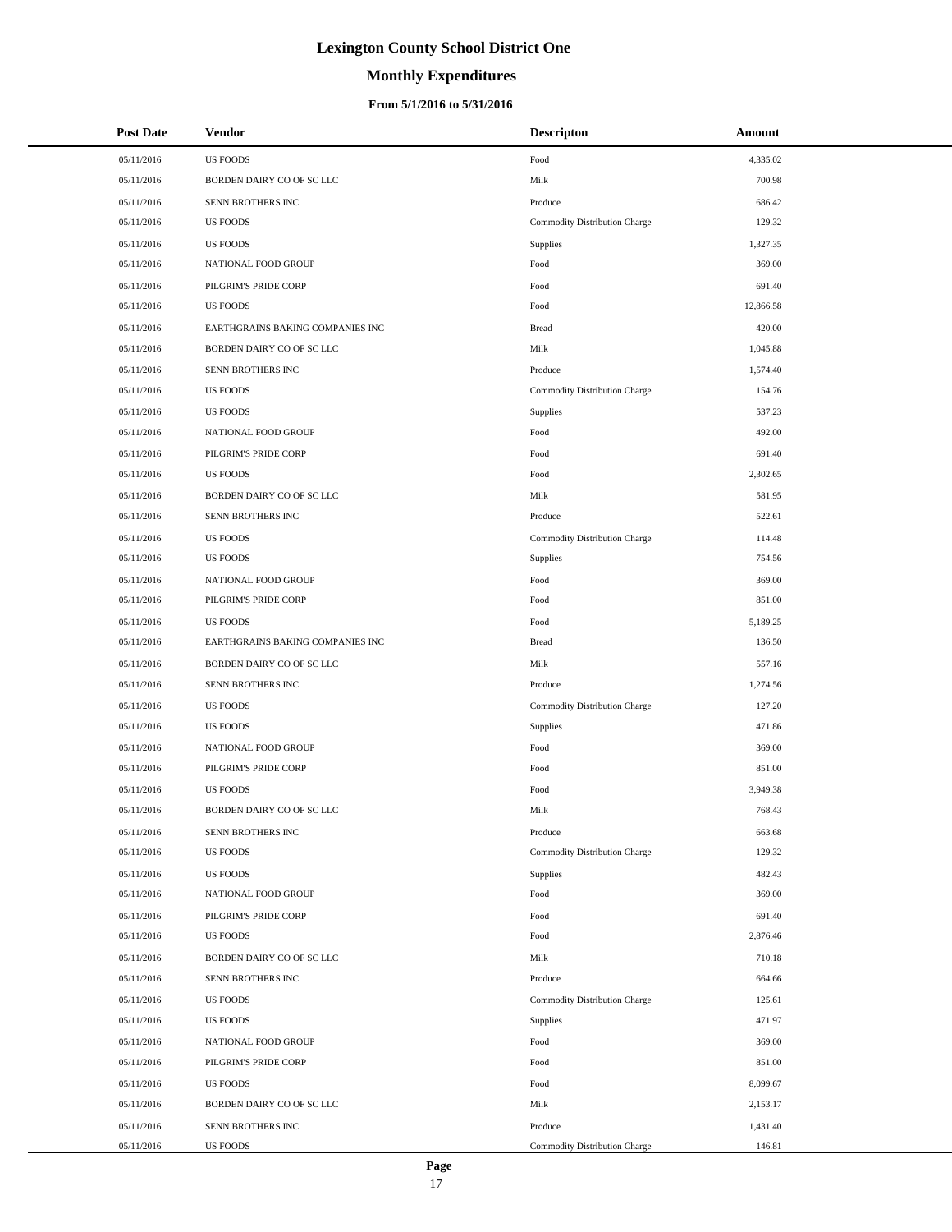# Lexington County School District One

## Monthly Expenditures

### From 5/1/2016 to 5/31/2016

| Post Date | Vendor | Descripton | Amount |
| --- | --- | --- | --- |
| 05/11/2016 | US FOODS | Food | 4,335.02 |
| 05/11/2016 | BORDEN DAIRY CO OF SC LLC | Milk | 700.98 |
| 05/11/2016 | SENN BROTHERS INC | Produce | 686.42 |
| 05/11/2016 | US FOODS | Commodity Distribution Charge | 129.32 |
| 05/11/2016 | US FOODS | Supplies | 1,327.35 |
| 05/11/2016 | NATIONAL FOOD GROUP | Food | 369.00 |
| 05/11/2016 | PILGRIM'S PRIDE CORP | Food | 691.40 |
| 05/11/2016 | US FOODS | Food | 12,866.58 |
| 05/11/2016 | EARTHGRAINS BAKING COMPANIES INC | Bread | 420.00 |
| 05/11/2016 | BORDEN DAIRY CO OF SC LLC | Milk | 1,045.88 |
| 05/11/2016 | SENN BROTHERS INC | Produce | 1,574.40 |
| 05/11/2016 | US FOODS | Commodity Distribution Charge | 154.76 |
| 05/11/2016 | US FOODS | Supplies | 537.23 |
| 05/11/2016 | NATIONAL FOOD GROUP | Food | 492.00 |
| 05/11/2016 | PILGRIM'S PRIDE CORP | Food | 691.40 |
| 05/11/2016 | US FOODS | Food | 2,302.65 |
| 05/11/2016 | BORDEN DAIRY CO OF SC LLC | Milk | 581.95 |
| 05/11/2016 | SENN BROTHERS INC | Produce | 522.61 |
| 05/11/2016 | US FOODS | Commodity Distribution Charge | 114.48 |
| 05/11/2016 | US FOODS | Supplies | 754.56 |
| 05/11/2016 | NATIONAL FOOD GROUP | Food | 369.00 |
| 05/11/2016 | PILGRIM'S PRIDE CORP | Food | 851.00 |
| 05/11/2016 | US FOODS | Food | 5,189.25 |
| 05/11/2016 | EARTHGRAINS BAKING COMPANIES INC | Bread | 136.50 |
| 05/11/2016 | BORDEN DAIRY CO OF SC LLC | Milk | 557.16 |
| 05/11/2016 | SENN BROTHERS INC | Produce | 1,274.56 |
| 05/11/2016 | US FOODS | Commodity Distribution Charge | 127.20 |
| 05/11/2016 | US FOODS | Supplies | 471.86 |
| 05/11/2016 | NATIONAL FOOD GROUP | Food | 369.00 |
| 05/11/2016 | PILGRIM'S PRIDE CORP | Food | 851.00 |
| 05/11/2016 | US FOODS | Food | 3,949.38 |
| 05/11/2016 | BORDEN DAIRY CO OF SC LLC | Milk | 768.43 |
| 05/11/2016 | SENN BROTHERS INC | Produce | 663.68 |
| 05/11/2016 | US FOODS | Commodity Distribution Charge | 129.32 |
| 05/11/2016 | US FOODS | Supplies | 482.43 |
| 05/11/2016 | NATIONAL FOOD GROUP | Food | 369.00 |
| 05/11/2016 | PILGRIM'S PRIDE CORP | Food | 691.40 |
| 05/11/2016 | US FOODS | Food | 2,876.46 |
| 05/11/2016 | BORDEN DAIRY CO OF SC LLC | Milk | 710.18 |
| 05/11/2016 | SENN BROTHERS INC | Produce | 664.66 |
| 05/11/2016 | US FOODS | Commodity Distribution Charge | 125.61 |
| 05/11/2016 | US FOODS | Supplies | 471.97 |
| 05/11/2016 | NATIONAL FOOD GROUP | Food | 369.00 |
| 05/11/2016 | PILGRIM'S PRIDE CORP | Food | 851.00 |
| 05/11/2016 | US FOODS | Food | 8,099.67 |
| 05/11/2016 | BORDEN DAIRY CO OF SC LLC | Milk | 2,153.17 |
| 05/11/2016 | SENN BROTHERS INC | Produce | 1,431.40 |
| 05/11/2016 | US FOODS | Commodity Distribution Charge | 146.81 |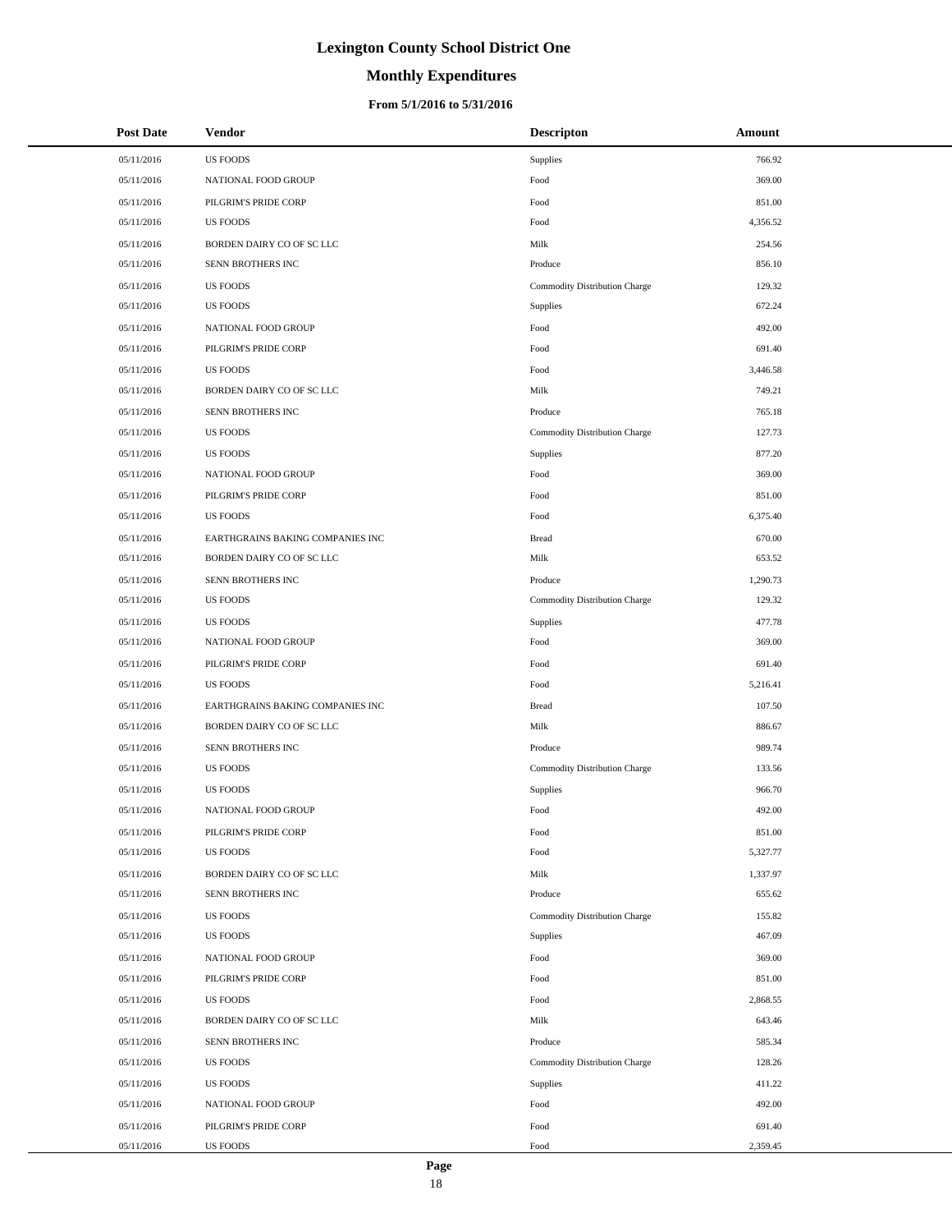# Lexington County School District One

## Monthly Expenditures

### From 5/1/2016 to 5/31/2016

| Post Date | Vendor | Descripton | Amount |
|---|---|---|---|
| 05/11/2016 | US FOODS | Supplies | 766.92 |
| 05/11/2016 | NATIONAL FOOD GROUP | Food | 369.00 |
| 05/11/2016 | PILGRIM'S PRIDE CORP | Food | 851.00 |
| 05/11/2016 | US FOODS | Food | 4,356.52 |
| 05/11/2016 | BORDEN DAIRY CO OF SC LLC | Milk | 254.56 |
| 05/11/2016 | SENN BROTHERS INC | Produce | 856.10 |
| 05/11/2016 | US FOODS | Commodity Distribution Charge | 129.32 |
| 05/11/2016 | US FOODS | Supplies | 672.24 |
| 05/11/2016 | NATIONAL FOOD GROUP | Food | 492.00 |
| 05/11/2016 | PILGRIM'S PRIDE CORP | Food | 691.40 |
| 05/11/2016 | US FOODS | Food | 3,446.58 |
| 05/11/2016 | BORDEN DAIRY CO OF SC LLC | Milk | 749.21 |
| 05/11/2016 | SENN BROTHERS INC | Produce | 765.18 |
| 05/11/2016 | US FOODS | Commodity Distribution Charge | 127.73 |
| 05/11/2016 | US FOODS | Supplies | 877.20 |
| 05/11/2016 | NATIONAL FOOD GROUP | Food | 369.00 |
| 05/11/2016 | PILGRIM'S PRIDE CORP | Food | 851.00 |
| 05/11/2016 | US FOODS | Food | 6,375.40 |
| 05/11/2016 | EARTHGRAINS BAKING COMPANIES INC | Bread | 670.00 |
| 05/11/2016 | BORDEN DAIRY CO OF SC LLC | Milk | 653.52 |
| 05/11/2016 | SENN BROTHERS INC | Produce | 1,290.73 |
| 05/11/2016 | US FOODS | Commodity Distribution Charge | 129.32 |
| 05/11/2016 | US FOODS | Supplies | 477.78 |
| 05/11/2016 | NATIONAL FOOD GROUP | Food | 369.00 |
| 05/11/2016 | PILGRIM'S PRIDE CORP | Food | 691.40 |
| 05/11/2016 | US FOODS | Food | 5,216.41 |
| 05/11/2016 | EARTHGRAINS BAKING COMPANIES INC | Bread | 107.50 |
| 05/11/2016 | BORDEN DAIRY CO OF SC LLC | Milk | 886.67 |
| 05/11/2016 | SENN BROTHERS INC | Produce | 989.74 |
| 05/11/2016 | US FOODS | Commodity Distribution Charge | 133.56 |
| 05/11/2016 | US FOODS | Supplies | 966.70 |
| 05/11/2016 | NATIONAL FOOD GROUP | Food | 492.00 |
| 05/11/2016 | PILGRIM'S PRIDE CORP | Food | 851.00 |
| 05/11/2016 | US FOODS | Food | 5,327.77 |
| 05/11/2016 | BORDEN DAIRY CO OF SC LLC | Milk | 1,337.97 |
| 05/11/2016 | SENN BROTHERS INC | Produce | 655.62 |
| 05/11/2016 | US FOODS | Commodity Distribution Charge | 155.82 |
| 05/11/2016 | US FOODS | Supplies | 467.09 |
| 05/11/2016 | NATIONAL FOOD GROUP | Food | 369.00 |
| 05/11/2016 | PILGRIM'S PRIDE CORP | Food | 851.00 |
| 05/11/2016 | US FOODS | Food | 2,868.55 |
| 05/11/2016 | BORDEN DAIRY CO OF SC LLC | Milk | 643.46 |
| 05/11/2016 | SENN BROTHERS INC | Produce | 585.34 |
| 05/11/2016 | US FOODS | Commodity Distribution Charge | 128.26 |
| 05/11/2016 | US FOODS | Supplies | 411.22 |
| 05/11/2016 | NATIONAL FOOD GROUP | Food | 492.00 |
| 05/11/2016 | PILGRIM'S PRIDE CORP | Food | 691.40 |
| 05/11/2016 | US FOODS | Food | 2,359.45 |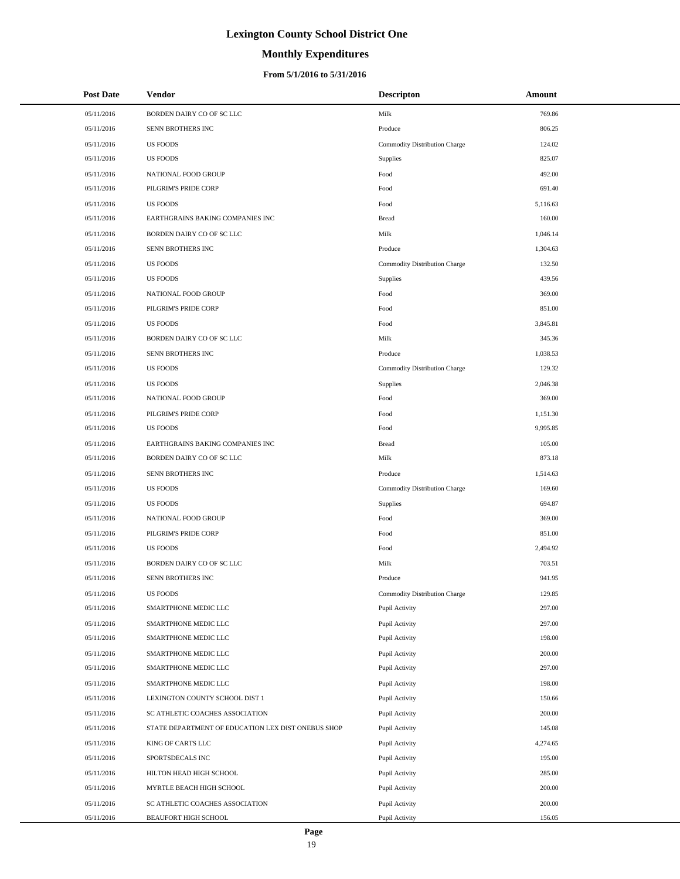# Lexington County School District One

## Monthly Expenditures

### From 5/1/2016 to 5/31/2016

| Post Date | Vendor | Descripton | Amount |
|---|---|---|---|
| 05/11/2016 | BORDEN DAIRY CO OF SC LLC | Milk | 769.86 |
| 05/11/2016 | SENN BROTHERS INC | Produce | 806.25 |
| 05/11/2016 | US FOODS | Commodity Distribution Charge | 124.02 |
| 05/11/2016 | US FOODS | Supplies | 825.07 |
| 05/11/2016 | NATIONAL FOOD GROUP | Food | 492.00 |
| 05/11/2016 | PILGRIM'S PRIDE CORP | Food | 691.40 |
| 05/11/2016 | US FOODS | Food | 5,116.63 |
| 05/11/2016 | EARTHGRAINS BAKING COMPANIES INC | Bread | 160.00 |
| 05/11/2016 | BORDEN DAIRY CO OF SC LLC | Milk | 1,046.14 |
| 05/11/2016 | SENN BROTHERS INC | Produce | 1,304.63 |
| 05/11/2016 | US FOODS | Commodity Distribution Charge | 132.50 |
| 05/11/2016 | US FOODS | Supplies | 439.56 |
| 05/11/2016 | NATIONAL FOOD GROUP | Food | 369.00 |
| 05/11/2016 | PILGRIM'S PRIDE CORP | Food | 851.00 |
| 05/11/2016 | US FOODS | Food | 3,845.81 |
| 05/11/2016 | BORDEN DAIRY CO OF SC LLC | Milk | 345.36 |
| 05/11/2016 | SENN BROTHERS INC | Produce | 1,038.53 |
| 05/11/2016 | US FOODS | Commodity Distribution Charge | 129.32 |
| 05/11/2016 | US FOODS | Supplies | 2,046.38 |
| 05/11/2016 | NATIONAL FOOD GROUP | Food | 369.00 |
| 05/11/2016 | PILGRIM'S PRIDE CORP | Food | 1,151.30 |
| 05/11/2016 | US FOODS | Food | 9,995.85 |
| 05/11/2016 | EARTHGRAINS BAKING COMPANIES INC | Bread | 105.00 |
| 05/11/2016 | BORDEN DAIRY CO OF SC LLC | Milk | 873.18 |
| 05/11/2016 | SENN BROTHERS INC | Produce | 1,514.63 |
| 05/11/2016 | US FOODS | Commodity Distribution Charge | 169.60 |
| 05/11/2016 | US FOODS | Supplies | 694.87 |
| 05/11/2016 | NATIONAL FOOD GROUP | Food | 369.00 |
| 05/11/2016 | PILGRIM'S PRIDE CORP | Food | 851.00 |
| 05/11/2016 | US FOODS | Food | 2,494.92 |
| 05/11/2016 | BORDEN DAIRY CO OF SC LLC | Milk | 703.51 |
| 05/11/2016 | SENN BROTHERS INC | Produce | 941.95 |
| 05/11/2016 | US FOODS | Commodity Distribution Charge | 129.85 |
| 05/11/2016 | SMARTPHONE MEDIC LLC | Pupil Activity | 297.00 |
| 05/11/2016 | SMARTPHONE MEDIC LLC | Pupil Activity | 297.00 |
| 05/11/2016 | SMARTPHONE MEDIC LLC | Pupil Activity | 198.00 |
| 05/11/2016 | SMARTPHONE MEDIC LLC | Pupil Activity | 200.00 |
| 05/11/2016 | SMARTPHONE MEDIC LLC | Pupil Activity | 297.00 |
| 05/11/2016 | SMARTPHONE MEDIC LLC | Pupil Activity | 198.00 |
| 05/11/2016 | LEXINGTON COUNTY SCHOOL DIST 1 | Pupil Activity | 150.66 |
| 05/11/2016 | SC ATHLETIC COACHES ASSOCIATION | Pupil Activity | 200.00 |
| 05/11/2016 | STATE DEPARTMENT OF EDUCATION LEX DIST ONEBUS SHOP | Pupil Activity | 145.08 |
| 05/11/2016 | KING OF CARTS LLC | Pupil Activity | 4,274.65 |
| 05/11/2016 | SPORTSDECALS INC | Pupil Activity | 195.00 |
| 05/11/2016 | HILTON HEAD HIGH SCHOOL | Pupil Activity | 285.00 |
| 05/11/2016 | MYRTLE BEACH HIGH SCHOOL | Pupil Activity | 200.00 |
| 05/11/2016 | SC ATHLETIC COACHES ASSOCIATION | Pupil Activity | 200.00 |
| 05/11/2016 | BEAUFORT HIGH SCHOOL | Pupil Activity | 156.05 |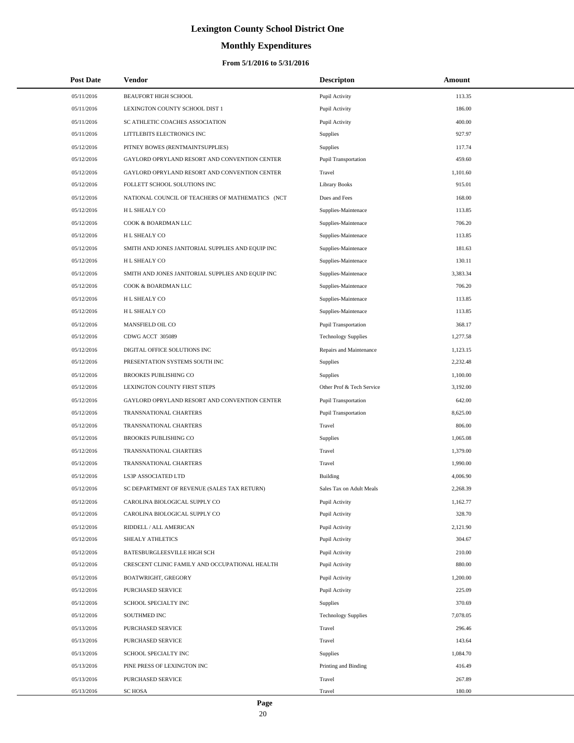# Lexington County School District One

## Monthly Expenditures

### From 5/1/2016 to 5/31/2016

| Post Date | Vendor | Descripton | Amount |
|---|---|---|---|
| 05/11/2016 | BEAUFORT HIGH SCHOOL | Pupil Activity | 113.35 |
| 05/11/2016 | LEXINGTON COUNTY SCHOOL DIST 1 | Pupil Activity | 186.00 |
| 05/11/2016 | SC ATHLETIC COACHES ASSOCIATION | Pupil Activity | 400.00 |
| 05/11/2016 | LITTLEBITS ELECTRONICS INC | Supplies | 927.97 |
| 05/12/2016 | PITNEY BOWES (RENTMAINTSUPPLIES) | Supplies | 117.74 |
| 05/12/2016 | GAYLORD OPRYLAND RESORT AND CONVENTION CENTER | Pupil Transportation | 459.60 |
| 05/12/2016 | GAYLORD OPRYLAND RESORT AND CONVENTION CENTER | Travel | 1,101.60 |
| 05/12/2016 | FOLLETT SCHOOL SOLUTIONS INC | Library Books | 915.01 |
| 05/12/2016 | NATIONAL COUNCIL OF TEACHERS OF MATHEMATICS (NCT | Dues and Fees | 168.00 |
| 05/12/2016 | H L SHEALY CO | Supplies-Maintenace | 113.85 |
| 05/12/2016 | COOK & BOARDMAN LLC | Supplies-Maintenace | 706.20 |
| 05/12/2016 | H L SHEALY CO | Supplies-Maintenace | 113.85 |
| 05/12/2016 | SMITH AND JONES JANITORIAL SUPPLIES AND EQUIP INC | Supplies-Maintenace | 181.63 |
| 05/12/2016 | H L SHEALY CO | Supplies-Maintenace | 130.11 |
| 05/12/2016 | SMITH AND JONES JANITORIAL SUPPLIES AND EQUIP INC | Supplies-Maintenace | 3,383.34 |
| 05/12/2016 | COOK & BOARDMAN LLC | Supplies-Maintenace | 706.20 |
| 05/12/2016 | H L SHEALY CO | Supplies-Maintenace | 113.85 |
| 05/12/2016 | H L SHEALY CO | Supplies-Maintenace | 113.85 |
| 05/12/2016 | MANSFIELD OIL CO | Pupil Transportation | 368.17 |
| 05/12/2016 | CDWG ACCT 305089 | Technology Supplies | 1,277.58 |
| 05/12/2016 | DIGITAL OFFICE SOLUTIONS INC | Repairs and Maintenance | 1,123.15 |
| 05/12/2016 | PRESENTATION SYSTEMS SOUTH INC | Supplies | 2,232.48 |
| 05/12/2016 | BROOKES PUBLISHING CO | Supplies | 1,100.00 |
| 05/12/2016 | LEXINGTON COUNTY FIRST STEPS | Other Prof & Tech Service | 3,192.00 |
| 05/12/2016 | GAYLORD OPRYLAND RESORT AND CONVENTION CENTER | Pupil Transportation | 642.00 |
| 05/12/2016 | TRANSNATIONAL CHARTERS | Pupil Transportation | 8,625.00 |
| 05/12/2016 | TRANSNATIONAL CHARTERS | Travel | 806.00 |
| 05/12/2016 | BROOKES PUBLISHING CO | Supplies | 1,065.08 |
| 05/12/2016 | TRANSNATIONAL CHARTERS | Travel | 1,379.00 |
| 05/12/2016 | TRANSNATIONAL CHARTERS | Travel | 1,990.00 |
| 05/12/2016 | LS3P ASSOCIATED LTD | Building | 4,006.90 |
| 05/12/2016 | SC DEPARTMENT OF REVENUE (SALES TAX RETURN) | Sales Tax on Adult Meals | 2,268.39 |
| 05/12/2016 | CAROLINA BIOLOGICAL SUPPLY CO | Pupil Activity | 1,162.77 |
| 05/12/2016 | CAROLINA BIOLOGICAL SUPPLY CO | Pupil Activity | 328.70 |
| 05/12/2016 | RIDDELL / ALL AMERICAN | Pupil Activity | 2,121.90 |
| 05/12/2016 | SHEALY ATHLETICS | Pupil Activity | 304.67 |
| 05/12/2016 | BATESBURGLEESVILLE HIGH SCH | Pupil Activity | 210.00 |
| 05/12/2016 | CRESCENT CLINIC FAMILY AND OCCUPATIONAL HEALTH | Pupil Activity | 880.00 |
| 05/12/2016 | BOATWRIGHT, GREGORY | Pupil Activity | 1,200.00 |
| 05/12/2016 | PURCHASED SERVICE | Pupil Activity | 225.09 |
| 05/12/2016 | SCHOOL SPECIALTY INC | Supplies | 370.69 |
| 05/12/2016 | SOUTHMED INC | Technology Supplies | 7,078.05 |
| 05/13/2016 | PURCHASED SERVICE | Travel | 296.46 |
| 05/13/2016 | PURCHASED SERVICE | Travel | 143.64 |
| 05/13/2016 | SCHOOL SPECIALTY INC | Supplies | 1,084.70 |
| 05/13/2016 | PINE PRESS OF LEXINGTON INC | Printing and Binding | 416.49 |
| 05/13/2016 | PURCHASED SERVICE | Travel | 267.89 |
| 05/13/2016 | SC HOSA | Travel | 180.00 |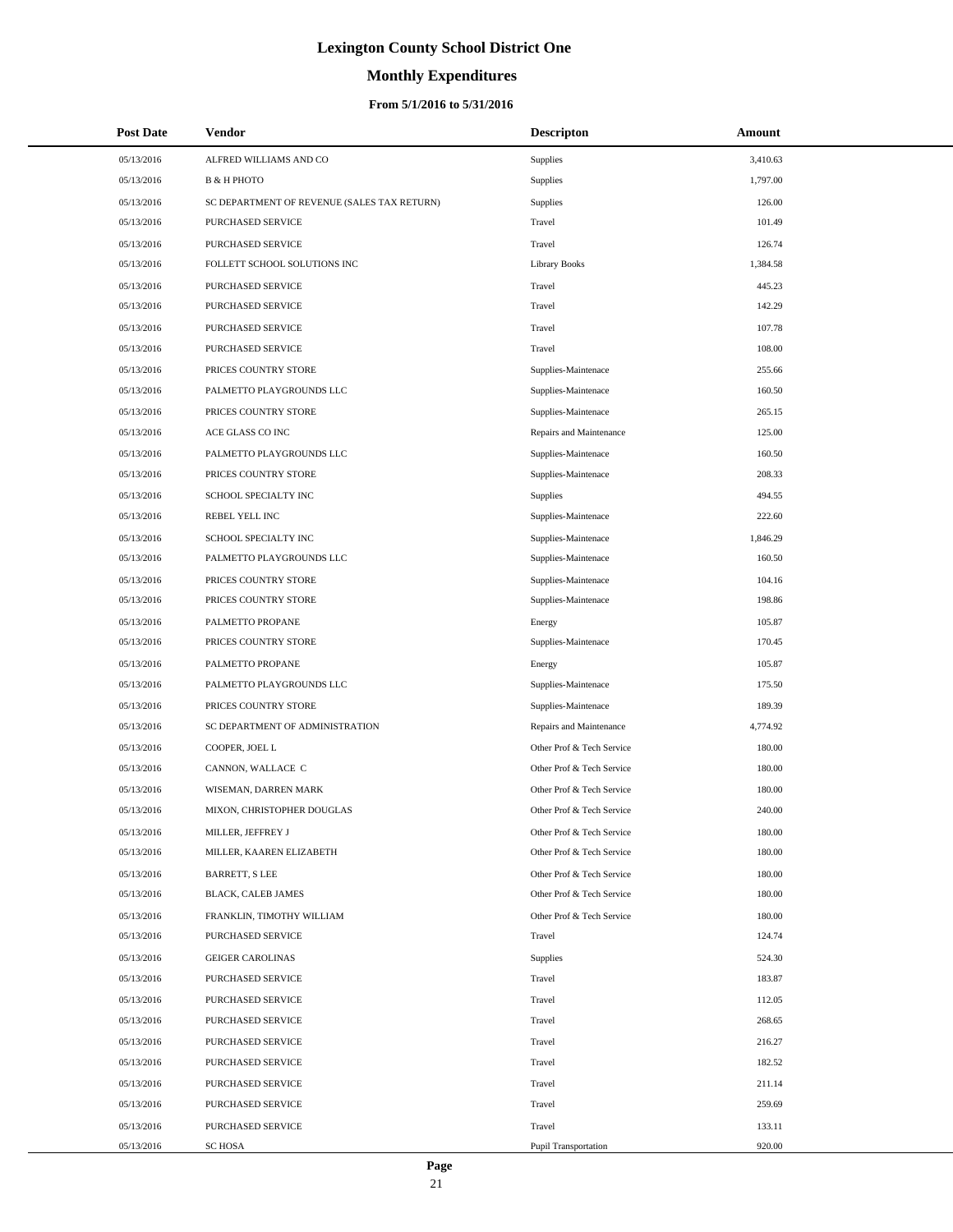# Lexington County School District One

## Monthly Expenditures

### From 5/1/2016 to 5/31/2016

| Post Date | Vendor | Descripton | Amount |
|---|---|---|---|
| 05/13/2016 | ALFRED WILLIAMS AND CO | Supplies | 3,410.63 |
| 05/13/2016 | B & H PHOTO | Supplies | 1,797.00 |
| 05/13/2016 | SC DEPARTMENT OF REVENUE (SALES TAX RETURN) | Supplies | 126.00 |
| 05/13/2016 | PURCHASED SERVICE | Travel | 101.49 |
| 05/13/2016 | PURCHASED SERVICE | Travel | 126.74 |
| 05/13/2016 | FOLLETT SCHOOL SOLUTIONS INC | Library Books | 1,384.58 |
| 05/13/2016 | PURCHASED SERVICE | Travel | 445.23 |
| 05/13/2016 | PURCHASED SERVICE | Travel | 142.29 |
| 05/13/2016 | PURCHASED SERVICE | Travel | 107.78 |
| 05/13/2016 | PURCHASED SERVICE | Travel | 108.00 |
| 05/13/2016 | PRICES COUNTRY STORE | Supplies-Maintenace | 255.66 |
| 05/13/2016 | PALMETTO PLAYGROUNDS LLC | Supplies-Maintenace | 160.50 |
| 05/13/2016 | PRICES COUNTRY STORE | Supplies-Maintenace | 265.15 |
| 05/13/2016 | ACE GLASS CO INC | Repairs and Maintenance | 125.00 |
| 05/13/2016 | PALMETTO PLAYGROUNDS LLC | Supplies-Maintenace | 160.50 |
| 05/13/2016 | PRICES COUNTRY STORE | Supplies-Maintenace | 208.33 |
| 05/13/2016 | SCHOOL SPECIALTY INC | Supplies | 494.55 |
| 05/13/2016 | REBEL YELL INC | Supplies-Maintenace | 222.60 |
| 05/13/2016 | SCHOOL SPECIALTY INC | Supplies-Maintenace | 1,846.29 |
| 05/13/2016 | PALMETTO PLAYGROUNDS LLC | Supplies-Maintenace | 160.50 |
| 05/13/2016 | PRICES COUNTRY STORE | Supplies-Maintenace | 104.16 |
| 05/13/2016 | PRICES COUNTRY STORE | Supplies-Maintenace | 198.86 |
| 05/13/2016 | PALMETTO PROPANE | Energy | 105.87 |
| 05/13/2016 | PRICES COUNTRY STORE | Supplies-Maintenace | 170.45 |
| 05/13/2016 | PALMETTO PROPANE | Energy | 105.87 |
| 05/13/2016 | PALMETTO PLAYGROUNDS LLC | Supplies-Maintenace | 175.50 |
| 05/13/2016 | PRICES COUNTRY STORE | Supplies-Maintenace | 189.39 |
| 05/13/2016 | SC DEPARTMENT OF ADMINISTRATION | Repairs and Maintenance | 4,774.92 |
| 05/13/2016 | COOPER, JOEL L | Other Prof & Tech Service | 180.00 |
| 05/13/2016 | CANNON, WALLACE C | Other Prof & Tech Service | 180.00 |
| 05/13/2016 | WISEMAN, DARREN MARK | Other Prof & Tech Service | 180.00 |
| 05/13/2016 | MIXON, CHRISTOPHER DOUGLAS | Other Prof & Tech Service | 240.00 |
| 05/13/2016 | MILLER, JEFFREY J | Other Prof & Tech Service | 180.00 |
| 05/13/2016 | MILLER, KAAREN ELIZABETH | Other Prof & Tech Service | 180.00 |
| 05/13/2016 | BARRETT, S LEE | Other Prof & Tech Service | 180.00 |
| 05/13/2016 | BLACK, CALEB JAMES | Other Prof & Tech Service | 180.00 |
| 05/13/2016 | FRANKLIN, TIMOTHY WILLIAM | Other Prof & Tech Service | 180.00 |
| 05/13/2016 | PURCHASED SERVICE | Travel | 124.74 |
| 05/13/2016 | GEIGER CAROLINAS | Supplies | 524.30 |
| 05/13/2016 | PURCHASED SERVICE | Travel | 183.87 |
| 05/13/2016 | PURCHASED SERVICE | Travel | 112.05 |
| 05/13/2016 | PURCHASED SERVICE | Travel | 268.65 |
| 05/13/2016 | PURCHASED SERVICE | Travel | 216.27 |
| 05/13/2016 | PURCHASED SERVICE | Travel | 182.52 |
| 05/13/2016 | PURCHASED SERVICE | Travel | 211.14 |
| 05/13/2016 | PURCHASED SERVICE | Travel | 259.69 |
| 05/13/2016 | PURCHASED SERVICE | Travel | 133.11 |
| 05/13/2016 | SC HOSA | Pupil Transportation | 920.00 |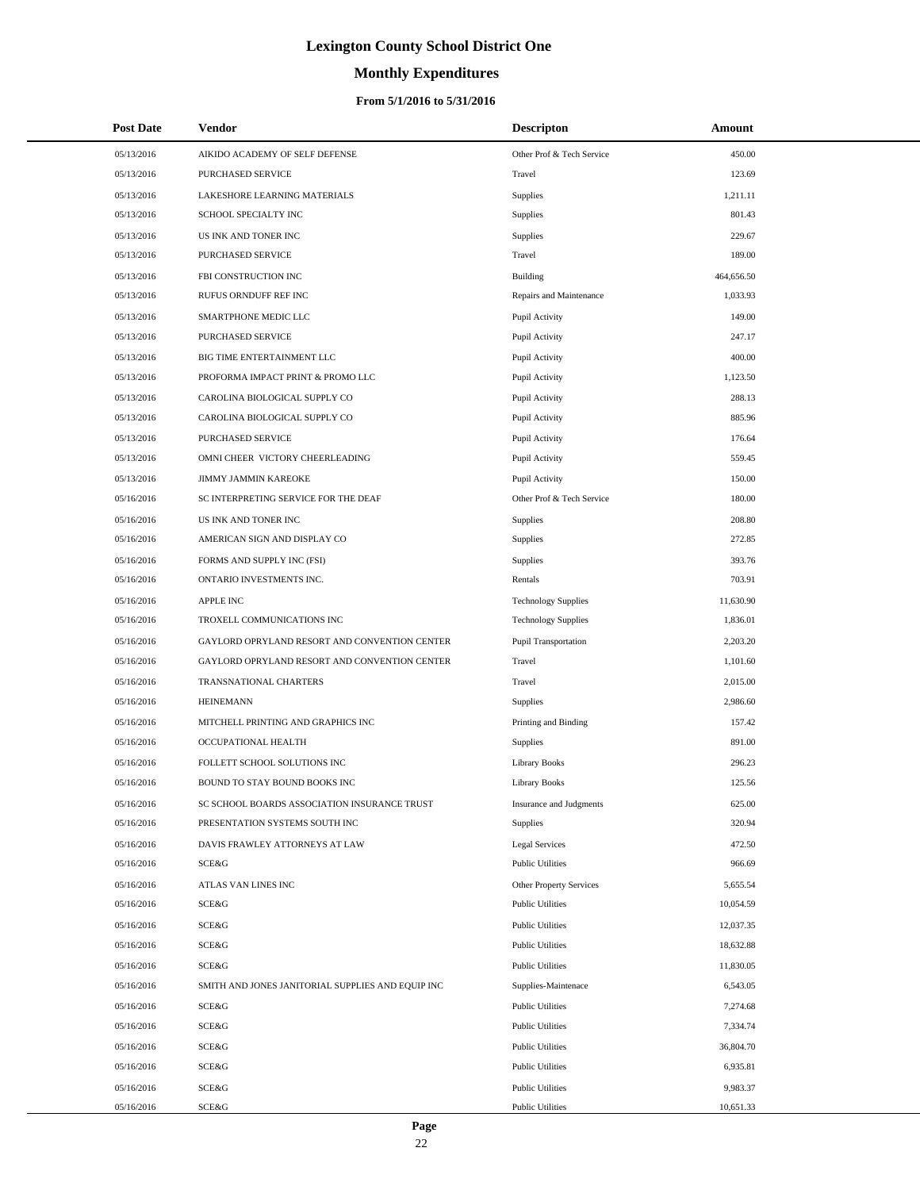# Lexington County School District One

## Monthly Expenditures

### From 5/1/2016 to 5/31/2016

| Post Date | Vendor | Descripton | Amount |
|---|---|---|---|
| 05/13/2016 | AIKIDO ACADEMY OF SELF DEFENSE | Other Prof & Tech Service | 450.00 |
| 05/13/2016 | PURCHASED SERVICE | Travel | 123.69 |
| 05/13/2016 | LAKESHORE LEARNING MATERIALS | Supplies | 1,211.11 |
| 05/13/2016 | SCHOOL SPECIALTY INC | Supplies | 801.43 |
| 05/13/2016 | US INK AND TONER INC | Supplies | 229.67 |
| 05/13/2016 | PURCHASED SERVICE | Travel | 189.00 |
| 05/13/2016 | FBI CONSTRUCTION INC | Building | 464,656.50 |
| 05/13/2016 | RUFUS ORNDUFF REF INC | Repairs and Maintenance | 1,033.93 |
| 05/13/2016 | SMARTPHONE MEDIC LLC | Pupil Activity | 149.00 |
| 05/13/2016 | PURCHASED SERVICE | Pupil Activity | 247.17 |
| 05/13/2016 | BIG TIME ENTERTAINMENT LLC | Pupil Activity | 400.00 |
| 05/13/2016 | PROFORMA IMPACT PRINT & PROMO LLC | Pupil Activity | 1,123.50 |
| 05/13/2016 | CAROLINA BIOLOGICAL SUPPLY CO | Pupil Activity | 288.13 |
| 05/13/2016 | CAROLINA BIOLOGICAL SUPPLY CO | Pupil Activity | 885.96 |
| 05/13/2016 | PURCHASED SERVICE | Pupil Activity | 176.64 |
| 05/13/2016 | OMNI CHEER VICTORY CHEERLEADING | Pupil Activity | 559.45 |
| 05/13/2016 | JIMMY JAMMIN KAREOKE | Pupil Activity | 150.00 |
| 05/16/2016 | SC INTERPRETING SERVICE FOR THE DEAF | Other Prof & Tech Service | 180.00 |
| 05/16/2016 | US INK AND TONER INC | Supplies | 208.80 |
| 05/16/2016 | AMERICAN SIGN AND DISPLAY CO | Supplies | 272.85 |
| 05/16/2016 | FORMS AND SUPPLY INC (FSI) | Supplies | 393.76 |
| 05/16/2016 | ONTARIO INVESTMENTS INC. | Rentals | 703.91 |
| 05/16/2016 | APPLE INC | Technology Supplies | 11,630.90 |
| 05/16/2016 | TROXELL COMMUNICATIONS INC | Technology Supplies | 1,836.01 |
| 05/16/2016 | GAYLORD OPRYLAND RESORT AND CONVENTION CENTER | Pupil Transportation | 2,203.20 |
| 05/16/2016 | GAYLORD OPRYLAND RESORT AND CONVENTION CENTER | Travel | 1,101.60 |
| 05/16/2016 | TRANSNATIONAL CHARTERS | Travel | 2,015.00 |
| 05/16/2016 | HEINEMANN | Supplies | 2,986.60 |
| 05/16/2016 | MITCHELL PRINTING AND GRAPHICS INC | Printing and Binding | 157.42 |
| 05/16/2016 | OCCUPATIONAL HEALTH | Supplies | 891.00 |
| 05/16/2016 | FOLLETT SCHOOL SOLUTIONS INC | Library Books | 296.23 |
| 05/16/2016 | BOUND TO STAY BOUND BOOKS INC | Library Books | 125.56 |
| 05/16/2016 | SC SCHOOL BOARDS ASSOCIATION INSURANCE TRUST | Insurance and Judgments | 625.00 |
| 05/16/2016 | PRESENTATION SYSTEMS SOUTH INC | Supplies | 320.94 |
| 05/16/2016 | DAVIS FRAWLEY ATTORNEYS AT LAW | Legal Services | 472.50 |
| 05/16/2016 | SCE&G | Public Utilities | 966.69 |
| 05/16/2016 | ATLAS VAN LINES INC | Other Property Services | 5,655.54 |
| 05/16/2016 | SCE&G | Public Utilities | 10,054.59 |
| 05/16/2016 | SCE&G | Public Utilities | 12,037.35 |
| 05/16/2016 | SCE&G | Public Utilities | 18,632.88 |
| 05/16/2016 | SCE&G | Public Utilities | 11,830.05 |
| 05/16/2016 | SMITH AND JONES JANITORIAL SUPPLIES AND EQUIP INC | Supplies-Maintenace | 6,543.05 |
| 05/16/2016 | SCE&G | Public Utilities | 7,274.68 |
| 05/16/2016 | SCE&G | Public Utilities | 7,334.74 |
| 05/16/2016 | SCE&G | Public Utilities | 36,804.70 |
| 05/16/2016 | SCE&G | Public Utilities | 6,935.81 |
| 05/16/2016 | SCE&G | Public Utilities | 9,983.37 |
| 05/16/2016 | SCE&G | Public Utilities | 10,651.33 |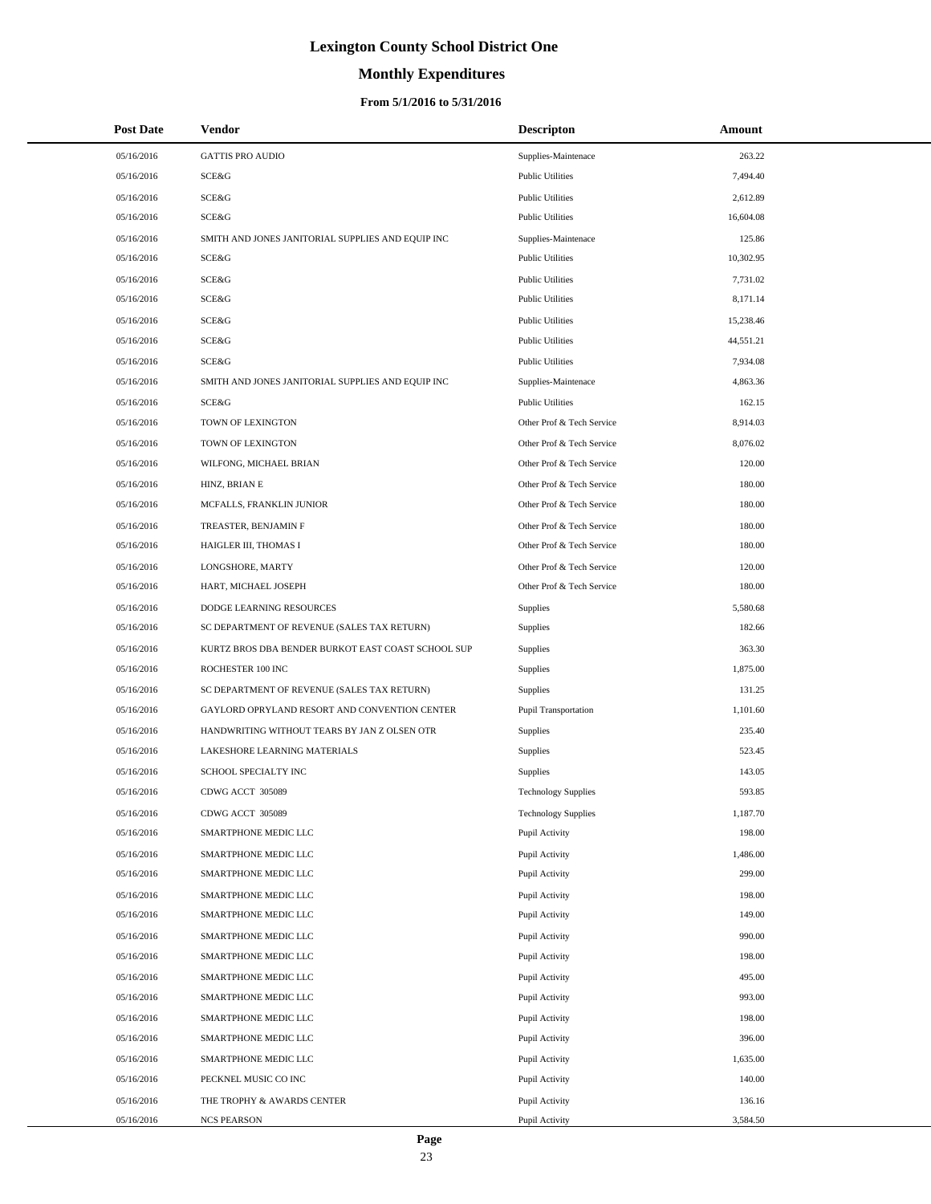# Lexington County School District One

## Monthly Expenditures

### From 5/1/2016 to 5/31/2016

| Post Date | Vendor | Descripton | Amount |
|---|---|---|---|
| 05/16/2016 | GATTIS PRO AUDIO | Supplies-Maintenace | 263.22 |
| 05/16/2016 | SCE&G | Public Utilities | 7,494.40 |
| 05/16/2016 | SCE&G | Public Utilities | 2,612.89 |
| 05/16/2016 | SCE&G | Public Utilities | 16,604.08 |
| 05/16/2016 | SMITH AND JONES JANITORIAL SUPPLIES AND EQUIP INC | Supplies-Maintenace | 125.86 |
| 05/16/2016 | SCE&G | Public Utilities | 10,302.95 |
| 05/16/2016 | SCE&G | Public Utilities | 7,731.02 |
| 05/16/2016 | SCE&G | Public Utilities | 8,171.14 |
| 05/16/2016 | SCE&G | Public Utilities | 15,238.46 |
| 05/16/2016 | SCE&G | Public Utilities | 44,551.21 |
| 05/16/2016 | SCE&G | Public Utilities | 7,934.08 |
| 05/16/2016 | SMITH AND JONES JANITORIAL SUPPLIES AND EQUIP INC | Supplies-Maintenace | 4,863.36 |
| 05/16/2016 | SCE&G | Public Utilities | 162.15 |
| 05/16/2016 | TOWN OF LEXINGTON | Other Prof & Tech Service | 8,914.03 |
| 05/16/2016 | TOWN OF LEXINGTON | Other Prof & Tech Service | 8,076.02 |
| 05/16/2016 | WILFONG, MICHAEL BRIAN | Other Prof & Tech Service | 120.00 |
| 05/16/2016 | HINZ, BRIAN E | Other Prof & Tech Service | 180.00 |
| 05/16/2016 | MCFALLS, FRANKLIN JUNIOR | Other Prof & Tech Service | 180.00 |
| 05/16/2016 | TREASTER, BENJAMIN F | Other Prof & Tech Service | 180.00 |
| 05/16/2016 | HAIGLER III, THOMAS I | Other Prof & Tech Service | 180.00 |
| 05/16/2016 | LONGSHORE, MARTY | Other Prof & Tech Service | 120.00 |
| 05/16/2016 | HART, MICHAEL JOSEPH | Other Prof & Tech Service | 180.00 |
| 05/16/2016 | DODGE LEARNING RESOURCES | Supplies | 5,580.68 |
| 05/16/2016 | SC DEPARTMENT OF REVENUE (SALES TAX RETURN) | Supplies | 182.66 |
| 05/16/2016 | KURTZ BROS DBA BENDER BURKOT EAST COAST SCHOOL SUP | Supplies | 363.30 |
| 05/16/2016 | ROCHESTER 100 INC | Supplies | 1,875.00 |
| 05/16/2016 | SC DEPARTMENT OF REVENUE (SALES TAX RETURN) | Supplies | 131.25 |
| 05/16/2016 | GAYLORD OPRYLAND RESORT AND CONVENTION CENTER | Pupil Transportation | 1,101.60 |
| 05/16/2016 | HANDWRITING WITHOUT TEARS BY JAN Z OLSEN OTR | Supplies | 235.40 |
| 05/16/2016 | LAKESHORE LEARNING MATERIALS | Supplies | 523.45 |
| 05/16/2016 | SCHOOL SPECIALTY INC | Supplies | 143.05 |
| 05/16/2016 | CDWG ACCT 305089 | Technology Supplies | 593.85 |
| 05/16/2016 | CDWG ACCT 305089 | Technology Supplies | 1,187.70 |
| 05/16/2016 | SMARTPHONE MEDIC LLC | Pupil Activity | 198.00 |
| 05/16/2016 | SMARTPHONE MEDIC LLC | Pupil Activity | 1,486.00 |
| 05/16/2016 | SMARTPHONE MEDIC LLC | Pupil Activity | 299.00 |
| 05/16/2016 | SMARTPHONE MEDIC LLC | Pupil Activity | 198.00 |
| 05/16/2016 | SMARTPHONE MEDIC LLC | Pupil Activity | 149.00 |
| 05/16/2016 | SMARTPHONE MEDIC LLC | Pupil Activity | 990.00 |
| 05/16/2016 | SMARTPHONE MEDIC LLC | Pupil Activity | 198.00 |
| 05/16/2016 | SMARTPHONE MEDIC LLC | Pupil Activity | 495.00 |
| 05/16/2016 | SMARTPHONE MEDIC LLC | Pupil Activity | 993.00 |
| 05/16/2016 | SMARTPHONE MEDIC LLC | Pupil Activity | 198.00 |
| 05/16/2016 | SMARTPHONE MEDIC LLC | Pupil Activity | 396.00 |
| 05/16/2016 | SMARTPHONE MEDIC LLC | Pupil Activity | 1,635.00 |
| 05/16/2016 | PECKNEL MUSIC CO INC | Pupil Activity | 140.00 |
| 05/16/2016 | THE TROPHY & AWARDS CENTER | Pupil Activity | 136.16 |
| 05/16/2016 | NCS PEARSON | Pupil Activity | 3,584.50 |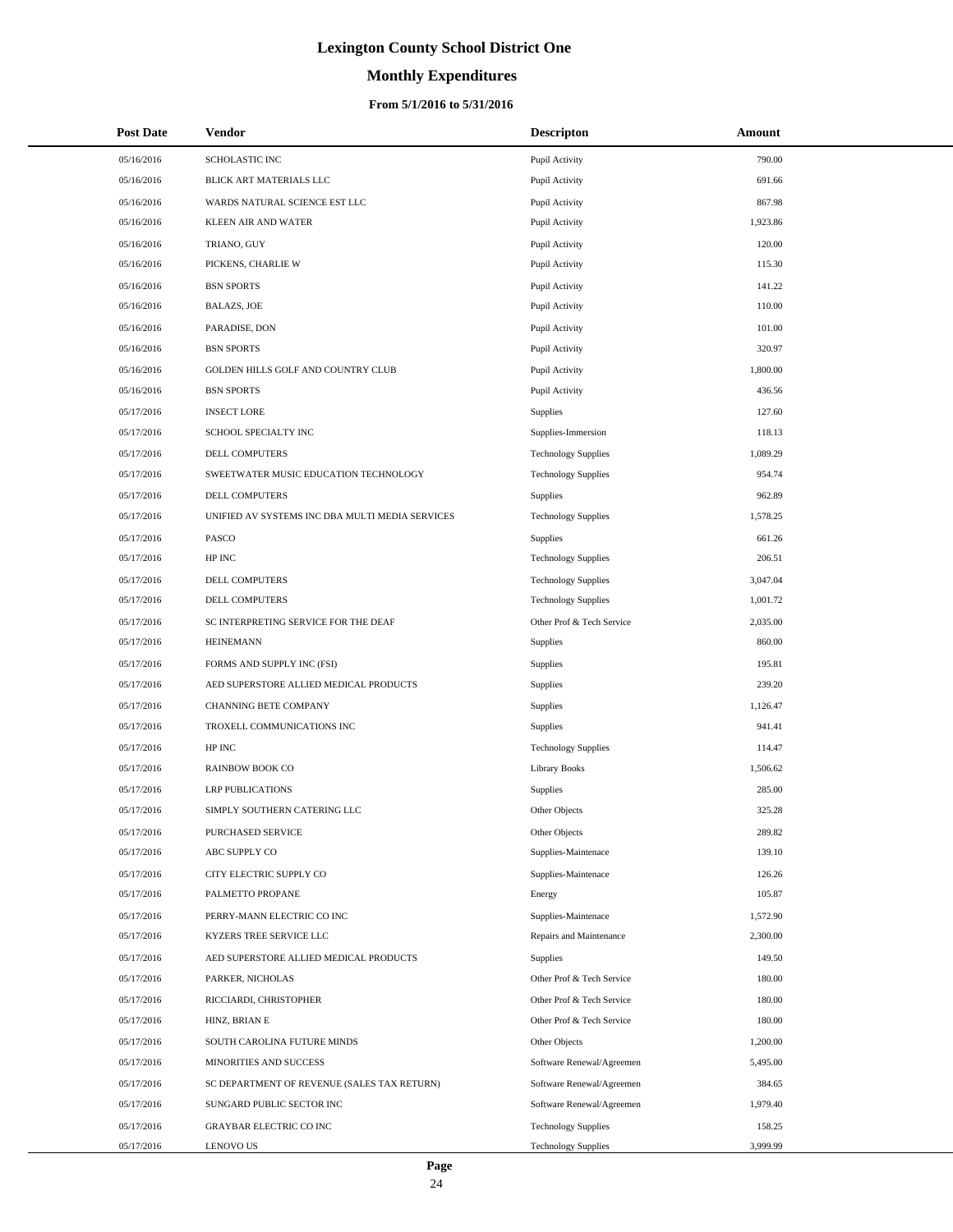# Lexington County School District One

## Monthly Expenditures

### From 5/1/2016 to 5/31/2016

| Post Date | Vendor | Descripton | Amount |
| --- | --- | --- | --- |
| 05/16/2016 | SCHOLASTIC INC | Pupil Activity | 790.00 |
| 05/16/2016 | BLICK ART MATERIALS LLC | Pupil Activity | 691.66 |
| 05/16/2016 | WARDS NATURAL SCIENCE EST LLC | Pupil Activity | 867.98 |
| 05/16/2016 | KLEEN AIR AND WATER | Pupil Activity | 1,923.86 |
| 05/16/2016 | TRIANO, GUY | Pupil Activity | 120.00 |
| 05/16/2016 | PICKENS, CHARLIE W | Pupil Activity | 115.30 |
| 05/16/2016 | BSN SPORTS | Pupil Activity | 141.22 |
| 05/16/2016 | BALAZS, JOE | Pupil Activity | 110.00 |
| 05/16/2016 | PARADISE, DON | Pupil Activity | 101.00 |
| 05/16/2016 | BSN SPORTS | Pupil Activity | 320.97 |
| 05/16/2016 | GOLDEN HILLS GOLF AND COUNTRY CLUB | Pupil Activity | 1,800.00 |
| 05/16/2016 | BSN SPORTS | Pupil Activity | 436.56 |
| 05/17/2016 | INSECT LORE | Supplies | 127.60 |
| 05/17/2016 | SCHOOL SPECIALTY INC | Supplies-Immersion | 118.13 |
| 05/17/2016 | DELL COMPUTERS | Technology Supplies | 1,089.29 |
| 05/17/2016 | SWEETWATER MUSIC EDUCATION TECHNOLOGY | Technology Supplies | 954.74 |
| 05/17/2016 | DELL COMPUTERS | Supplies | 962.89 |
| 05/17/2016 | UNIFIED AV SYSTEMS INC DBA MULTI MEDIA SERVICES | Technology Supplies | 1,578.25 |
| 05/17/2016 | PASCO | Supplies | 661.26 |
| 05/17/2016 | HP INC | Technology Supplies | 206.51 |
| 05/17/2016 | DELL COMPUTERS | Technology Supplies | 3,047.04 |
| 05/17/2016 | DELL COMPUTERS | Technology Supplies | 1,001.72 |
| 05/17/2016 | SC INTERPRETING SERVICE FOR THE DEAF | Other Prof & Tech Service | 2,035.00 |
| 05/17/2016 | HEINEMANN | Supplies | 860.00 |
| 05/17/2016 | FORMS AND SUPPLY INC (FSI) | Supplies | 195.81 |
| 05/17/2016 | AED SUPERSTORE ALLIED MEDICAL PRODUCTS | Supplies | 239.20 |
| 05/17/2016 | CHANNING BETE COMPANY | Supplies | 1,126.47 |
| 05/17/2016 | TROXELL COMMUNICATIONS INC | Supplies | 941.41 |
| 05/17/2016 | HP INC | Technology Supplies | 114.47 |
| 05/17/2016 | RAINBOW BOOK CO | Library Books | 1,506.62 |
| 05/17/2016 | LRP PUBLICATIONS | Supplies | 285.00 |
| 05/17/2016 | SIMPLY SOUTHERN CATERING LLC | Other Objects | 325.28 |
| 05/17/2016 | PURCHASED SERVICE | Other Objects | 289.82 |
| 05/17/2016 | ABC SUPPLY CO | Supplies-Maintenace | 139.10 |
| 05/17/2016 | CITY ELECTRIC SUPPLY CO | Supplies-Maintenace | 126.26 |
| 05/17/2016 | PALMETTO PROPANE | Energy | 105.87 |
| 05/17/2016 | PERRY-MANN ELECTRIC CO INC | Supplies-Maintenace | 1,572.90 |
| 05/17/2016 | KYZERS TREE SERVICE LLC | Repairs and Maintenance | 2,300.00 |
| 05/17/2016 | AED SUPERSTORE ALLIED MEDICAL PRODUCTS | Supplies | 149.50 |
| 05/17/2016 | PARKER, NICHOLAS | Other Prof & Tech Service | 180.00 |
| 05/17/2016 | RICCIARDI, CHRISTOPHER | Other Prof & Tech Service | 180.00 |
| 05/17/2016 | HINZ, BRIAN E | Other Prof & Tech Service | 180.00 |
| 05/17/2016 | SOUTH CAROLINA FUTURE MINDS | Other Objects | 1,200.00 |
| 05/17/2016 | MINORITIES AND SUCCESS | Software Renewal/Agreemen | 5,495.00 |
| 05/17/2016 | SC DEPARTMENT OF REVENUE (SALES TAX RETURN) | Software Renewal/Agreemen | 384.65 |
| 05/17/2016 | SUNGARD PUBLIC SECTOR INC | Software Renewal/Agreemen | 1,979.40 |
| 05/17/2016 | GRAYBAR ELECTRIC CO INC | Technology Supplies | 158.25 |
| 05/17/2016 | LENOVO US | Technology Supplies | 3,999.99 |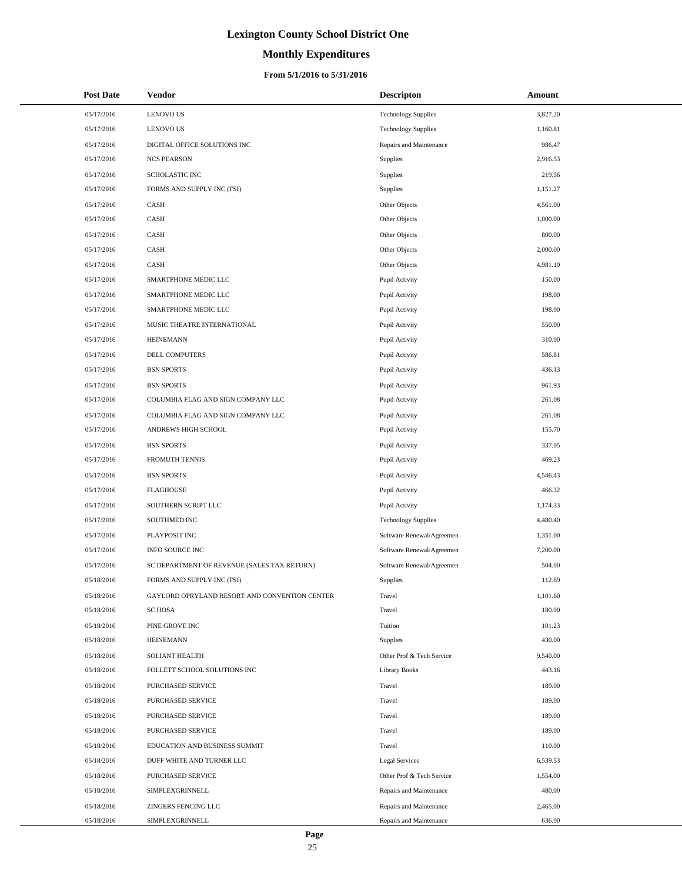# Lexington County School District One

## Monthly Expenditures

### From 5/1/2016 to 5/31/2016

| Post Date | Vendor | Descripton | Amount |
|---|---|---|---|
| 05/17/2016 | LENOVO US | Technology Supplies | 3,827.20 |
| 05/17/2016 | LENOVO US | Technology Supplies | 1,160.81 |
| 05/17/2016 | DIGITAL OFFICE SOLUTIONS INC | Repairs and Maintenance | 986.47 |
| 05/17/2016 | NCS PEARSON | Supplies | 2,916.53 |
| 05/17/2016 | SCHOLASTIC INC | Supplies | 219.56 |
| 05/17/2016 | FORMS AND SUPPLY INC (FSI) | Supplies | 1,151.27 |
| 05/17/2016 | CASH | Other Objects | 4,561.00 |
| 05/17/2016 | CASH | Other Objects | 1,000.00 |
| 05/17/2016 | CASH | Other Objects | 800.00 |
| 05/17/2016 | CASH | Other Objects | 2,000.00 |
| 05/17/2016 | CASH | Other Objects | 4,981.10 |
| 05/17/2016 | SMARTPHONE MEDIC LLC | Pupil Activity | 150.00 |
| 05/17/2016 | SMARTPHONE MEDIC LLC | Pupil Activity | 198.00 |
| 05/17/2016 | SMARTPHONE MEDIC LLC | Pupil Activity | 198.00 |
| 05/17/2016 | MUSIC THEATRE INTERNATIONAL | Pupil Activity | 550.00 |
| 05/17/2016 | HEINEMANN | Pupil Activity | 310.00 |
| 05/17/2016 | DELL COMPUTERS | Pupil Activity | 586.81 |
| 05/17/2016 | BSN SPORTS | Pupil Activity | 436.13 |
| 05/17/2016 | BSN SPORTS | Pupil Activity | 961.93 |
| 05/17/2016 | COLUMBIA FLAG AND SIGN COMPANY LLC | Pupil Activity | 261.08 |
| 05/17/2016 | COLUMBIA FLAG AND SIGN COMPANY LLC | Pupil Activity | 261.08 |
| 05/17/2016 | ANDREWS HIGH SCHOOL | Pupil Activity | 155.70 |
| 05/17/2016 | BSN SPORTS | Pupil Activity | 337.05 |
| 05/17/2016 | FROMUTH TENNIS | Pupil Activity | 469.23 |
| 05/17/2016 | BSN SPORTS | Pupil Activity | 4,546.43 |
| 05/17/2016 | FLAGHOUSE | Pupil Activity | 466.32 |
| 05/17/2016 | SOUTHERN SCRIPT LLC | Pupil Activity | 1,174.33 |
| 05/17/2016 | SOUTHMED INC | Technology Supplies | 4,480.40 |
| 05/17/2016 | PLAYPOSIT INC | Software Renewal/Agreemen | 1,351.00 |
| 05/17/2016 | INFO SOURCE INC | Software Renewal/Agreemen | 7,200.00 |
| 05/17/2016 | SC DEPARTMENT OF REVENUE (SALES TAX RETURN) | Software Renewal/Agreemen | 504.00 |
| 05/18/2016 | FORMS AND SUPPLY INC (FSI) | Supplies | 112.69 |
| 05/18/2016 | GAYLORD OPRYLAND RESORT AND CONVENTION CENTER | Travel | 1,101.60 |
| 05/18/2016 | SC HOSA | Travel | 180.00 |
| 05/18/2016 | PINE GROVE INC | Tuition | 101.23 |
| 05/18/2016 | HEINEMANN | Supplies | 430.00 |
| 05/18/2016 | SOLIANT HEALTH | Other Prof & Tech Service | 9,540.00 |
| 05/18/2016 | FOLLETT SCHOOL SOLUTIONS INC | Library Books | 443.16 |
| 05/18/2016 | PURCHASED SERVICE | Travel | 189.00 |
| 05/18/2016 | PURCHASED SERVICE | Travel | 189.00 |
| 05/18/2016 | PURCHASED SERVICE | Travel | 189.00 |
| 05/18/2016 | PURCHASED SERVICE | Travel | 189.00 |
| 05/18/2016 | EDUCATION AND BUSINESS SUMMIT | Travel | 110.00 |
| 05/18/2016 | DUFF WHITE AND TURNER LLC | Legal Services | 6,539.53 |
| 05/18/2016 | PURCHASED SERVICE | Other Prof & Tech Service | 1,554.00 |
| 05/18/2016 | SIMPLEXGRINNELL | Repairs and Maintenance | 480.00 |
| 05/18/2016 | ZINGERS FENCING LLC | Repairs and Maintenance | 2,465.00 |
| 05/18/2016 | SIMPLEXGRINNELL | Repairs and Maintenance | 636.00 |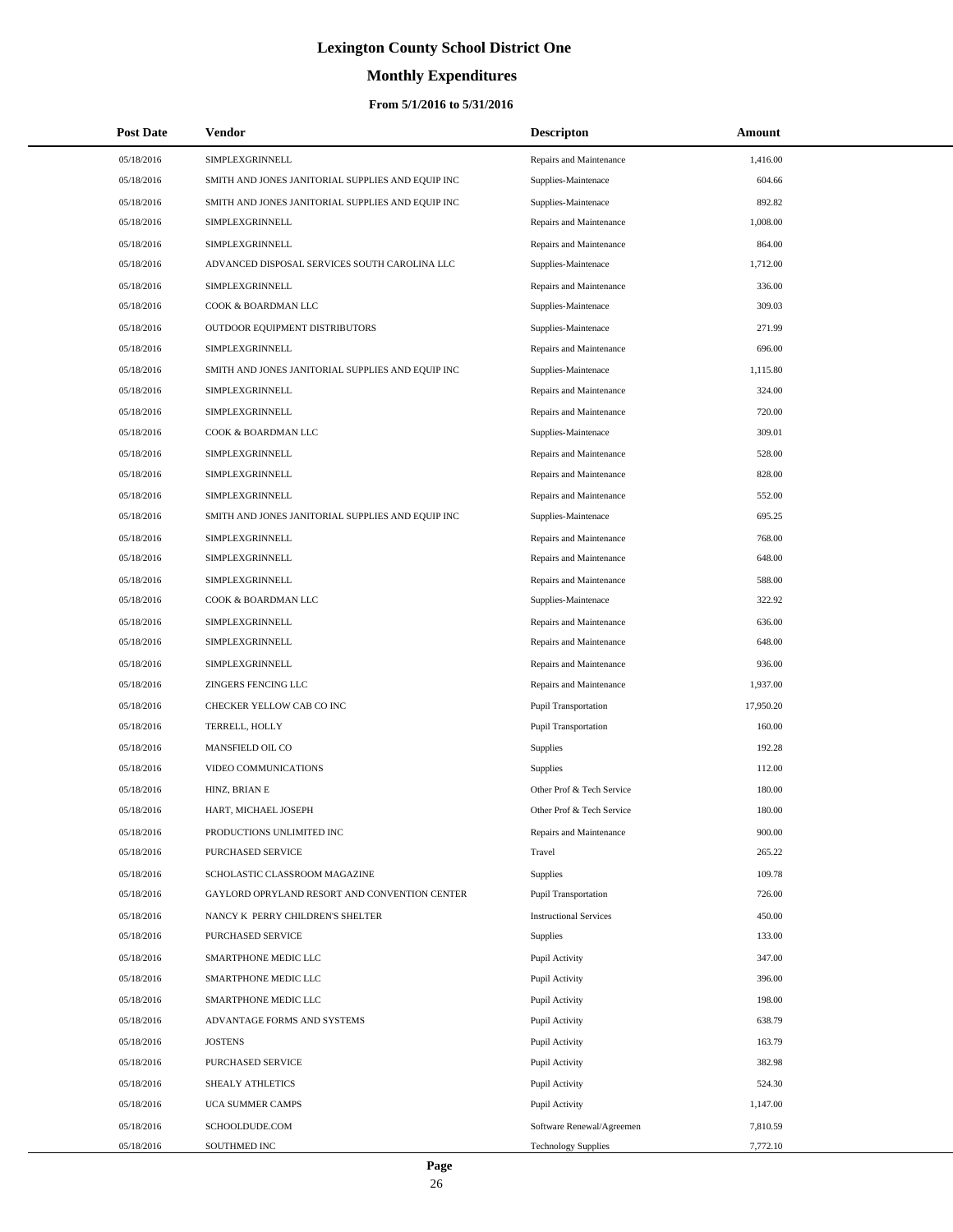# Lexington County School District One

## Monthly Expenditures

### From 5/1/2016 to 5/31/2016

| Post Date | Vendor | Descripton | Amount |
|---|---|---|---|
| 05/18/2016 | SIMPLEXGRINNELL | Repairs and Maintenance | 1,416.00 |
| 05/18/2016 | SMITH AND JONES JANITORIAL SUPPLIES AND EQUIP INC | Supplies-Maintenace | 604.66 |
| 05/18/2016 | SMITH AND JONES JANITORIAL SUPPLIES AND EQUIP INC | Supplies-Maintenace | 892.82 |
| 05/18/2016 | SIMPLEXGRINNELL | Repairs and Maintenance | 1,008.00 |
| 05/18/2016 | SIMPLEXGRINNELL | Repairs and Maintenance | 864.00 |
| 05/18/2016 | ADVANCED DISPOSAL SERVICES SOUTH CAROLINA LLC | Supplies-Maintenace | 1,712.00 |
| 05/18/2016 | SIMPLEXGRINNELL | Repairs and Maintenance | 336.00 |
| 05/18/2016 | COOK & BOARDMAN LLC | Supplies-Maintenace | 309.03 |
| 05/18/2016 | OUTDOOR EQUIPMENT DISTRIBUTORS | Supplies-Maintenace | 271.99 |
| 05/18/2016 | SIMPLEXGRINNELL | Repairs and Maintenance | 696.00 |
| 05/18/2016 | SMITH AND JONES JANITORIAL SUPPLIES AND EQUIP INC | Supplies-Maintenace | 1,115.80 |
| 05/18/2016 | SIMPLEXGRINNELL | Repairs and Maintenance | 324.00 |
| 05/18/2016 | SIMPLEXGRINNELL | Repairs and Maintenance | 720.00 |
| 05/18/2016 | COOK & BOARDMAN LLC | Supplies-Maintenace | 309.01 |
| 05/18/2016 | SIMPLEXGRINNELL | Repairs and Maintenance | 528.00 |
| 05/18/2016 | SIMPLEXGRINNELL | Repairs and Maintenance | 828.00 |
| 05/18/2016 | SIMPLEXGRINNELL | Repairs and Maintenance | 552.00 |
| 05/18/2016 | SMITH AND JONES JANITORIAL SUPPLIES AND EQUIP INC | Supplies-Maintenace | 695.25 |
| 05/18/2016 | SIMPLEXGRINNELL | Repairs and Maintenance | 768.00 |
| 05/18/2016 | SIMPLEXGRINNELL | Repairs and Maintenance | 648.00 |
| 05/18/2016 | SIMPLEXGRINNELL | Repairs and Maintenance | 588.00 |
| 05/18/2016 | COOK & BOARDMAN LLC | Supplies-Maintenace | 322.92 |
| 05/18/2016 | SIMPLEXGRINNELL | Repairs and Maintenance | 636.00 |
| 05/18/2016 | SIMPLEXGRINNELL | Repairs and Maintenance | 648.00 |
| 05/18/2016 | SIMPLEXGRINNELL | Repairs and Maintenance | 936.00 |
| 05/18/2016 | ZINGERS FENCING LLC | Repairs and Maintenance | 1,937.00 |
| 05/18/2016 | CHECKER YELLOW CAB CO INC | Pupil Transportation | 17,950.20 |
| 05/18/2016 | TERRELL, HOLLY | Pupil Transportation | 160.00 |
| 05/18/2016 | MANSFIELD OIL CO | Supplies | 192.28 |
| 05/18/2016 | VIDEO COMMUNICATIONS | Supplies | 112.00 |
| 05/18/2016 | HINZ, BRIAN E | Other Prof & Tech Service | 180.00 |
| 05/18/2016 | HART, MICHAEL JOSEPH | Other Prof & Tech Service | 180.00 |
| 05/18/2016 | PRODUCTIONS UNLIMITED INC | Repairs and Maintenance | 900.00 |
| 05/18/2016 | PURCHASED SERVICE | Travel | 265.22 |
| 05/18/2016 | SCHOLASTIC CLASSROOM MAGAZINE | Supplies | 109.78 |
| 05/18/2016 | GAYLORD OPRYLAND RESORT AND CONVENTION CENTER | Pupil Transportation | 726.00 |
| 05/18/2016 | NANCY K PERRY CHILDREN'S SHELTER | Instructional Services | 450.00 |
| 05/18/2016 | PURCHASED SERVICE | Supplies | 133.00 |
| 05/18/2016 | SMARTPHONE MEDIC LLC | Pupil Activity | 347.00 |
| 05/18/2016 | SMARTPHONE MEDIC LLC | Pupil Activity | 396.00 |
| 05/18/2016 | SMARTPHONE MEDIC LLC | Pupil Activity | 198.00 |
| 05/18/2016 | ADVANTAGE FORMS AND SYSTEMS | Pupil Activity | 638.79 |
| 05/18/2016 | JOSTENS | Pupil Activity | 163.79 |
| 05/18/2016 | PURCHASED SERVICE | Pupil Activity | 382.98 |
| 05/18/2016 | SHEALY ATHLETICS | Pupil Activity | 524.30 |
| 05/18/2016 | UCA SUMMER CAMPS | Pupil Activity | 1,147.00 |
| 05/18/2016 | SCHOOLDUDE.COM | Software Renewal/Agreemen | 7,810.59 |
| 05/18/2016 | SOUTHMED INC | Technology Supplies | 7,772.10 |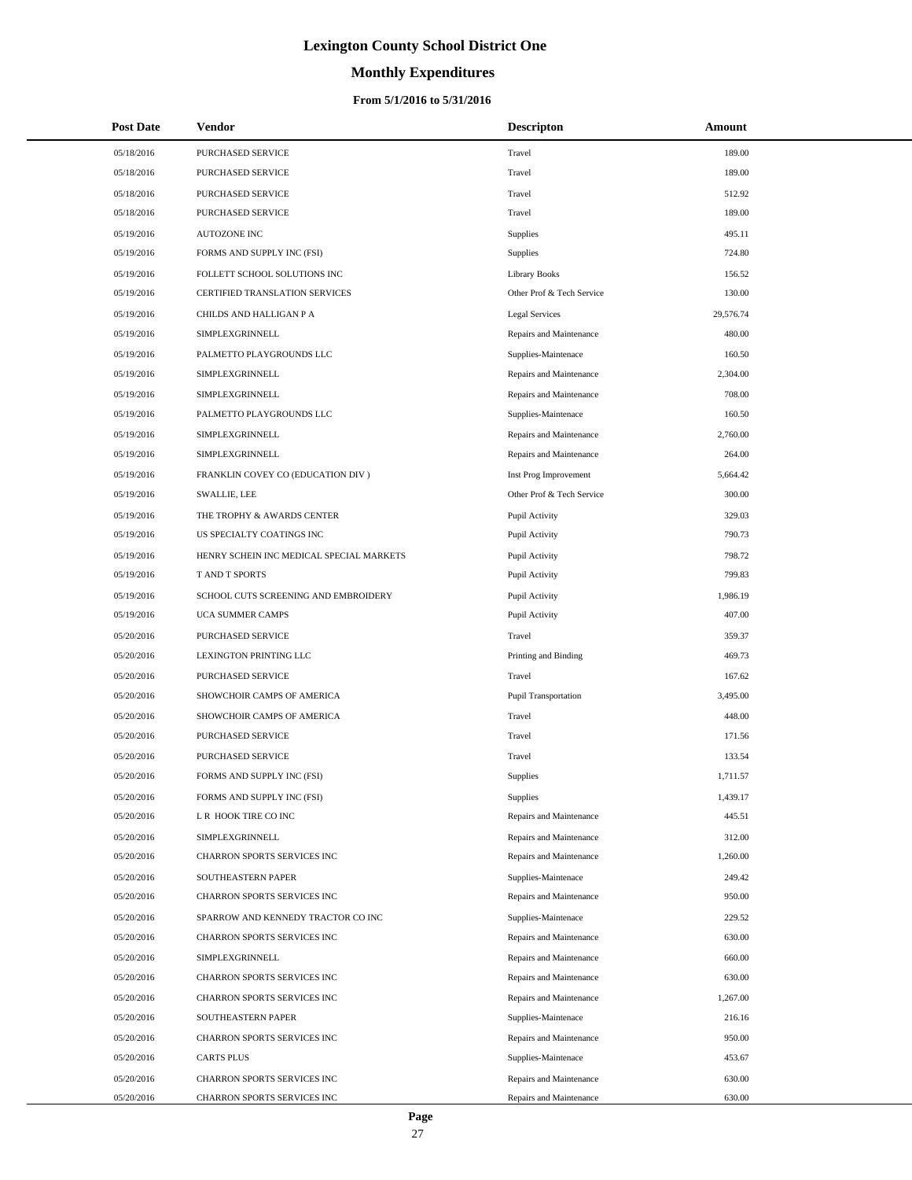# Lexington County School District One

## Monthly Expenditures

### From 5/1/2016 to 5/31/2016

| Post Date | Vendor | Descripton | Amount |
|---|---|---|---|
| 05/18/2016 | PURCHASED SERVICE | Travel | 189.00 |
| 05/18/2016 | PURCHASED SERVICE | Travel | 189.00 |
| 05/18/2016 | PURCHASED SERVICE | Travel | 512.92 |
| 05/18/2016 | PURCHASED SERVICE | Travel | 189.00 |
| 05/19/2016 | AUTOZONE INC | Supplies | 495.11 |
| 05/19/2016 | FORMS AND SUPPLY INC (FSI) | Supplies | 724.80 |
| 05/19/2016 | FOLLETT SCHOOL SOLUTIONS INC | Library Books | 156.52 |
| 05/19/2016 | CERTIFIED TRANSLATION SERVICES | Other Prof & Tech Service | 130.00 |
| 05/19/2016 | CHILDS AND HALLIGAN P A | Legal Services | 29,576.74 |
| 05/19/2016 | SIMPLEXGRINNELL | Repairs and Maintenance | 480.00 |
| 05/19/2016 | PALMETTO PLAYGROUNDS LLC | Supplies-Maintenace | 160.50 |
| 05/19/2016 | SIMPLEXGRINNELL | Repairs and Maintenance | 2,304.00 |
| 05/19/2016 | SIMPLEXGRINNELL | Repairs and Maintenance | 708.00 |
| 05/19/2016 | PALMETTO PLAYGROUNDS LLC | Supplies-Maintenace | 160.50 |
| 05/19/2016 | SIMPLEXGRINNELL | Repairs and Maintenance | 2,760.00 |
| 05/19/2016 | SIMPLEXGRINNELL | Repairs and Maintenance | 264.00 |
| 05/19/2016 | FRANKLIN COVEY CO (EDUCATION DIV ) | Inst Prog Improvement | 5,664.42 |
| 05/19/2016 | SWALLIE, LEE | Other Prof & Tech Service | 300.00 |
| 05/19/2016 | THE TROPHY & AWARDS CENTER | Pupil Activity | 329.03 |
| 05/19/2016 | US SPECIALTY COATINGS INC | Pupil Activity | 790.73 |
| 05/19/2016 | HENRY SCHEIN INC MEDICAL SPECIAL MARKETS | Pupil Activity | 798.72 |
| 05/19/2016 | T AND T SPORTS | Pupil Activity | 799.83 |
| 05/19/2016 | SCHOOL CUTS SCREENING AND EMBROIDERY | Pupil Activity | 1,986.19 |
| 05/19/2016 | UCA SUMMER CAMPS | Pupil Activity | 407.00 |
| 05/20/2016 | PURCHASED SERVICE | Travel | 359.37 |
| 05/20/2016 | LEXINGTON PRINTING LLC | Printing and Binding | 469.73 |
| 05/20/2016 | PURCHASED SERVICE | Travel | 167.62 |
| 05/20/2016 | SHOWCHOIR CAMPS OF AMERICA | Pupil Transportation | 3,495.00 |
| 05/20/2016 | SHOWCHOIR CAMPS OF AMERICA | Travel | 448.00 |
| 05/20/2016 | PURCHASED SERVICE | Travel | 171.56 |
| 05/20/2016 | PURCHASED SERVICE | Travel | 133.54 |
| 05/20/2016 | FORMS AND SUPPLY INC (FSI) | Supplies | 1,711.57 |
| 05/20/2016 | FORMS AND SUPPLY INC (FSI) | Supplies | 1,439.17 |
| 05/20/2016 | L R HOOK TIRE CO INC | Repairs and Maintenance | 445.51 |
| 05/20/2016 | SIMPLEXGRINNELL | Repairs and Maintenance | 312.00 |
| 05/20/2016 | CHARRON SPORTS SERVICES INC | Repairs and Maintenance | 1,260.00 |
| 05/20/2016 | SOUTHEASTERN PAPER | Supplies-Maintenace | 249.42 |
| 05/20/2016 | CHARRON SPORTS SERVICES INC | Repairs and Maintenance | 950.00 |
| 05/20/2016 | SPARROW AND KENNEDY TRACTOR CO INC | Supplies-Maintenace | 229.52 |
| 05/20/2016 | CHARRON SPORTS SERVICES INC | Repairs and Maintenance | 630.00 |
| 05/20/2016 | SIMPLEXGRINNELL | Repairs and Maintenance | 660.00 |
| 05/20/2016 | CHARRON SPORTS SERVICES INC | Repairs and Maintenance | 630.00 |
| 05/20/2016 | CHARRON SPORTS SERVICES INC | Repairs and Maintenance | 1,267.00 |
| 05/20/2016 | SOUTHEASTERN PAPER | Supplies-Maintenace | 216.16 |
| 05/20/2016 | CHARRON SPORTS SERVICES INC | Repairs and Maintenance | 950.00 |
| 05/20/2016 | CARTS PLUS | Supplies-Maintenace | 453.67 |
| 05/20/2016 | CHARRON SPORTS SERVICES INC | Repairs and Maintenance | 630.00 |
| 05/20/2016 | CHARRON SPORTS SERVICES INC | Repairs and Maintenance | 630.00 |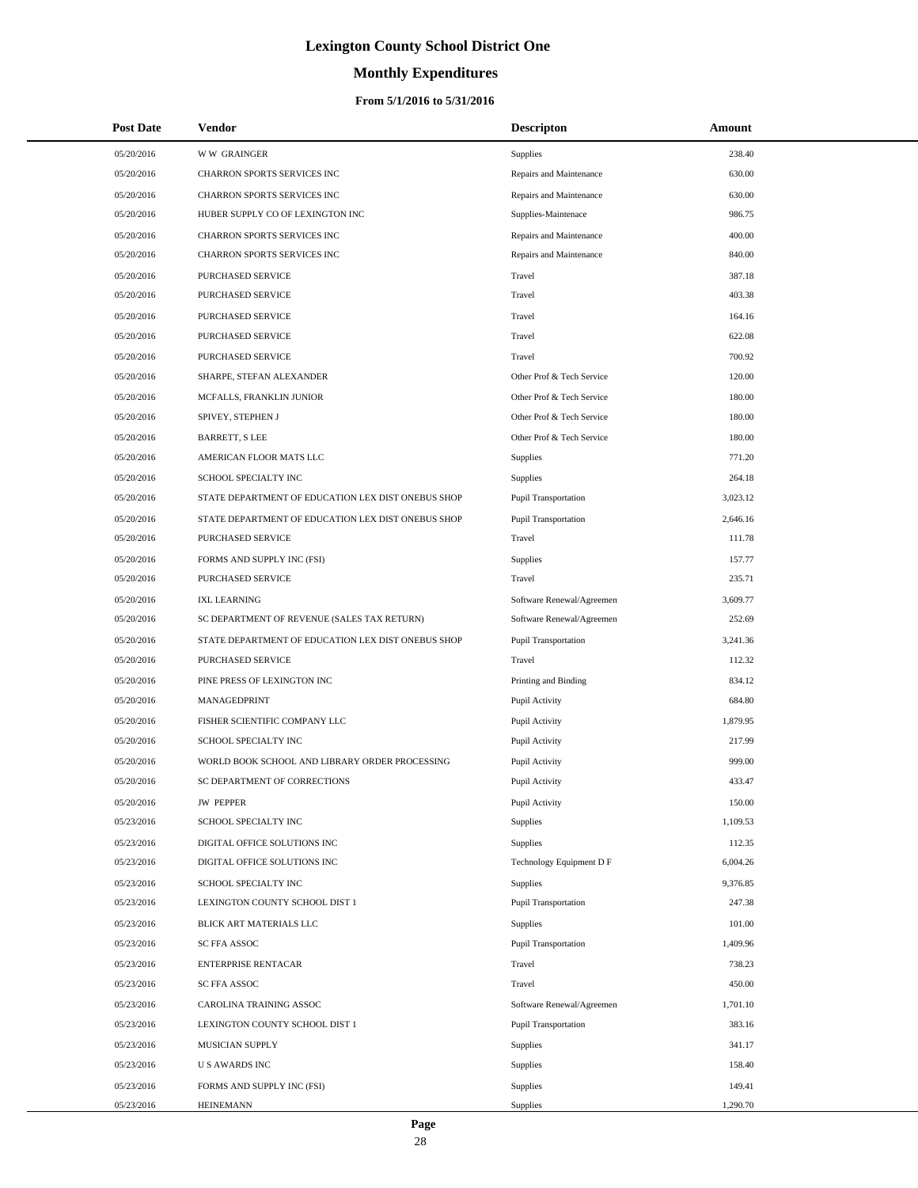# Lexington County School District One

## Monthly Expenditures

### From 5/1/2016 to 5/31/2016

| Post Date | Vendor | Descripton | Amount |
| --- | --- | --- | --- |
| 05/20/2016 | W W GRAINGER | Supplies | 238.40 |
| 05/20/2016 | CHARRON SPORTS SERVICES INC | Repairs and Maintenance | 630.00 |
| 05/20/2016 | CHARRON SPORTS SERVICES INC | Repairs and Maintenance | 630.00 |
| 05/20/2016 | HUBER SUPPLY CO OF LEXINGTON INC | Supplies-Maintenace | 986.75 |
| 05/20/2016 | CHARRON SPORTS SERVICES INC | Repairs and Maintenance | 400.00 |
| 05/20/2016 | CHARRON SPORTS SERVICES INC | Repairs and Maintenance | 840.00 |
| 05/20/2016 | PURCHASED SERVICE | Travel | 387.18 |
| 05/20/2016 | PURCHASED SERVICE | Travel | 403.38 |
| 05/20/2016 | PURCHASED SERVICE | Travel | 164.16 |
| 05/20/2016 | PURCHASED SERVICE | Travel | 622.08 |
| 05/20/2016 | PURCHASED SERVICE | Travel | 700.92 |
| 05/20/2016 | SHARPE, STEFAN ALEXANDER | Other Prof & Tech Service | 120.00 |
| 05/20/2016 | MCFALLS, FRANKLIN JUNIOR | Other Prof & Tech Service | 180.00 |
| 05/20/2016 | SPIVEY, STEPHEN J | Other Prof & Tech Service | 180.00 |
| 05/20/2016 | BARRETT, S LEE | Other Prof & Tech Service | 180.00 |
| 05/20/2016 | AMERICAN FLOOR MATS LLC | Supplies | 771.20 |
| 05/20/2016 | SCHOOL SPECIALTY INC | Supplies | 264.18 |
| 05/20/2016 | STATE DEPARTMENT OF EDUCATION LEX DIST ONEBUS SHOP | Pupil Transportation | 3,023.12 |
| 05/20/2016 | STATE DEPARTMENT OF EDUCATION LEX DIST ONEBUS SHOP | Pupil Transportation | 2,646.16 |
| 05/20/2016 | PURCHASED SERVICE | Travel | 111.78 |
| 05/20/2016 | FORMS AND SUPPLY INC (FSI) | Supplies | 157.77 |
| 05/20/2016 | PURCHASED SERVICE | Travel | 235.71 |
| 05/20/2016 | IXL LEARNING | Software Renewal/Agreemen | 3,609.77 |
| 05/20/2016 | SC DEPARTMENT OF REVENUE (SALES TAX RETURN) | Software Renewal/Agreemen | 252.69 |
| 05/20/2016 | STATE DEPARTMENT OF EDUCATION LEX DIST ONEBUS SHOP | Pupil Transportation | 3,241.36 |
| 05/20/2016 | PURCHASED SERVICE | Travel | 112.32 |
| 05/20/2016 | PINE PRESS OF LEXINGTON INC | Printing and Binding | 834.12 |
| 05/20/2016 | MANAGEDPRINT | Pupil Activity | 684.80 |
| 05/20/2016 | FISHER SCIENTIFIC COMPANY LLC | Pupil Activity | 1,879.95 |
| 05/20/2016 | SCHOOL SPECIALTY INC | Pupil Activity | 217.99 |
| 05/20/2016 | WORLD BOOK SCHOOL AND LIBRARY ORDER PROCESSING | Pupil Activity | 999.00 |
| 05/20/2016 | SC DEPARTMENT OF CORRECTIONS | Pupil Activity | 433.47 |
| 05/20/2016 | JW PEPPER | Pupil Activity | 150.00 |
| 05/23/2016 | SCHOOL SPECIALTY INC | Supplies | 1,109.53 |
| 05/23/2016 | DIGITAL OFFICE SOLUTIONS INC | Supplies | 112.35 |
| 05/23/2016 | DIGITAL OFFICE SOLUTIONS INC | Technology Equipment D F | 6,004.26 |
| 05/23/2016 | SCHOOL SPECIALTY INC | Supplies | 9,376.85 |
| 05/23/2016 | LEXINGTON COUNTY SCHOOL DIST 1 | Pupil Transportation | 247.38 |
| 05/23/2016 | BLICK ART MATERIALS LLC | Supplies | 101.00 |
| 05/23/2016 | SC FFA ASSOC | Pupil Transportation | 1,409.96 |
| 05/23/2016 | ENTERPRISE RENTACAR | Travel | 738.23 |
| 05/23/2016 | SC FFA ASSOC | Travel | 450.00 |
| 05/23/2016 | CAROLINA TRAINING ASSOC | Software Renewal/Agreemen | 1,701.10 |
| 05/23/2016 | LEXINGTON COUNTY SCHOOL DIST 1 | Pupil Transportation | 383.16 |
| 05/23/2016 | MUSICIAN SUPPLY | Supplies | 341.17 |
| 05/23/2016 | U S AWARDS INC | Supplies | 158.40 |
| 05/23/2016 | FORMS AND SUPPLY INC (FSI) | Supplies | 149.41 |
| 05/23/2016 | HEINEMANN | Supplies | 1,290.70 |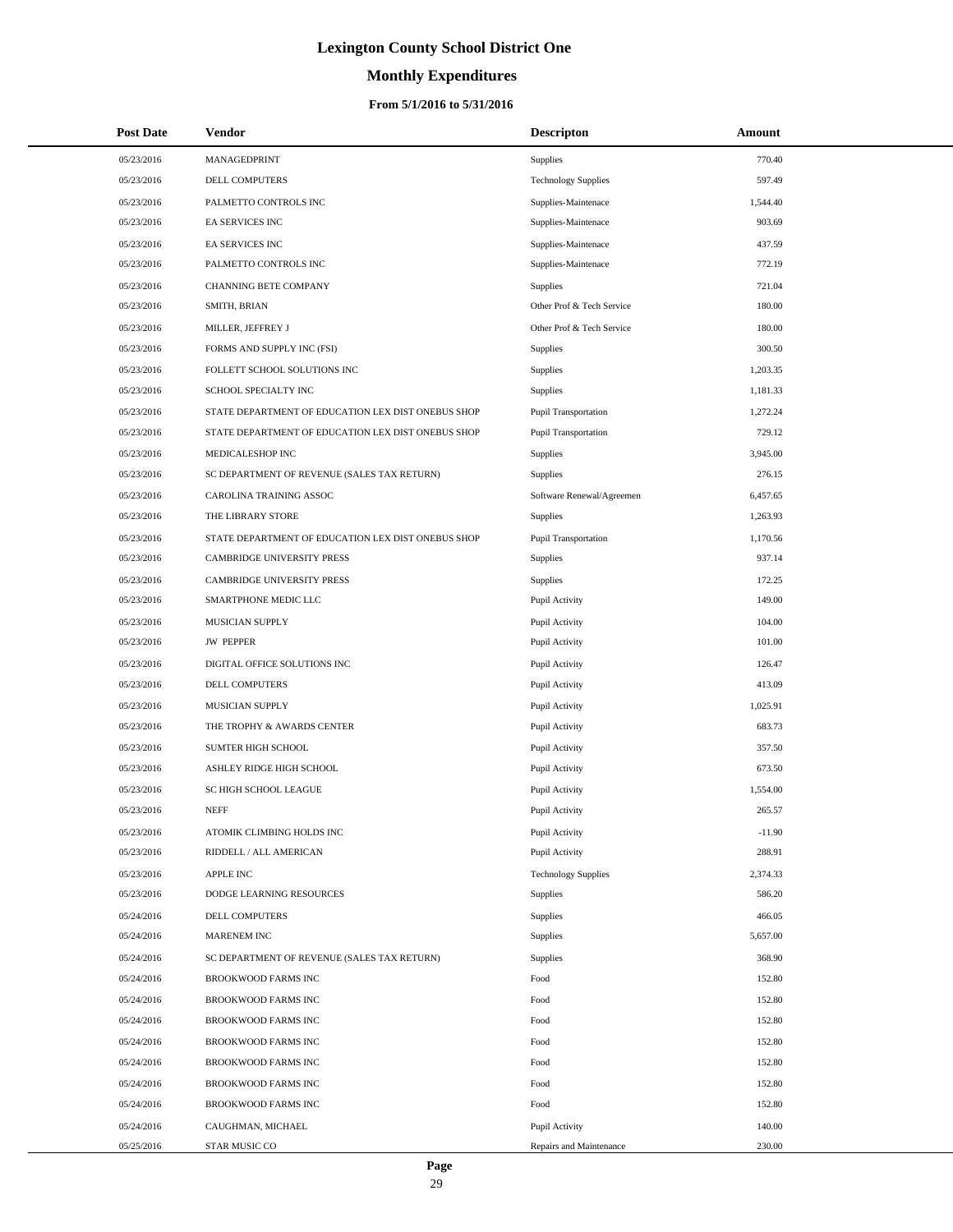# Lexington County School District One

## Monthly Expenditures

### From 5/1/2016 to 5/31/2016

| Post Date | Vendor | Descripton | Amount |
|---|---|---|---|
| 05/23/2016 | MANAGEDPRINT | Supplies | 770.40 |
| 05/23/2016 | DELL COMPUTERS | Technology Supplies | 597.49 |
| 05/23/2016 | PALMETTO CONTROLS INC | Supplies-Maintenace | 1,544.40 |
| 05/23/2016 | EA SERVICES INC | Supplies-Maintenace | 903.69 |
| 05/23/2016 | EA SERVICES INC | Supplies-Maintenace | 437.59 |
| 05/23/2016 | PALMETTO CONTROLS INC | Supplies-Maintenace | 772.19 |
| 05/23/2016 | CHANNING BETE COMPANY | Supplies | 721.04 |
| 05/23/2016 | SMITH, BRIAN | Other Prof & Tech Service | 180.00 |
| 05/23/2016 | MILLER, JEFFREY J | Other Prof & Tech Service | 180.00 |
| 05/23/2016 | FORMS AND SUPPLY INC (FSI) | Supplies | 300.50 |
| 05/23/2016 | FOLLETT SCHOOL SOLUTIONS INC | Supplies | 1,203.35 |
| 05/23/2016 | SCHOOL SPECIALTY INC | Supplies | 1,181.33 |
| 05/23/2016 | STATE DEPARTMENT OF EDUCATION LEX DIST ONEBUS SHOP | Pupil Transportation | 1,272.24 |
| 05/23/2016 | STATE DEPARTMENT OF EDUCATION LEX DIST ONEBUS SHOP | Pupil Transportation | 729.12 |
| 05/23/2016 | MEDICALESHOP INC | Supplies | 3,945.00 |
| 05/23/2016 | SC DEPARTMENT OF REVENUE (SALES TAX RETURN) | Supplies | 276.15 |
| 05/23/2016 | CAROLINA TRAINING ASSOC | Software Renewal/Agreemen | 6,457.65 |
| 05/23/2016 | THE LIBRARY STORE | Supplies | 1,263.93 |
| 05/23/2016 | STATE DEPARTMENT OF EDUCATION LEX DIST ONEBUS SHOP | Pupil Transportation | 1,170.56 |
| 05/23/2016 | CAMBRIDGE UNIVERSITY PRESS | Supplies | 937.14 |
| 05/23/2016 | CAMBRIDGE UNIVERSITY PRESS | Supplies | 172.25 |
| 05/23/2016 | SMARTPHONE MEDIC LLC | Pupil Activity | 149.00 |
| 05/23/2016 | MUSICIAN SUPPLY | Pupil Activity | 104.00 |
| 05/23/2016 | JW PEPPER | Pupil Activity | 101.00 |
| 05/23/2016 | DIGITAL OFFICE SOLUTIONS INC | Pupil Activity | 126.47 |
| 05/23/2016 | DELL COMPUTERS | Pupil Activity | 413.09 |
| 05/23/2016 | MUSICIAN SUPPLY | Pupil Activity | 1,025.91 |
| 05/23/2016 | THE TROPHY & AWARDS CENTER | Pupil Activity | 683.73 |
| 05/23/2016 | SUMTER HIGH SCHOOL | Pupil Activity | 357.50 |
| 05/23/2016 | ASHLEY RIDGE HIGH SCHOOL | Pupil Activity | 673.50 |
| 05/23/2016 | SC HIGH SCHOOL LEAGUE | Pupil Activity | 1,554.00 |
| 05/23/2016 | NEFF | Pupil Activity | 265.57 |
| 05/23/2016 | ATOMIK CLIMBING HOLDS INC | Pupil Activity | -11.90 |
| 05/23/2016 | RIDDELL / ALL AMERICAN | Pupil Activity | 288.91 |
| 05/23/2016 | APPLE INC | Technology Supplies | 2,374.33 |
| 05/23/2016 | DODGE LEARNING RESOURCES | Supplies | 586.20 |
| 05/24/2016 | DELL COMPUTERS | Supplies | 466.05 |
| 05/24/2016 | MARENEM INC | Supplies | 5,657.00 |
| 05/24/2016 | SC DEPARTMENT OF REVENUE (SALES TAX RETURN) | Supplies | 368.90 |
| 05/24/2016 | BROOKWOOD FARMS INC | Food | 152.80 |
| 05/24/2016 | BROOKWOOD FARMS INC | Food | 152.80 |
| 05/24/2016 | BROOKWOOD FARMS INC | Food | 152.80 |
| 05/24/2016 | BROOKWOOD FARMS INC | Food | 152.80 |
| 05/24/2016 | BROOKWOOD FARMS INC | Food | 152.80 |
| 05/24/2016 | BROOKWOOD FARMS INC | Food | 152.80 |
| 05/24/2016 | BROOKWOOD FARMS INC | Food | 152.80 |
| 05/24/2016 | CAUGHMAN, MICHAEL | Pupil Activity | 140.00 |
| 05/25/2016 | STAR MUSIC CO | Repairs and Maintenance | 230.00 |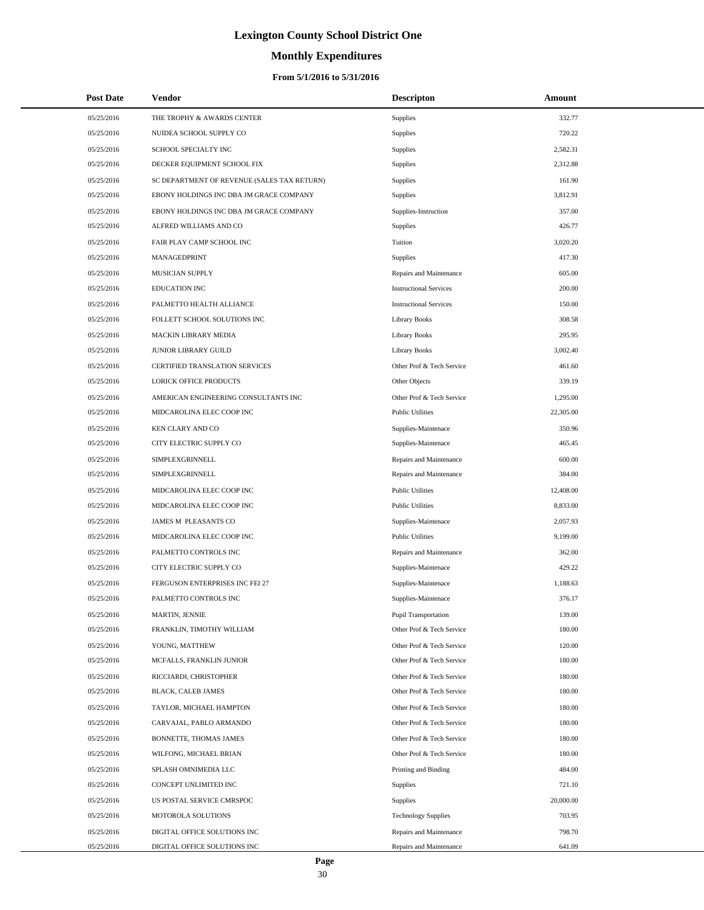# Lexington County School District One

## Monthly Expenditures

### From 5/1/2016 to 5/31/2016

| Post Date | Vendor | Descripton | Amount |
|---|---|---|---|
| 05/25/2016 | THE TROPHY & AWARDS CENTER | Supplies | 332.77 |
| 05/25/2016 | NUIDEA SCHOOL SUPPLY CO | Supplies | 720.22 |
| 05/25/2016 | SCHOOL SPECIALTY INC | Supplies | 2,582.31 |
| 05/25/2016 | DECKER EQUIPMENT SCHOOL FIX | Supplies | 2,312.88 |
| 05/25/2016 | SC DEPARTMENT OF REVENUE (SALES TAX RETURN) | Supplies | 161.90 |
| 05/25/2016 | EBONY HOLDINGS INC DBA JM GRACE COMPANY | Supplies | 3,812.91 |
| 05/25/2016 | EBONY HOLDINGS INC DBA JM GRACE COMPANY | Supplies-Instruction | 357.00 |
| 05/25/2016 | ALFRED WILLIAMS AND CO | Supplies | 426.77 |
| 05/25/2016 | FAIR PLAY CAMP SCHOOL INC | Tuition | 3,020.20 |
| 05/25/2016 | MANAGEDPRINT | Supplies | 417.30 |
| 05/25/2016 | MUSICIAN SUPPLY | Repairs and Maintenance | 605.00 |
| 05/25/2016 | EDUCATION INC | Instructional Services | 200.00 |
| 05/25/2016 | PALMETTO HEALTH ALLIANCE | Instructional Services | 150.00 |
| 05/25/2016 | FOLLETT SCHOOL SOLUTIONS INC | Library Books | 308.58 |
| 05/25/2016 | MACKIN LIBRARY MEDIA | Library Books | 295.95 |
| 05/25/2016 | JUNIOR LIBRARY GUILD | Library Books | 3,002.40 |
| 05/25/2016 | CERTIFIED TRANSLATION SERVICES | Other Prof & Tech Service | 461.60 |
| 05/25/2016 | LORICK OFFICE PRODUCTS | Other Objects | 339.19 |
| 05/25/2016 | AMERICAN ENGINEERING CONSULTANTS INC | Other Prof & Tech Service | 1,295.00 |
| 05/25/2016 | MIDCAROLINA ELEC COOP INC | Public Utilities | 22,305.00 |
| 05/25/2016 | KEN CLARY AND CO | Supplies-Maintenace | 350.96 |
| 05/25/2016 | CITY ELECTRIC SUPPLY CO | Supplies-Maintenace | 465.45 |
| 05/25/2016 | SIMPLEXGRINNELL | Repairs and Maintenance | 600.00 |
| 05/25/2016 | SIMPLEXGRINNELL | Repairs and Maintenance | 384.00 |
| 05/25/2016 | MIDCAROLINA ELEC COOP INC | Public Utilities | 12,408.00 |
| 05/25/2016 | MIDCAROLINA ELEC COOP INC | Public Utilities | 8,833.00 |
| 05/25/2016 | JAMES M PLEASANTS CO | Supplies-Maintenace | 2,057.93 |
| 05/25/2016 | MIDCAROLINA ELEC COOP INC | Public Utilities | 9,199.00 |
| 05/25/2016 | PALMETTO CONTROLS INC | Repairs and Maintenance | 362.00 |
| 05/25/2016 | CITY ELECTRIC SUPPLY CO | Supplies-Maintenace | 429.22 |
| 05/25/2016 | FERGUSON ENTERPRISES INC FEI 27 | Supplies-Maintenace | 1,188.63 |
| 05/25/2016 | PALMETTO CONTROLS INC | Supplies-Maintenace | 376.17 |
| 05/25/2016 | MARTIN, JENNIE | Pupil Transportation | 139.00 |
| 05/25/2016 | FRANKLIN, TIMOTHY WILLIAM | Other Prof & Tech Service | 180.00 |
| 05/25/2016 | YOUNG, MATTHEW | Other Prof & Tech Service | 120.00 |
| 05/25/2016 | MCFALLS, FRANKLIN JUNIOR | Other Prof & Tech Service | 180.00 |
| 05/25/2016 | RICCIARDI, CHRISTOPHER | Other Prof & Tech Service | 180.00 |
| 05/25/2016 | BLACK, CALEB JAMES | Other Prof & Tech Service | 180.00 |
| 05/25/2016 | TAYLOR, MICHAEL HAMPTON | Other Prof & Tech Service | 180.00 |
| 05/25/2016 | CARVAJAL, PABLO ARMANDO | Other Prof & Tech Service | 180.00 |
| 05/25/2016 | BONNETTE, THOMAS JAMES | Other Prof & Tech Service | 180.00 |
| 05/25/2016 | WILFONG, MICHAEL BRIAN | Other Prof & Tech Service | 180.00 |
| 05/25/2016 | SPLASH OMNIMEDIA LLC | Printing and Binding | 484.00 |
| 05/25/2016 | CONCEPT UNLIMITED INC | Supplies | 721.10 |
| 05/25/2016 | US POSTAL SERVICE CMRSPOC | Supplies | 20,000.00 |
| 05/25/2016 | MOTOROLA SOLUTIONS | Technology Supplies | 703.95 |
| 05/25/2016 | DIGITAL OFFICE SOLUTIONS INC | Repairs and Maintenance | 798.70 |
| 05/25/2016 | DIGITAL OFFICE SOLUTIONS INC | Repairs and Maintenance | 641.09 |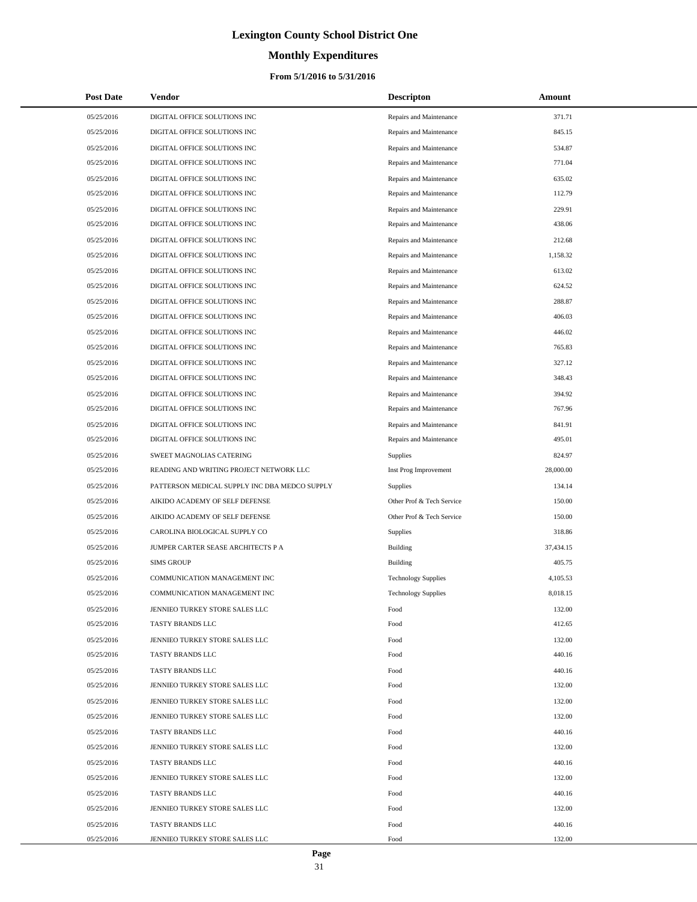# Lexington County School District One

## Monthly Expenditures

### From 5/1/2016 to 5/31/2016

| Post Date | Vendor | Descripton | Amount |
|---|---|---|---|
| 05/25/2016 | DIGITAL OFFICE SOLUTIONS INC | Repairs and Maintenance | 371.71 |
| 05/25/2016 | DIGITAL OFFICE SOLUTIONS INC | Repairs and Maintenance | 845.15 |
| 05/25/2016 | DIGITAL OFFICE SOLUTIONS INC | Repairs and Maintenance | 534.87 |
| 05/25/2016 | DIGITAL OFFICE SOLUTIONS INC | Repairs and Maintenance | 771.04 |
| 05/25/2016 | DIGITAL OFFICE SOLUTIONS INC | Repairs and Maintenance | 635.02 |
| 05/25/2016 | DIGITAL OFFICE SOLUTIONS INC | Repairs and Maintenance | 112.79 |
| 05/25/2016 | DIGITAL OFFICE SOLUTIONS INC | Repairs and Maintenance | 229.91 |
| 05/25/2016 | DIGITAL OFFICE SOLUTIONS INC | Repairs and Maintenance | 438.06 |
| 05/25/2016 | DIGITAL OFFICE SOLUTIONS INC | Repairs and Maintenance | 212.68 |
| 05/25/2016 | DIGITAL OFFICE SOLUTIONS INC | Repairs and Maintenance | 1,158.32 |
| 05/25/2016 | DIGITAL OFFICE SOLUTIONS INC | Repairs and Maintenance | 613.02 |
| 05/25/2016 | DIGITAL OFFICE SOLUTIONS INC | Repairs and Maintenance | 624.52 |
| 05/25/2016 | DIGITAL OFFICE SOLUTIONS INC | Repairs and Maintenance | 288.87 |
| 05/25/2016 | DIGITAL OFFICE SOLUTIONS INC | Repairs and Maintenance | 406.03 |
| 05/25/2016 | DIGITAL OFFICE SOLUTIONS INC | Repairs and Maintenance | 446.02 |
| 05/25/2016 | DIGITAL OFFICE SOLUTIONS INC | Repairs and Maintenance | 765.83 |
| 05/25/2016 | DIGITAL OFFICE SOLUTIONS INC | Repairs and Maintenance | 327.12 |
| 05/25/2016 | DIGITAL OFFICE SOLUTIONS INC | Repairs and Maintenance | 348.43 |
| 05/25/2016 | DIGITAL OFFICE SOLUTIONS INC | Repairs and Maintenance | 394.92 |
| 05/25/2016 | DIGITAL OFFICE SOLUTIONS INC | Repairs and Maintenance | 767.96 |
| 05/25/2016 | DIGITAL OFFICE SOLUTIONS INC | Repairs and Maintenance | 841.91 |
| 05/25/2016 | DIGITAL OFFICE SOLUTIONS INC | Repairs and Maintenance | 495.01 |
| 05/25/2016 | SWEET MAGNOLIAS CATERING | Supplies | 824.97 |
| 05/25/2016 | READING AND WRITING PROJECT NETWORK LLC | Inst Prog Improvement | 28,000.00 |
| 05/25/2016 | PATTERSON MEDICAL SUPPLY INC DBA MEDCO SUPPLY | Supplies | 134.14 |
| 05/25/2016 | AIKIDO ACADEMY OF SELF DEFENSE | Other Prof & Tech Service | 150.00 |
| 05/25/2016 | AIKIDO ACADEMY OF SELF DEFENSE | Other Prof & Tech Service | 150.00 |
| 05/25/2016 | CAROLINA BIOLOGICAL SUPPLY CO | Supplies | 318.86 |
| 05/25/2016 | JUMPER CARTER SEASE ARCHITECTS P A | Building | 37,434.15 |
| 05/25/2016 | SIMS GROUP | Building | 405.75 |
| 05/25/2016 | COMMUNICATION MANAGEMENT INC | Technology Supplies | 4,105.53 |
| 05/25/2016 | COMMUNICATION MANAGEMENT INC | Technology Supplies | 8,018.15 |
| 05/25/2016 | JENNIEO TURKEY STORE SALES LLC | Food | 132.00 |
| 05/25/2016 | TASTY BRANDS LLC | Food | 412.65 |
| 05/25/2016 | JENNIEO TURKEY STORE SALES LLC | Food | 132.00 |
| 05/25/2016 | TASTY BRANDS LLC | Food | 440.16 |
| 05/25/2016 | TASTY BRANDS LLC | Food | 440.16 |
| 05/25/2016 | JENNIEO TURKEY STORE SALES LLC | Food | 132.00 |
| 05/25/2016 | JENNIEO TURKEY STORE SALES LLC | Food | 132.00 |
| 05/25/2016 | JENNIEO TURKEY STORE SALES LLC | Food | 132.00 |
| 05/25/2016 | TASTY BRANDS LLC | Food | 440.16 |
| 05/25/2016 | JENNIEO TURKEY STORE SALES LLC | Food | 132.00 |
| 05/25/2016 | TASTY BRANDS LLC | Food | 440.16 |
| 05/25/2016 | JENNIEO TURKEY STORE SALES LLC | Food | 132.00 |
| 05/25/2016 | TASTY BRANDS LLC | Food | 440.16 |
| 05/25/2016 | JENNIEO TURKEY STORE SALES LLC | Food | 132.00 |
| 05/25/2016 | TASTY BRANDS LLC | Food | 440.16 |
| 05/25/2016 | JENNIEO TURKEY STORE SALES LLC | Food | 132.00 |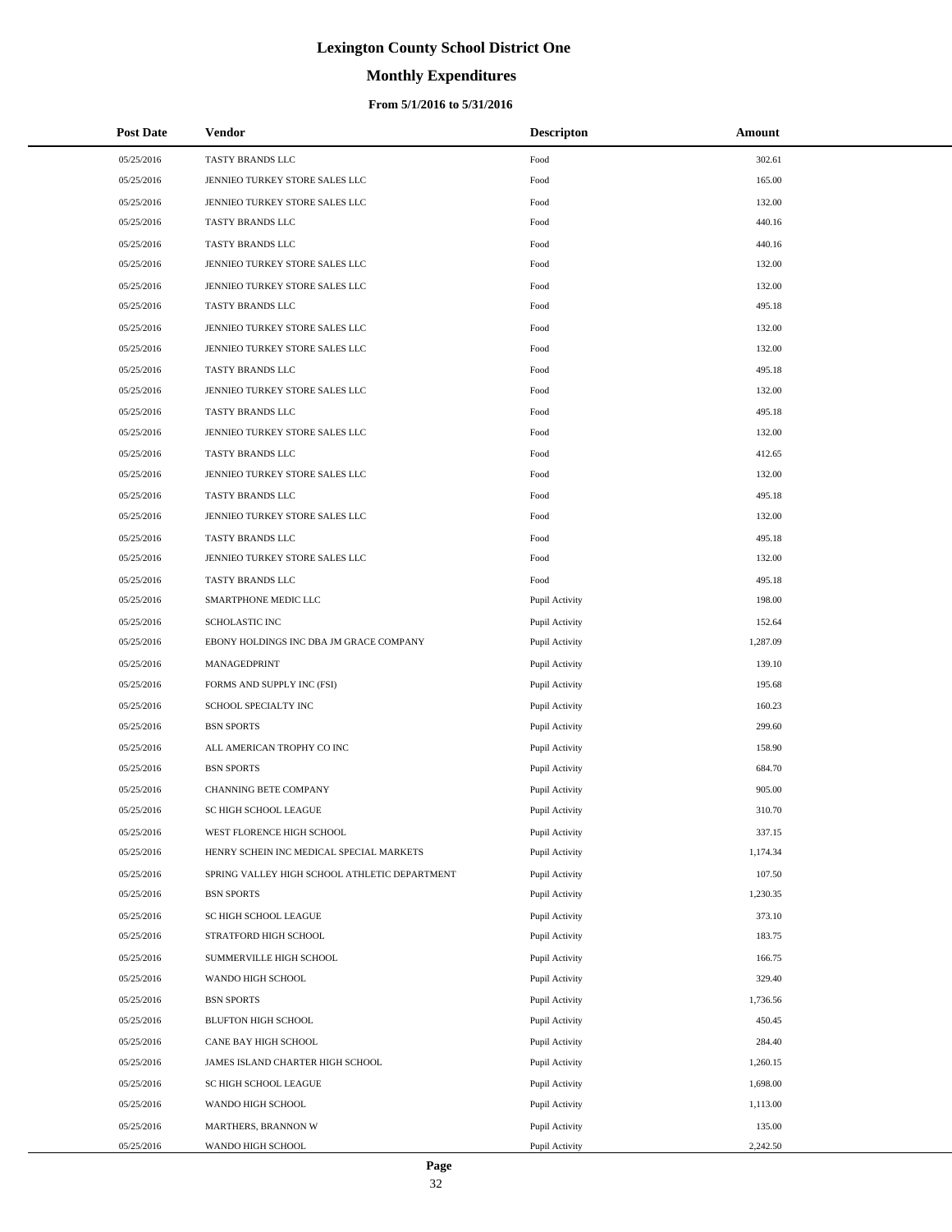# Lexington County School District One

## Monthly Expenditures

### From 5/1/2016 to 5/31/2016

| Post Date | Vendor | Descripton | Amount |
|---|---|---|---|
| 05/25/2016 | TASTY BRANDS LLC | Food | 302.61 |
| 05/25/2016 | JENNIEO TURKEY STORE SALES LLC | Food | 165.00 |
| 05/25/2016 | JENNIEO TURKEY STORE SALES LLC | Food | 132.00 |
| 05/25/2016 | TASTY BRANDS LLC | Food | 440.16 |
| 05/25/2016 | TASTY BRANDS LLC | Food | 440.16 |
| 05/25/2016 | JENNIEO TURKEY STORE SALES LLC | Food | 132.00 |
| 05/25/2016 | JENNIEO TURKEY STORE SALES LLC | Food | 132.00 |
| 05/25/2016 | TASTY BRANDS LLC | Food | 495.18 |
| 05/25/2016 | JENNIEO TURKEY STORE SALES LLC | Food | 132.00 |
| 05/25/2016 | JENNIEO TURKEY STORE SALES LLC | Food | 132.00 |
| 05/25/2016 | TASTY BRANDS LLC | Food | 495.18 |
| 05/25/2016 | JENNIEO TURKEY STORE SALES LLC | Food | 132.00 |
| 05/25/2016 | TASTY BRANDS LLC | Food | 495.18 |
| 05/25/2016 | JENNIEO TURKEY STORE SALES LLC | Food | 132.00 |
| 05/25/2016 | TASTY BRANDS LLC | Food | 412.65 |
| 05/25/2016 | JENNIEO TURKEY STORE SALES LLC | Food | 132.00 |
| 05/25/2016 | TASTY BRANDS LLC | Food | 495.18 |
| 05/25/2016 | JENNIEO TURKEY STORE SALES LLC | Food | 132.00 |
| 05/25/2016 | TASTY BRANDS LLC | Food | 495.18 |
| 05/25/2016 | JENNIEO TURKEY STORE SALES LLC | Food | 132.00 |
| 05/25/2016 | TASTY BRANDS LLC | Food | 495.18 |
| 05/25/2016 | SMARTPHONE MEDIC LLC | Pupil Activity | 198.00 |
| 05/25/2016 | SCHOLASTIC INC | Pupil Activity | 152.64 |
| 05/25/2016 | EBONY HOLDINGS INC DBA JM GRACE COMPANY | Pupil Activity | 1,287.09 |
| 05/25/2016 | MANAGEDPRINT | Pupil Activity | 139.10 |
| 05/25/2016 | FORMS AND SUPPLY INC (FSI) | Pupil Activity | 195.68 |
| 05/25/2016 | SCHOOL SPECIALTY INC | Pupil Activity | 160.23 |
| 05/25/2016 | BSN SPORTS | Pupil Activity | 299.60 |
| 05/25/2016 | ALL AMERICAN TROPHY CO INC | Pupil Activity | 158.90 |
| 05/25/2016 | BSN SPORTS | Pupil Activity | 684.70 |
| 05/25/2016 | CHANNING BETE COMPANY | Pupil Activity | 905.00 |
| 05/25/2016 | SC HIGH SCHOOL LEAGUE | Pupil Activity | 310.70 |
| 05/25/2016 | WEST FLORENCE HIGH SCHOOL | Pupil Activity | 337.15 |
| 05/25/2016 | HENRY SCHEIN INC MEDICAL SPECIAL MARKETS | Pupil Activity | 1,174.34 |
| 05/25/2016 | SPRING VALLEY HIGH SCHOOL ATHLETIC DEPARTMENT | Pupil Activity | 107.50 |
| 05/25/2016 | BSN SPORTS | Pupil Activity | 1,230.35 |
| 05/25/2016 | SC HIGH SCHOOL LEAGUE | Pupil Activity | 373.10 |
| 05/25/2016 | STRATFORD HIGH SCHOOL | Pupil Activity | 183.75 |
| 05/25/2016 | SUMMERVILLE HIGH SCHOOL | Pupil Activity | 166.75 |
| 05/25/2016 | WANDO HIGH SCHOOL | Pupil Activity | 329.40 |
| 05/25/2016 | BSN SPORTS | Pupil Activity | 1,736.56 |
| 05/25/2016 | BLUFTON HIGH SCHOOL | Pupil Activity | 450.45 |
| 05/25/2016 | CANE BAY HIGH SCHOOL | Pupil Activity | 284.40 |
| 05/25/2016 | JAMES ISLAND CHARTER HIGH SCHOOL | Pupil Activity | 1,260.15 |
| 05/25/2016 | SC HIGH SCHOOL LEAGUE | Pupil Activity | 1,698.00 |
| 05/25/2016 | WANDO HIGH SCHOOL | Pupil Activity | 1,113.00 |
| 05/25/2016 | MARTHERS, BRANNON W | Pupil Activity | 135.00 |
| 05/25/2016 | WANDO HIGH SCHOOL | Pupil Activity | 2,242.50 |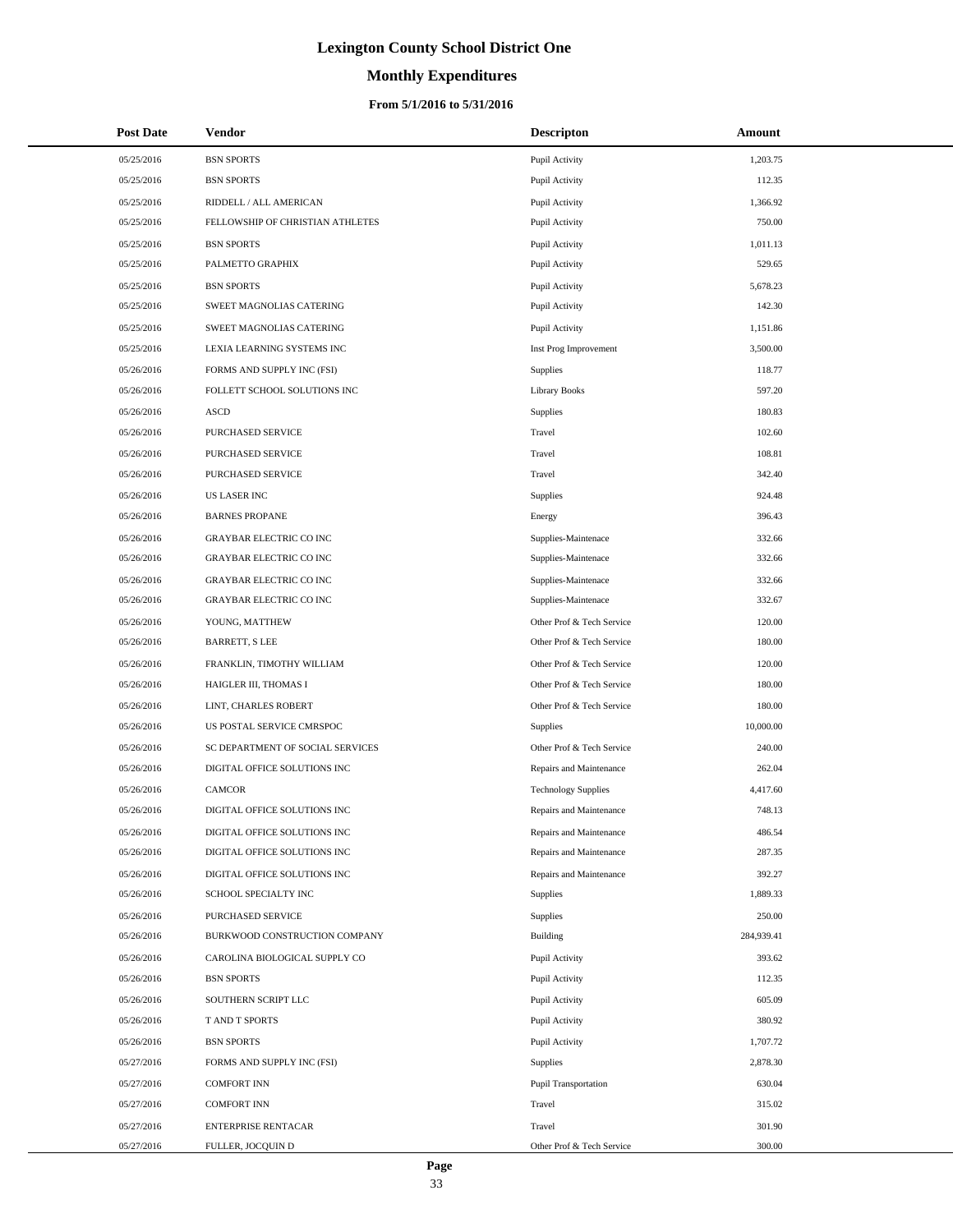# Lexington County School District One

## Monthly Expenditures

### From 5/1/2016 to 5/31/2016

| Post Date | Vendor | Descripton | Amount |
|---|---|---|---|
| 05/25/2016 | BSN SPORTS | Pupil Activity | 1,203.75 |
| 05/25/2016 | BSN SPORTS | Pupil Activity | 112.35 |
| 05/25/2016 | RIDDELL / ALL AMERICAN | Pupil Activity | 1,366.92 |
| 05/25/2016 | FELLOWSHIP OF CHRISTIAN ATHLETES | Pupil Activity | 750.00 |
| 05/25/2016 | BSN SPORTS | Pupil Activity | 1,011.13 |
| 05/25/2016 | PALMETTO GRAPHIX | Pupil Activity | 529.65 |
| 05/25/2016 | BSN SPORTS | Pupil Activity | 5,678.23 |
| 05/25/2016 | SWEET MAGNOLIAS CATERING | Pupil Activity | 142.30 |
| 05/25/2016 | SWEET MAGNOLIAS CATERING | Pupil Activity | 1,151.86 |
| 05/25/2016 | LEXIA LEARNING SYSTEMS INC | Inst Prog Improvement | 3,500.00 |
| 05/26/2016 | FORMS AND SUPPLY INC (FSI) | Supplies | 118.77 |
| 05/26/2016 | FOLLETT SCHOOL SOLUTIONS INC | Library Books | 597.20 |
| 05/26/2016 | ASCD | Supplies | 180.83 |
| 05/26/2016 | PURCHASED SERVICE | Travel | 102.60 |
| 05/26/2016 | PURCHASED SERVICE | Travel | 108.81 |
| 05/26/2016 | PURCHASED SERVICE | Travel | 342.40 |
| 05/26/2016 | US LASER INC | Supplies | 924.48 |
| 05/26/2016 | BARNES PROPANE | Energy | 396.43 |
| 05/26/2016 | GRAYBAR ELECTRIC CO INC | Supplies-Maintenace | 332.66 |
| 05/26/2016 | GRAYBAR ELECTRIC CO INC | Supplies-Maintenace | 332.66 |
| 05/26/2016 | GRAYBAR ELECTRIC CO INC | Supplies-Maintenace | 332.66 |
| 05/26/2016 | GRAYBAR ELECTRIC CO INC | Supplies-Maintenace | 332.67 |
| 05/26/2016 | YOUNG, MATTHEW | Other Prof & Tech Service | 120.00 |
| 05/26/2016 | BARRETT, S LEE | Other Prof & Tech Service | 180.00 |
| 05/26/2016 | FRANKLIN, TIMOTHY WILLIAM | Other Prof & Tech Service | 120.00 |
| 05/26/2016 | HAIGLER III, THOMAS I | Other Prof & Tech Service | 180.00 |
| 05/26/2016 | LINT, CHARLES ROBERT | Other Prof & Tech Service | 180.00 |
| 05/26/2016 | US POSTAL SERVICE CMRSPOC | Supplies | 10,000.00 |
| 05/26/2016 | SC DEPARTMENT OF SOCIAL SERVICES | Other Prof & Tech Service | 240.00 |
| 05/26/2016 | DIGITAL OFFICE SOLUTIONS INC | Repairs and Maintenance | 262.04 |
| 05/26/2016 | CAMCOR | Technology Supplies | 4,417.60 |
| 05/26/2016 | DIGITAL OFFICE SOLUTIONS INC | Repairs and Maintenance | 748.13 |
| 05/26/2016 | DIGITAL OFFICE SOLUTIONS INC | Repairs and Maintenance | 486.54 |
| 05/26/2016 | DIGITAL OFFICE SOLUTIONS INC | Repairs and Maintenance | 287.35 |
| 05/26/2016 | DIGITAL OFFICE SOLUTIONS INC | Repairs and Maintenance | 392.27 |
| 05/26/2016 | SCHOOL SPECIALTY INC | Supplies | 1,889.33 |
| 05/26/2016 | PURCHASED SERVICE | Supplies | 250.00 |
| 05/26/2016 | BURKWOOD CONSTRUCTION COMPANY | Building | 284,939.41 |
| 05/26/2016 | CAROLINA BIOLOGICAL SUPPLY CO | Pupil Activity | 393.62 |
| 05/26/2016 | BSN SPORTS | Pupil Activity | 112.35 |
| 05/26/2016 | SOUTHERN SCRIPT LLC | Pupil Activity | 605.09 |
| 05/26/2016 | T AND T SPORTS | Pupil Activity | 380.92 |
| 05/26/2016 | BSN SPORTS | Pupil Activity | 1,707.72 |
| 05/27/2016 | FORMS AND SUPPLY INC (FSI) | Supplies | 2,878.30 |
| 05/27/2016 | COMFORT INN | Pupil Transportation | 630.04 |
| 05/27/2016 | COMFORT INN | Travel | 315.02 |
| 05/27/2016 | ENTERPRISE RENTACAR | Travel | 301.90 |
| 05/27/2016 | FULLER, JOCQUIN D | Other Prof & Tech Service | 300.00 |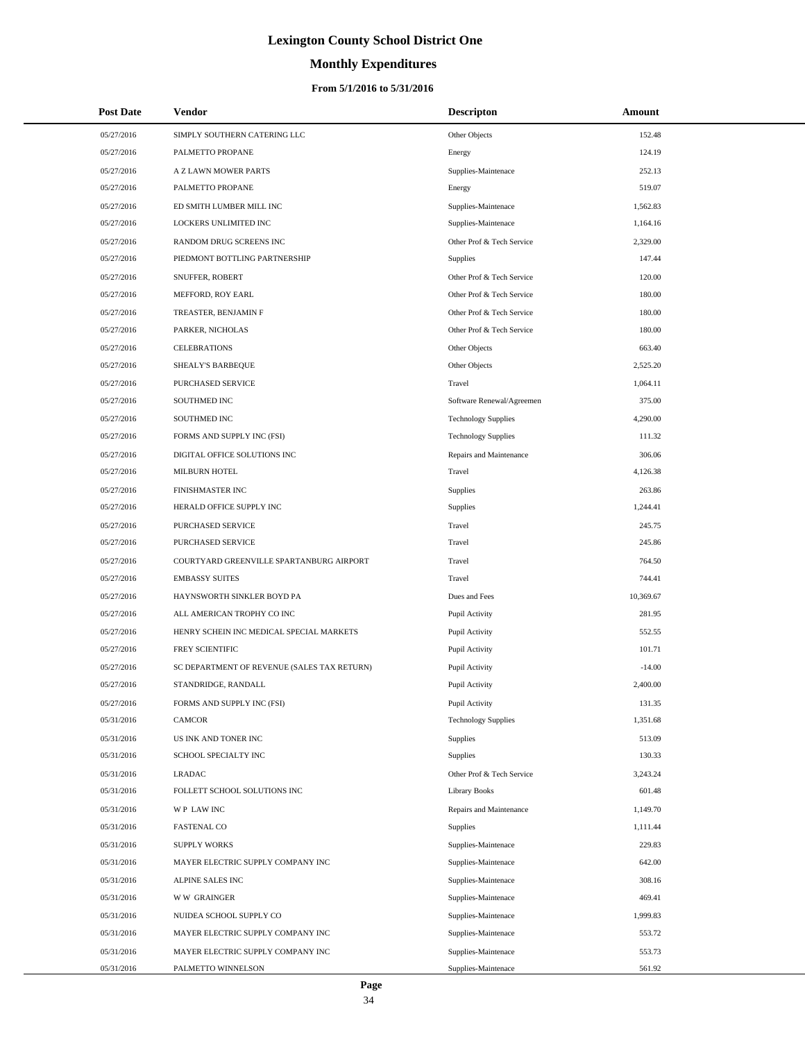# Lexington County School District One

## Monthly Expenditures

### From 5/1/2016 to 5/31/2016

| Post Date | Vendor | Descripton | Amount |
|---|---|---|---|
| 05/27/2016 | SIMPLY SOUTHERN CATERING LLC | Other Objects | 152.48 |
| 05/27/2016 | PALMETTO PROPANE | Energy | 124.19 |
| 05/27/2016 | A Z LAWN MOWER PARTS | Supplies-Maintenace | 252.13 |
| 05/27/2016 | PALMETTO PROPANE | Energy | 519.07 |
| 05/27/2016 | ED SMITH LUMBER MILL INC | Supplies-Maintenace | 1,562.83 |
| 05/27/2016 | LOCKERS UNLIMITED INC | Supplies-Maintenace | 1,164.16 |
| 05/27/2016 | RANDOM DRUG SCREENS INC | Other Prof & Tech Service | 2,329.00 |
| 05/27/2016 | PIEDMONT BOTTLING PARTNERSHIP | Supplies | 147.44 |
| 05/27/2016 | SNUFFER, ROBERT | Other Prof & Tech Service | 120.00 |
| 05/27/2016 | MEFFORD, ROY EARL | Other Prof & Tech Service | 180.00 |
| 05/27/2016 | TREASTER, BENJAMIN F | Other Prof & Tech Service | 180.00 |
| 05/27/2016 | PARKER, NICHOLAS | Other Prof & Tech Service | 180.00 |
| 05/27/2016 | CELEBRATIONS | Other Objects | 663.40 |
| 05/27/2016 | SHEALY'S BARBEQUE | Other Objects | 2,525.20 |
| 05/27/2016 | PURCHASED SERVICE | Travel | 1,064.11 |
| 05/27/2016 | SOUTHMED INC | Software Renewal/Agreemen | 375.00 |
| 05/27/2016 | SOUTHMED INC | Technology Supplies | 4,290.00 |
| 05/27/2016 | FORMS AND SUPPLY INC (FSI) | Technology Supplies | 111.32 |
| 05/27/2016 | DIGITAL OFFICE SOLUTIONS INC | Repairs and Maintenance | 306.06 |
| 05/27/2016 | MILBURN HOTEL | Travel | 4,126.38 |
| 05/27/2016 | FINISHMASTER INC | Supplies | 263.86 |
| 05/27/2016 | HERALD OFFICE SUPPLY INC | Supplies | 1,244.41 |
| 05/27/2016 | PURCHASED SERVICE | Travel | 245.75 |
| 05/27/2016 | PURCHASED SERVICE | Travel | 245.86 |
| 05/27/2016 | COURTYARD GREENVILLE SPARTANBURG AIRPORT | Travel | 764.50 |
| 05/27/2016 | EMBASSY SUITES | Travel | 744.41 |
| 05/27/2016 | HAYNSWORTH SINKLER BOYD PA | Dues and Fees | 10,369.67 |
| 05/27/2016 | ALL AMERICAN TROPHY CO INC | Pupil Activity | 281.95 |
| 05/27/2016 | HENRY SCHEIN INC MEDICAL SPECIAL MARKETS | Pupil Activity | 552.55 |
| 05/27/2016 | FREY SCIENTIFIC | Pupil Activity | 101.71 |
| 05/27/2016 | SC DEPARTMENT OF REVENUE (SALES TAX RETURN) | Pupil Activity | -14.00 |
| 05/27/2016 | STANDRIDGE, RANDALL | Pupil Activity | 2,400.00 |
| 05/27/2016 | FORMS AND SUPPLY INC (FSI) | Pupil Activity | 131.35 |
| 05/31/2016 | CAMCOR | Technology Supplies | 1,351.68 |
| 05/31/2016 | US INK AND TONER INC | Supplies | 513.09 |
| 05/31/2016 | SCHOOL SPECIALTY INC | Supplies | 130.33 |
| 05/31/2016 | LRADAC | Other Prof & Tech Service | 3,243.24 |
| 05/31/2016 | FOLLETT SCHOOL SOLUTIONS INC | Library Books | 601.48 |
| 05/31/2016 | W P LAW INC | Repairs and Maintenance | 1,149.70 |
| 05/31/2016 | FASTENAL CO | Supplies | 1,111.44 |
| 05/31/2016 | SUPPLY WORKS | Supplies-Maintenace | 229.83 |
| 05/31/2016 | MAYER ELECTRIC SUPPLY COMPANY INC | Supplies-Maintenace | 642.00 |
| 05/31/2016 | ALPINE SALES INC | Supplies-Maintenace | 308.16 |
| 05/31/2016 | W W GRAINGER | Supplies-Maintenace | 469.41 |
| 05/31/2016 | NUIDEA SCHOOL SUPPLY CO | Supplies-Maintenace | 1,999.83 |
| 05/31/2016 | MAYER ELECTRIC SUPPLY COMPANY INC | Supplies-Maintenace | 553.72 |
| 05/31/2016 | MAYER ELECTRIC SUPPLY COMPANY INC | Supplies-Maintenace | 553.73 |
| 05/31/2016 | PALMETTO WINNELSON | Supplies-Maintenace | 561.92 |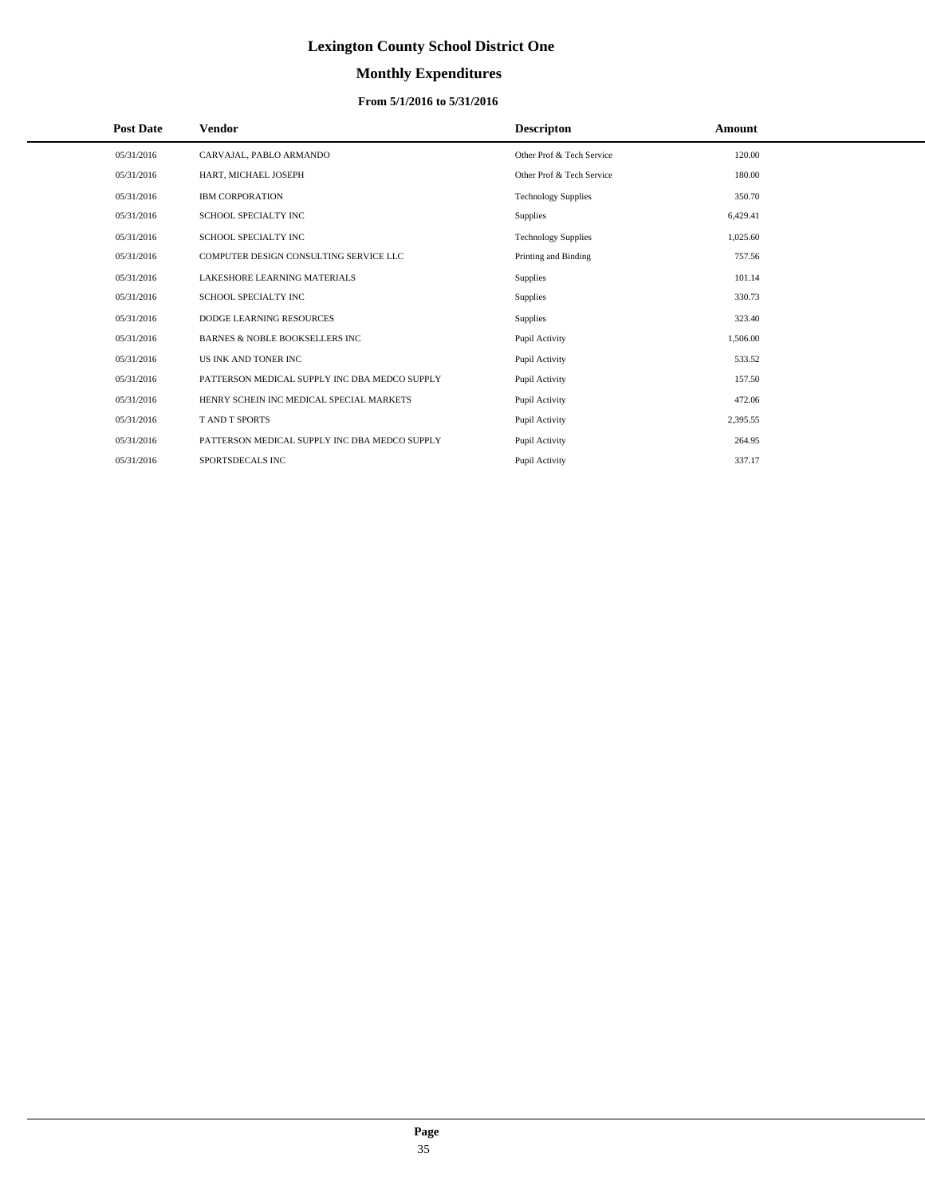# Lexington County School District One

## Monthly Expenditures

### From 5/1/2016 to 5/31/2016

| Post Date | Vendor | Descripton | Amount |
|---|---|---|---|
| 05/31/2016 | CARVAJAL, PABLO ARMANDO | Other Prof & Tech Service | 120.00 |
| 05/31/2016 | HART, MICHAEL JOSEPH | Other Prof & Tech Service | 180.00 |
| 05/31/2016 | IBM CORPORATION | Technology Supplies | 350.70 |
| 05/31/2016 | SCHOOL SPECIALTY INC | Supplies | 6,429.41 |
| 05/31/2016 | SCHOOL SPECIALTY INC | Technology Supplies | 1,025.60 |
| 05/31/2016 | COMPUTER DESIGN CONSULTING SERVICE LLC | Printing and Binding | 757.56 |
| 05/31/2016 | LAKESHORE LEARNING MATERIALS | Supplies | 101.14 |
| 05/31/2016 | SCHOOL SPECIALTY INC | Supplies | 330.73 |
| 05/31/2016 | DODGE LEARNING RESOURCES | Supplies | 323.40 |
| 05/31/2016 | BARNES & NOBLE BOOKSELLERS INC | Pupil Activity | 1,506.00 |
| 05/31/2016 | US INK AND TONER INC | Pupil Activity | 533.52 |
| 05/31/2016 | PATTERSON MEDICAL SUPPLY INC DBA MEDCO SUPPLY | Pupil Activity | 157.50 |
| 05/31/2016 | HENRY SCHEIN INC MEDICAL SPECIAL MARKETS | Pupil Activity | 472.06 |
| 05/31/2016 | T AND T SPORTS | Pupil Activity | 2,395.55 |
| 05/31/2016 | PATTERSON MEDICAL SUPPLY INC DBA MEDCO SUPPLY | Pupil Activity | 264.95 |
| 05/31/2016 | SPORTSDECALS INC | Pupil Activity | 337.17 |